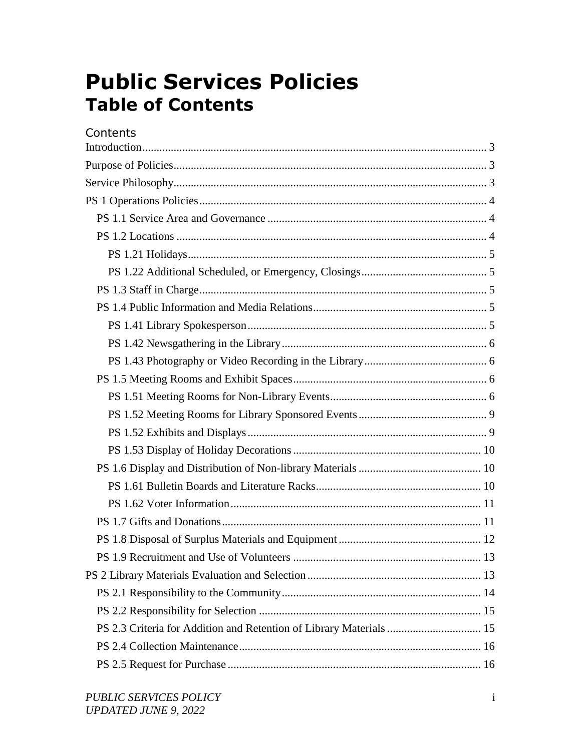# Public Services Policies
## Table of Contents

### Contents

- Introduction ........ 3
- Purpose of Policies ........ 3
- Service Philosophy ........ 3
- PS 1 Operations Policies ........ 4
  - PS 1.1 Service Area and Governance ........ 4
  - PS 1.2 Locations ........ 4
    - PS 1.21 Holidays ........ 5
    - PS 1.22 Additional Scheduled, or Emergency, Closings ........ 5
  - PS 1.3 Staff in Charge ........ 5
  - PS 1.4 Public Information and Media Relations ........ 5
    - PS 1.41 Library Spokesperson ........ 5
    - PS 1.42 Newsgathering in the Library ........ 6
    - PS 1.43 Photography or Video Recording in the Library ........ 6
  - PS 1.5 Meeting Rooms and Exhibit Spaces ........ 6
    - PS 1.51 Meeting Rooms for Non-Library Events ........ 6
    - PS 1.52 Meeting Rooms for Library Sponsored Events ........ 9
    - PS 1.52 Exhibits and Displays ........ 9
    - PS 1.53 Display of Holiday Decorations ........ 10
  - PS 1.6 Display and Distribution of Non-library Materials ........ 10
    - PS 1.61 Bulletin Boards and Literature Racks ........ 10
    - PS 1.62 Voter Information ........ 11
  - PS 1.7 Gifts and Donations ........ 11
  - PS 1.8 Disposal of Surplus Materials and Equipment ........ 12
  - PS 1.9 Recruitment and Use of Volunteers ........ 13
- PS 2 Library Materials Evaluation and Selection ........ 13
  - PS 2.1 Responsibility to the Community ........ 14
  - PS 2.2 Responsibility for Selection ........ 15
  - PS 2.3 Criteria for Addition and Retention of Library Materials ........ 15
  - PS 2.4 Collection Maintenance ........ 16
  - PS 2.5 Request for Purchase ........ 16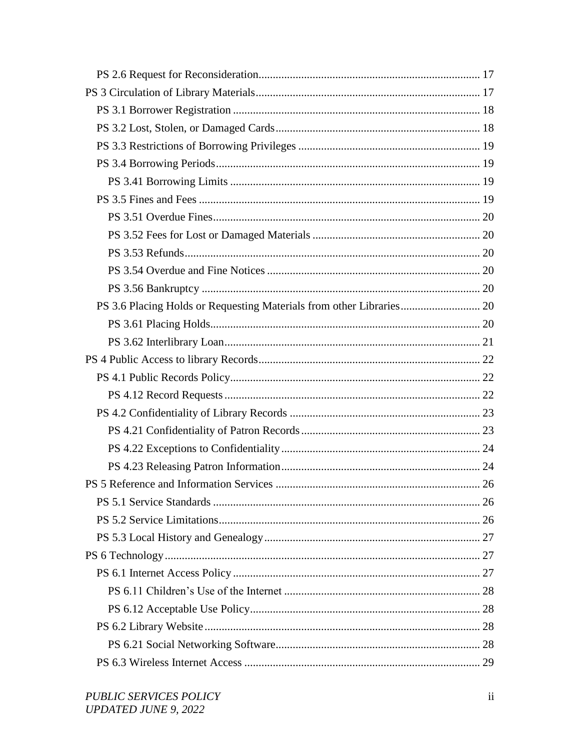- PS 2.6 Request for Reconsideration ... 17
- PS 3 Circulation of Library Materials ... 17
  - PS 3.1 Borrower Registration ... 18
  - PS 3.2 Lost, Stolen, or Damaged Cards ... 18
  - PS 3.3 Restrictions of Borrowing Privileges ... 19
  - PS 3.4 Borrowing Periods ... 19
    - PS 3.41 Borrowing Limits ... 19
  - PS 3.5 Fines and Fees ... 19
    - PS 3.51 Overdue Fines ... 20
    - PS 3.52 Fees for Lost or Damaged Materials ... 20
    - PS 3.53 Refunds ... 20
    - PS 3.54 Overdue and Fine Notices ... 20
    - PS 3.56 Bankruptcy ... 20
  - PS 3.6 Placing Holds or Requesting Materials from other Libraries ... 20
    - PS 3.61 Placing Holds ... 20
    - PS 3.62 Interlibrary Loan ... 21
- PS 4 Public Access to library Records ... 22
  - PS 4.1 Public Records Policy ... 22
    - PS 4.12 Record Requests ... 22
  - PS 4.2 Confidentiality of Library Records ... 23
    - PS 4.21 Confidentiality of Patron Records ... 23
    - PS 4.22 Exceptions to Confidentiality ... 24
    - PS 4.23 Releasing Patron Information ... 24
- PS 5 Reference and Information Services ... 26
  - PS 5.1 Service Standards ... 26
  - PS 5.2 Service Limitations ... 26
  - PS 5.3 Local History and Genealogy ... 27
- PS 6 Technology ... 27
  - PS 6.1 Internet Access Policy ... 27
    - PS 6.11 Children's Use of the Internet ... 28
    - PS 6.12 Acceptable Use Policy ... 28
  - PS 6.2 Library Website ... 28
    - PS 6.21 Social Networking Software ... 28
  - PS 6.3 Wireless Internet Access ... 29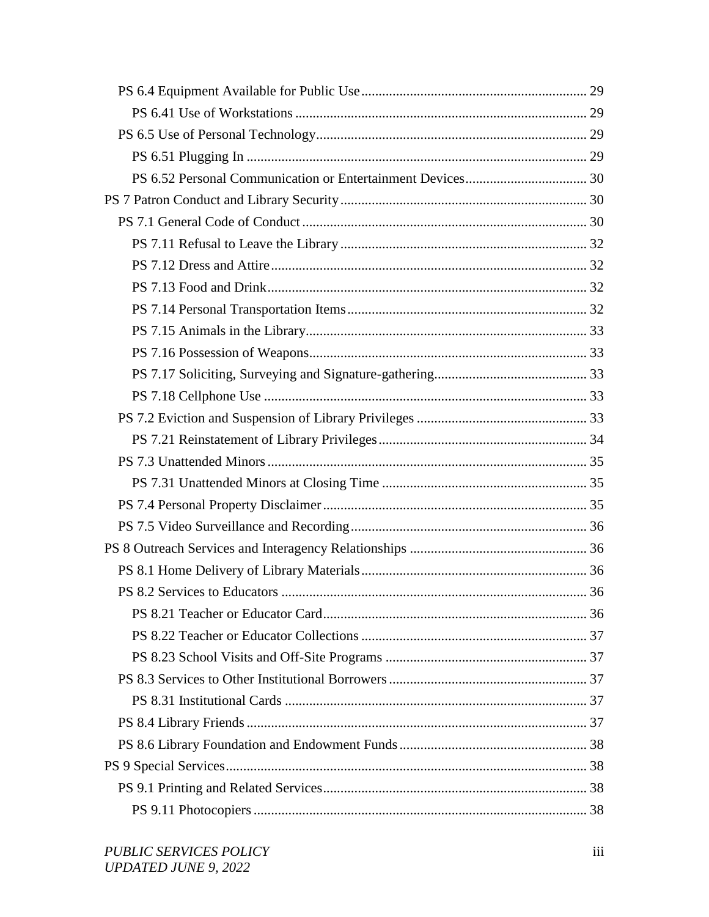- PS 6.4 Equipment Available for Public Use ... 29
  - PS 6.41 Use of Workstations ... 29
- PS 6.5 Use of Personal Technology ... 29
  - PS 6.51 Plugging In ... 29
  - PS 6.52 Personal Communication or Entertainment Devices ... 30

PS 7 Patron Conduct and Library Security ... 30

- PS 7.1 General Code of Conduct ... 30
  - PS 7.11 Refusal to Leave the Library ... 32
  - PS 7.12 Dress and Attire ... 32
  - PS 7.13 Food and Drink ... 32
  - PS 7.14 Personal Transportation Items ... 32
  - PS 7.15 Animals in the Library ... 33
  - PS 7.16 Possession of Weapons ... 33
  - PS 7.17 Soliciting, Surveying and Signature-gathering ... 33
  - PS 7.18 Cellphone Use ... 33
- PS 7.2 Eviction and Suspension of Library Privileges ... 33
  - PS 7.21 Reinstatement of Library Privileges ... 34
- PS 7.3 Unattended Minors ... 35
  - PS 7.31 Unattended Minors at Closing Time ... 35
- PS 7.4 Personal Property Disclaimer ... 35
- PS 7.5 Video Surveillance and Recording ... 36

PS 8 Outreach Services and Interagency Relationships ... 36

- PS 8.1 Home Delivery of Library Materials ... 36
- PS 8.2 Services to Educators ... 36
  - PS 8.21 Teacher or Educator Card ... 36
  - PS 8.22 Teacher or Educator Collections ... 37
  - PS 8.23 School Visits and Off-Site Programs ... 37
- PS 8.3 Services to Other Institutional Borrowers ... 37
  - PS 8.31 Institutional Cards ... 37
- PS 8.4 Library Friends ... 37
- PS 8.6 Library Foundation and Endowment Funds ... 38

PS 9 Special Services ... 38

- PS 9.1 Printing and Related Services ... 38
  - PS 9.11 Photocopiers ... 38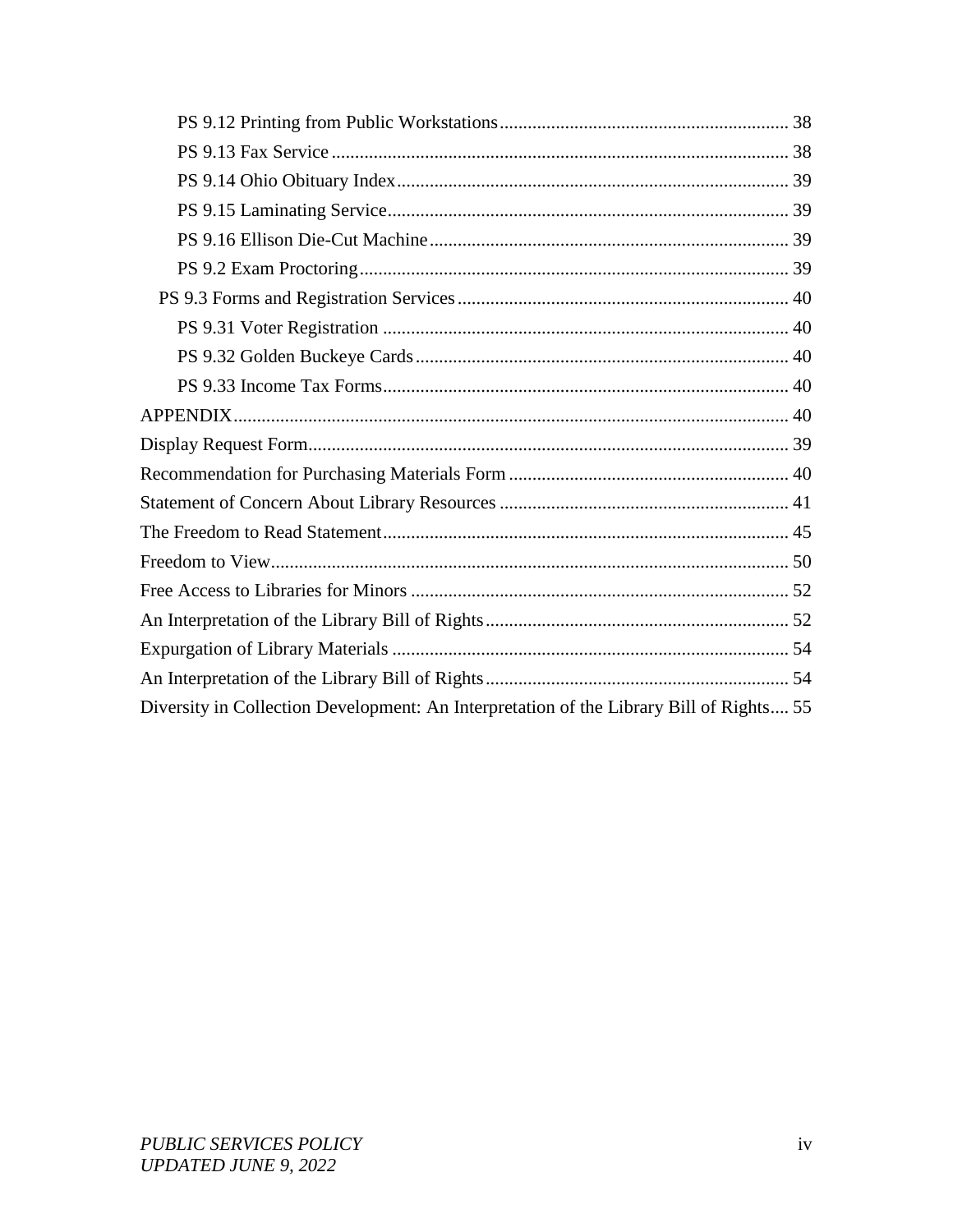PS 9.12 Printing from Public Workstations ............................................................. 38
PS 9.13 Fax Service ................................................................................................. 38
PS 9.14 Ohio Obituary Index ................................................................................... 39
PS 9.15 Laminating Service ..................................................................................... 39
PS 9.16 Ellison Die-Cut Machine ............................................................................ 39
PS 9.2 Exam Proctoring ........................................................................................... 39
PS 9.3 Forms and Registration Services ...................................................................... 40
PS 9.31 Voter Registration ...................................................................................... 40
PS 9.32 Golden Buckeye Cards ............................................................................... 40
PS 9.33 Income Tax Forms ....................................................................................... 40
APPENDIX ..................................................................................................................... 40
Display Request Form ...................................................................................................... 39
Recommendation for Purchasing Materials Form ........................................................... 40
Statement of Concern About Library Resources ............................................................. 41
The Freedom to Read Statement ...................................................................................... 45
Freedom to View .............................................................................................................. 50
Free Access to Libraries for Minors ................................................................................. 52
An Interpretation of the Library Bill of Rights ................................................................. 52
Expurgation of Library Materials ..................................................................................... 54
An Interpretation of the Library Bill of Rights ................................................................. 54
Diversity in Collection Development: An Interpretation of the Library Bill of Rights .... 55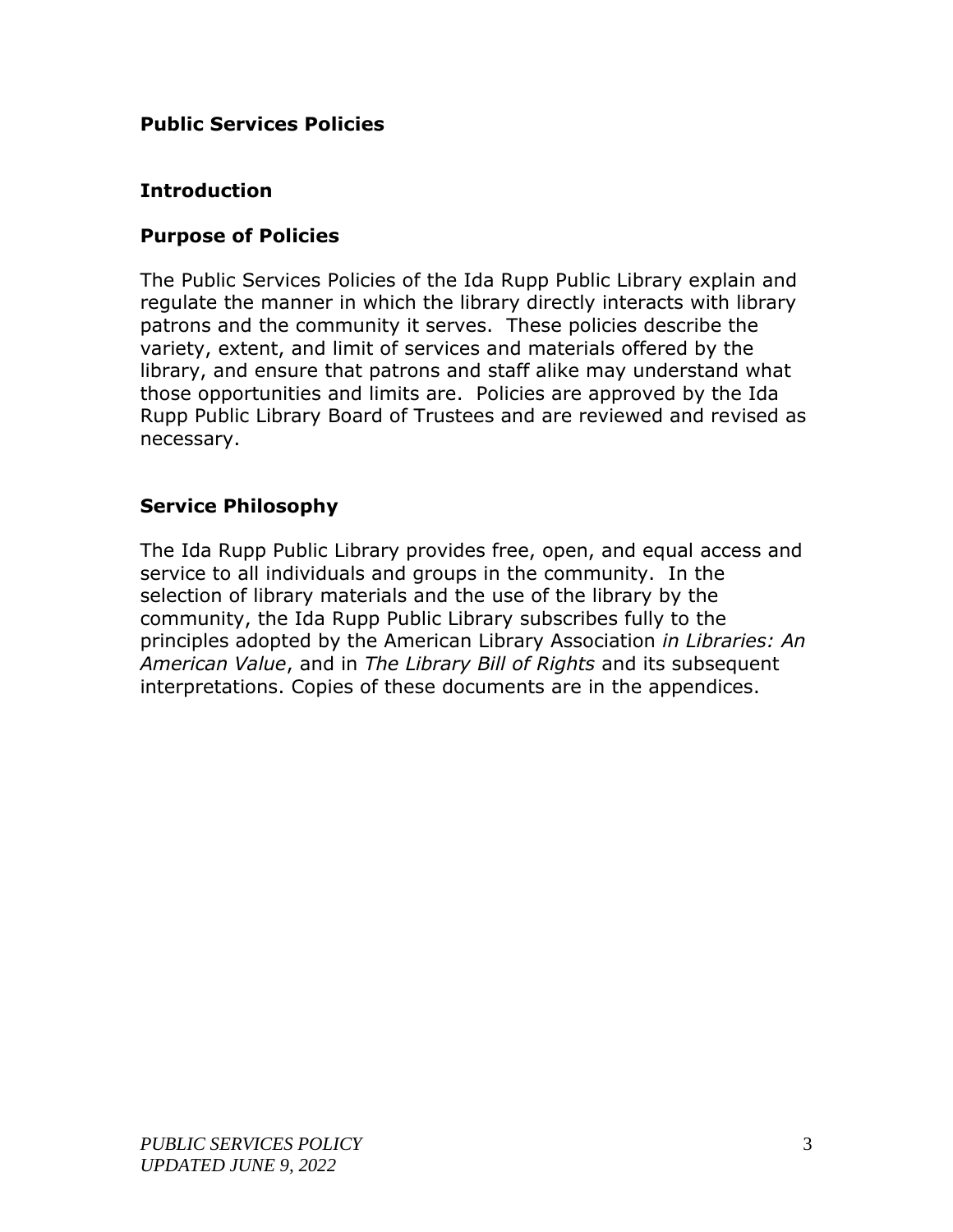# Public Services Policies

## Introduction

### Purpose of Policies

The Public Services Policies of the Ida Rupp Public Library explain and regulate the manner in which the library directly interacts with library patrons and the community it serves. These policies describe the variety, extent, and limit of services and materials offered by the library, and ensure that patrons and staff alike may understand what those opportunities and limits are. Policies are approved by the Ida Rupp Public Library Board of Trustees and are reviewed and revised as necessary.

### Service Philosophy

The Ida Rupp Public Library provides free, open, and equal access and service to all individuals and groups in the community. In the selection of library materials and the use of the library by the community, the Ida Rupp Public Library subscribes fully to the principles adopted by the American Library Association *in Libraries: An American Value*, and in *The Library Bill of Rights* and its subsequent interpretations. Copies of these documents are in the appendices.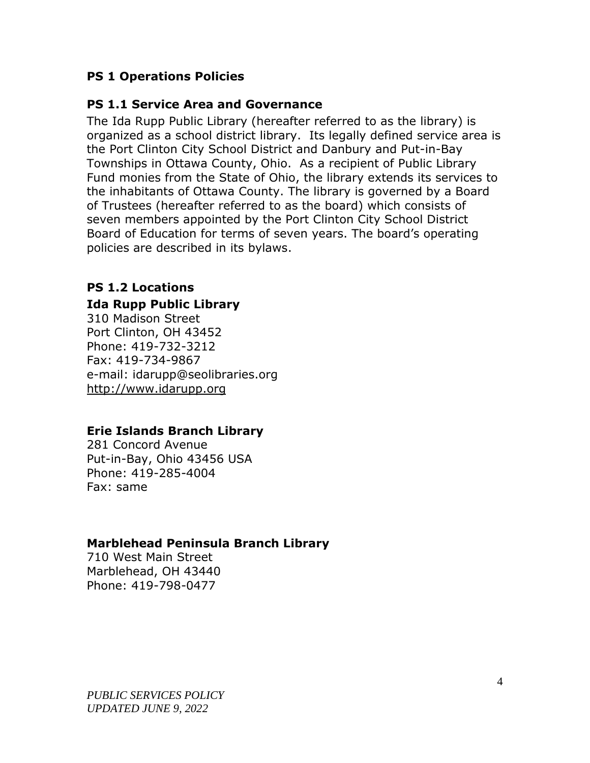## PS 1 Operations Policies

### PS 1.1 Service Area and Governance

The Ida Rupp Public Library (hereafter referred to as the library) is organized as a school district library. Its legally defined service area is the Port Clinton City School District and Danbury and Put-in-Bay Townships in Ottawa County, Ohio. As a recipient of Public Library Fund monies from the State of Ohio, the library extends its services to the inhabitants of Ottawa County. The library is governed by a Board of Trustees (hereafter referred to as the board) which consists of seven members appointed by the Port Clinton City School District Board of Education for terms of seven years. The board's operating policies are described in its bylaws.

### PS 1.2 Locations

**Ida Rupp Public Library**
310 Madison Street
Port Clinton, OH 43452
Phone: 419-732-3212
Fax: 419-734-9867
e-mail: idarupp@seolibraries.org
http://www.idarupp.org

**Erie Islands Branch Library**
281 Concord Avenue
Put-in-Bay, Ohio 43456 USA
Phone: 419-285-4004
Fax: same

**Marblehead Peninsula Branch Library**
710 West Main Street
Marblehead, OH 43440
Phone: 419-798-0477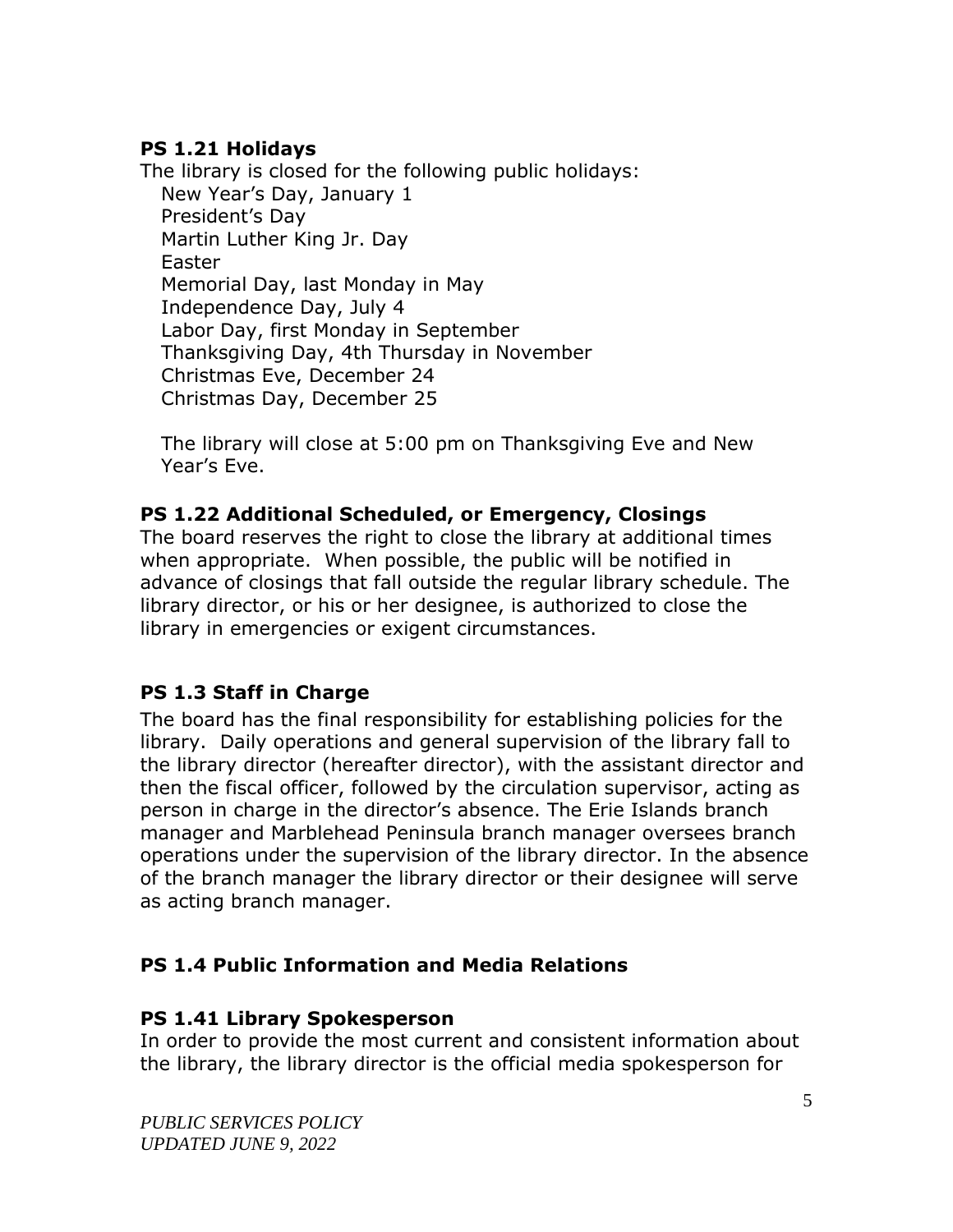### PS 1.21 Holidays

The library is closed for the following public holidays:

New Year's Day, January 1
President's Day
Martin Luther King Jr. Day
Easter
Memorial Day, last Monday in May
Independence Day, July 4
Labor Day, first Monday in September
Thanksgiving Day, 4th Thursday in November
Christmas Eve, December 24
Christmas Day, December 25

The library will close at 5:00 pm on Thanksgiving Eve and New Year's Eve.

### PS 1.22 Additional Scheduled, or Emergency, Closings

The board reserves the right to close the library at additional times when appropriate. When possible, the public will be notified in advance of closings that fall outside the regular library schedule. The library director, or his or her designee, is authorized to close the library in emergencies or exigent circumstances.

## PS 1.3 Staff in Charge

The board has the final responsibility for establishing policies for the library. Daily operations and general supervision of the library fall to the library director (hereafter director), with the assistant director and then the fiscal officer, followed by the circulation supervisor, acting as person in charge in the director's absence. The Erie Islands branch manager and Marblehead Peninsula branch manager oversees branch operations under the supervision of the library director. In the absence of the branch manager the library director or their designee will serve as acting branch manager.

## PS 1.4 Public Information and Media Relations

### PS 1.41 Library Spokesperson

In order to provide the most current and consistent information about the library, the library director is the official media spokesperson for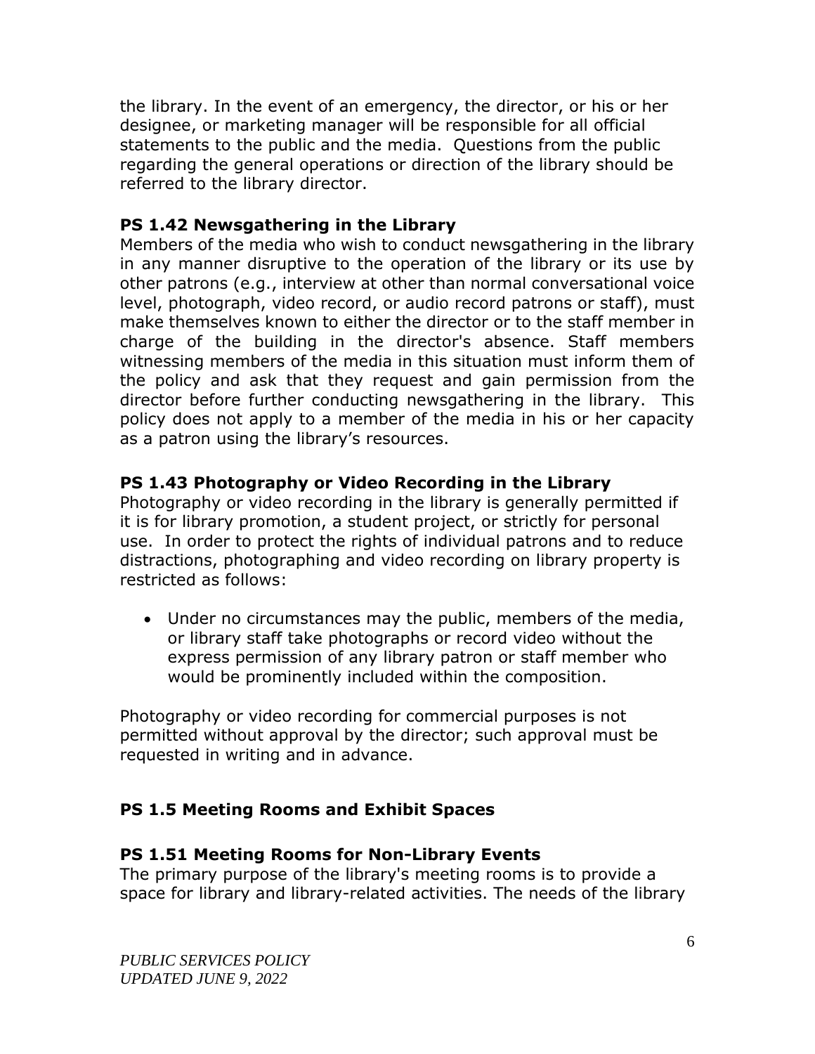the library. In the event of an emergency, the director, or his or her designee, or marketing manager will be responsible for all official statements to the public and the media. Questions from the public regarding the general operations or direction of the library should be referred to the library director.

### PS 1.42 Newsgathering in the Library

Members of the media who wish to conduct newsgathering in the library in any manner disruptive to the operation of the library or its use by other patrons (e.g., interview at other than normal conversational voice level, photograph, video record, or audio record patrons or staff), must make themselves known to either the director or to the staff member in charge of the building in the director's absence. Staff members witnessing members of the media in this situation must inform them of the policy and ask that they request and gain permission from the director before further conducting newsgathering in the library. This policy does not apply to a member of the media in his or her capacity as a patron using the library's resources.

### PS 1.43 Photography or Video Recording in the Library

Photography or video recording in the library is generally permitted if it is for library promotion, a student project, or strictly for personal use. In order to protect the rights of individual patrons and to reduce distractions, photographing and video recording on library property is restricted as follows:

- Under no circumstances may the public, members of the media, or library staff take photographs or record video without the express permission of any library patron or staff member who would be prominently included within the composition.

Photography or video recording for commercial purposes is not permitted without approval by the director; such approval must be requested in writing and in advance.

## PS 1.5 Meeting Rooms and Exhibit Spaces

### PS 1.51 Meeting Rooms for Non-Library Events

The primary purpose of the library's meeting rooms is to provide a space for library and library-related activities. The needs of the library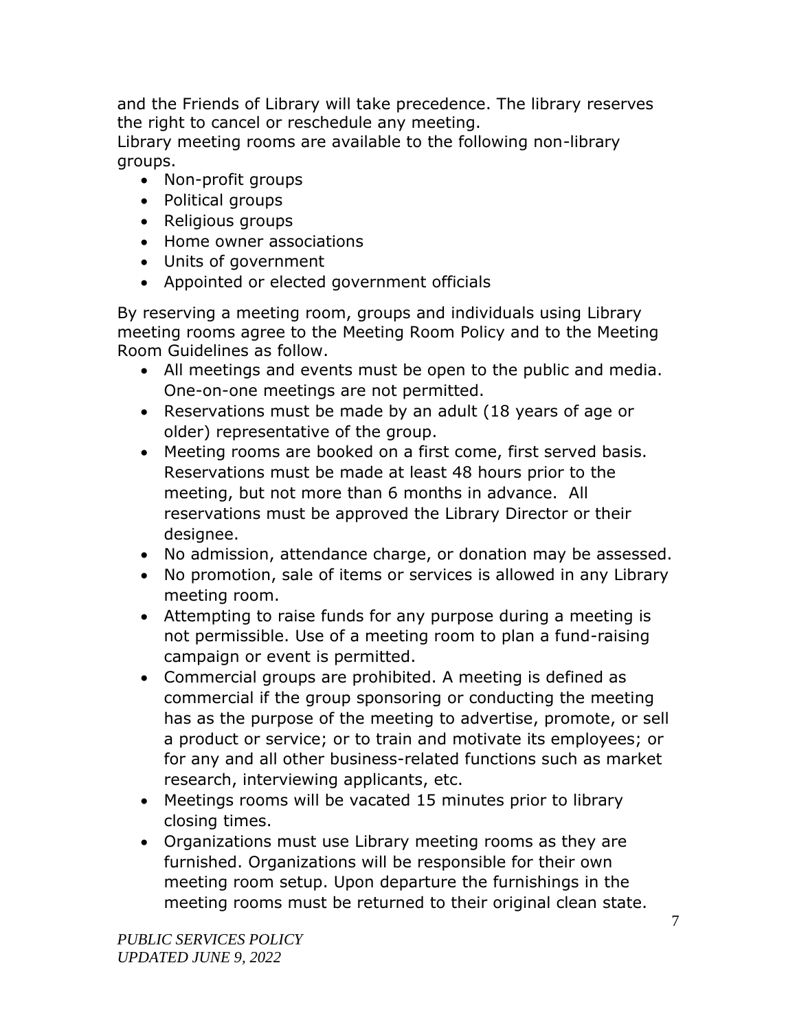and the Friends of Library will take precedence. The library reserves the right to cancel or reschedule any meeting.
Library meeting rooms are available to the following non-library groups.

- Non-profit groups
- Political groups
- Religious groups
- Home owner associations
- Units of government
- Appointed or elected government officials

By reserving a meeting room, groups and individuals using Library meeting rooms agree to the Meeting Room Policy and to the Meeting Room Guidelines as follow.

- All meetings and events must be open to the public and media. One-on-one meetings are not permitted.
- Reservations must be made by an adult (18 years of age or older) representative of the group.
- Meeting rooms are booked on a first come, first served basis. Reservations must be made at least 48 hours prior to the meeting, but not more than 6 months in advance. All reservations must be approved the Library Director or their designee.
- No admission, attendance charge, or donation may be assessed.
- No promotion, sale of items or services is allowed in any Library meeting room.
- Attempting to raise funds for any purpose during a meeting is not permissible. Use of a meeting room to plan a fund-raising campaign or event is permitted.
- Commercial groups are prohibited. A meeting is defined as commercial if the group sponsoring or conducting the meeting has as the purpose of the meeting to advertise, promote, or sell a product or service; or to train and motivate its employees; or for any and all other business-related functions such as market research, interviewing applicants, etc.
- Meetings rooms will be vacated 15 minutes prior to library closing times.
- Organizations must use Library meeting rooms as they are furnished. Organizations will be responsible for their own meeting room setup. Upon departure the furnishings in the meeting rooms must be returned to their original clean state.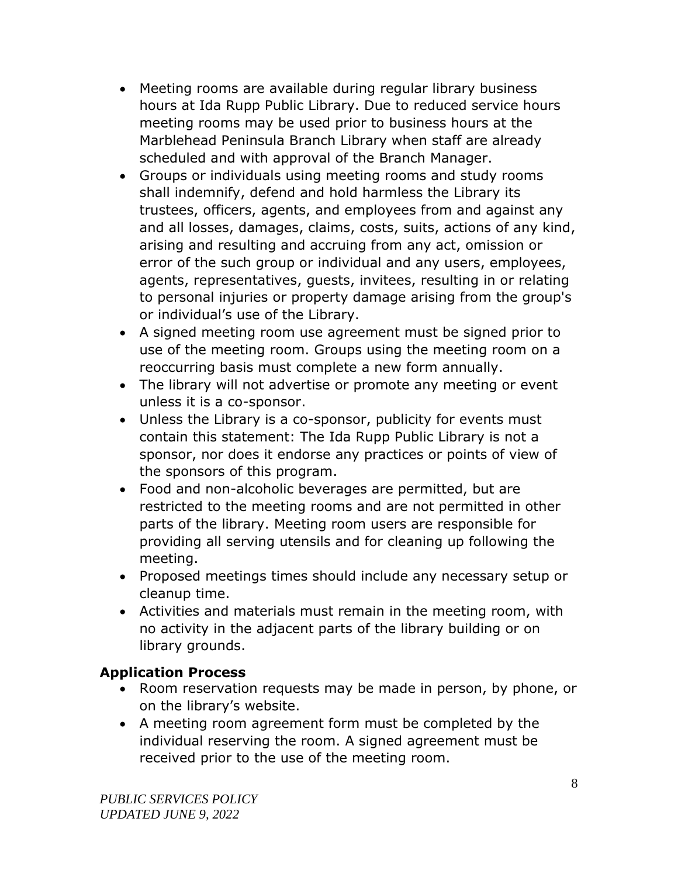- Meeting rooms are available during regular library business hours at Ida Rupp Public Library. Due to reduced service hours meeting rooms may be used prior to business hours at the Marblehead Peninsula Branch Library when staff are already scheduled and with approval of the Branch Manager.
- Groups or individuals using meeting rooms and study rooms shall indemnify, defend and hold harmless the Library its trustees, officers, agents, and employees from and against any and all losses, damages, claims, costs, suits, actions of any kind, arising and resulting and accruing from any act, omission or error of the such group or individual and any users, employees, agents, representatives, guests, invitees, resulting in or relating to personal injuries or property damage arising from the group's or individual's use of the Library.
- A signed meeting room use agreement must be signed prior to use of the meeting room. Groups using the meeting room on a reoccurring basis must complete a new form annually.
- The library will not advertise or promote any meeting or event unless it is a co-sponsor.
- Unless the Library is a co-sponsor, publicity for events must contain this statement: The Ida Rupp Public Library is not a sponsor, nor does it endorse any practices or points of view of the sponsors of this program.
- Food and non-alcoholic beverages are permitted, but are restricted to the meeting rooms and are not permitted in other parts of the library. Meeting room users are responsible for providing all serving utensils and for cleaning up following the meeting.
- Proposed meetings times should include any necessary setup or cleanup time.
- Activities and materials must remain in the meeting room, with no activity in the adjacent parts of the library building or on library grounds.

**Application Process**

- Room reservation requests may be made in person, by phone, or on the library's website.
- A meeting room agreement form must be completed by the individual reserving the room. A signed agreement must be received prior to the use of the meeting room.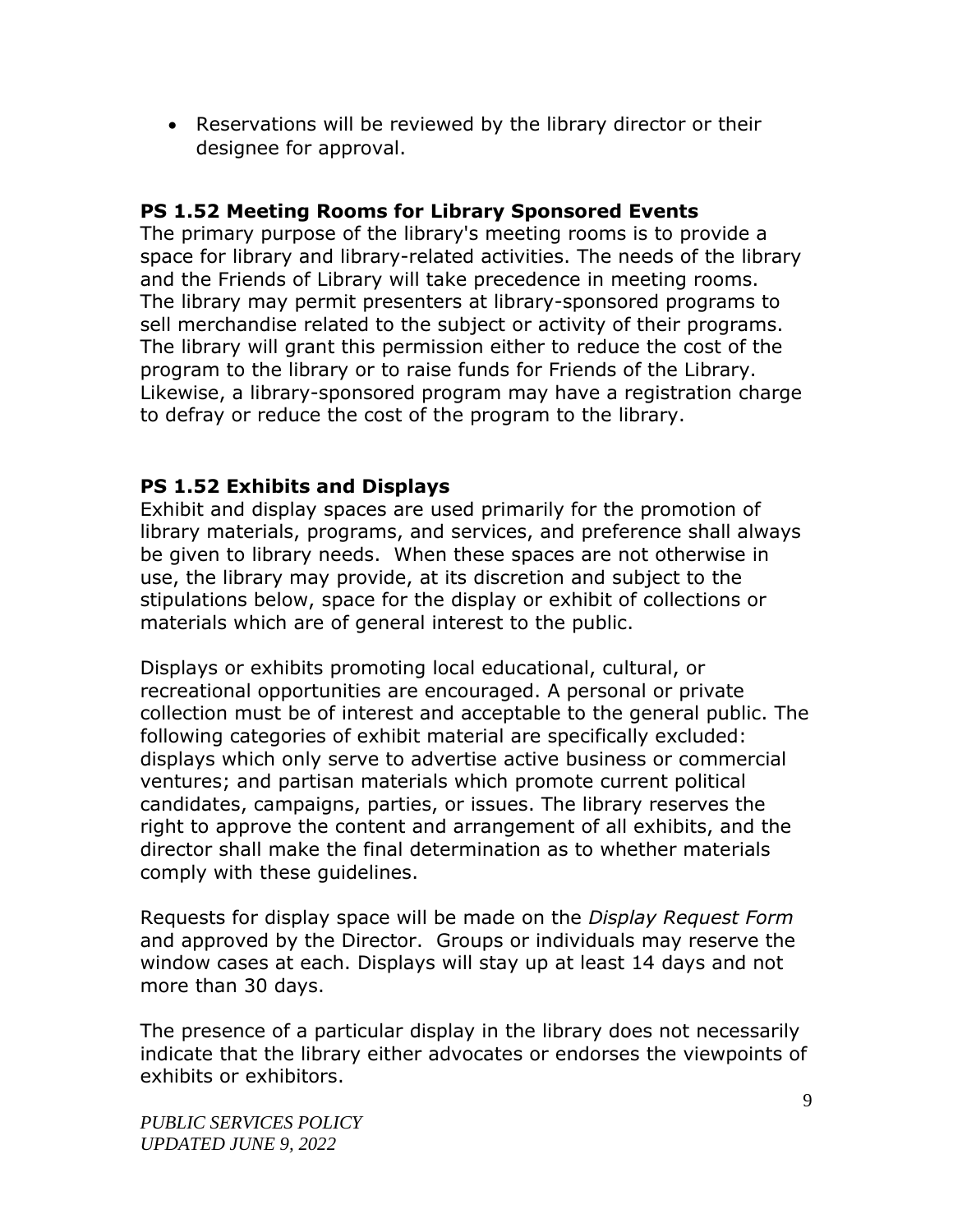- Reservations will be reviewed by the library director or their designee for approval.

### PS 1.52 Meeting Rooms for Library Sponsored Events

The primary purpose of the library's meeting rooms is to provide a space for library and library-related activities. The needs of the library and the Friends of Library will take precedence in meeting rooms. The library may permit presenters at library-sponsored programs to sell merchandise related to the subject or activity of their programs. The library will grant this permission either to reduce the cost of the program to the library or to raise funds for Friends of the Library. Likewise, a library-sponsored program may have a registration charge to defray or reduce the cost of the program to the library.

### PS 1.52 Exhibits and Displays

Exhibit and display spaces are used primarily for the promotion of library materials, programs, and services, and preference shall always be given to library needs. When these spaces are not otherwise in use, the library may provide, at its discretion and subject to the stipulations below, space for the display or exhibit of collections or materials which are of general interest to the public.

Displays or exhibits promoting local educational, cultural, or recreational opportunities are encouraged. A personal or private collection must be of interest and acceptable to the general public. The following categories of exhibit material are specifically excluded: displays which only serve to advertise active business or commercial ventures; and partisan materials which promote current political candidates, campaigns, parties, or issues. The library reserves the right to approve the content and arrangement of all exhibits, and the director shall make the final determination as to whether materials comply with these guidelines.

Requests for display space will be made on the *Display Request Form* and approved by the Director. Groups or individuals may reserve the window cases at each. Displays will stay up at least 14 days and not more than 30 days.

The presence of a particular display in the library does not necessarily indicate that the library either advocates or endorses the viewpoints of exhibits or exhibitors.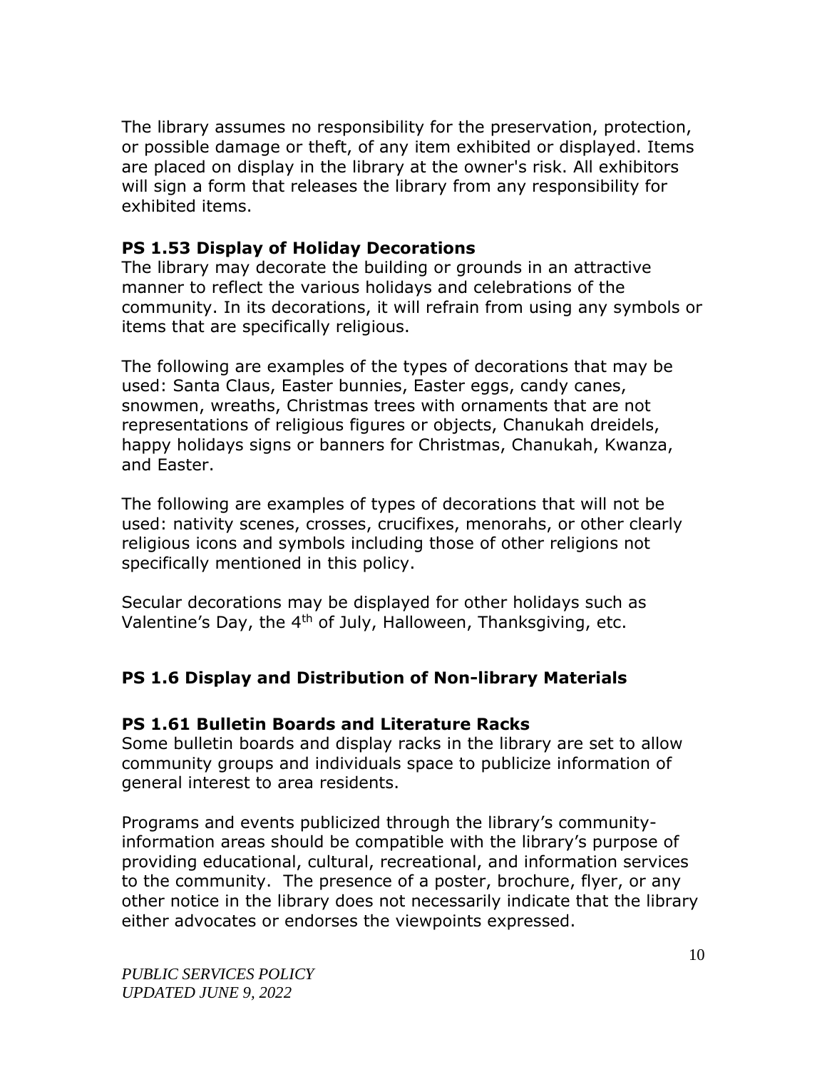The library assumes no responsibility for the preservation, protection, or possible damage or theft, of any item exhibited or displayed. Items are placed on display in the library at the owner's risk. All exhibitors will sign a form that releases the library from any responsibility for exhibited items.

### PS 1.53 Display of Holiday Decorations

The library may decorate the building or grounds in an attractive manner to reflect the various holidays and celebrations of the community. In its decorations, it will refrain from using any symbols or items that are specifically religious.

The following are examples of the types of decorations that may be used: Santa Claus, Easter bunnies, Easter eggs, candy canes, snowmen, wreaths, Christmas trees with ornaments that are not representations of religious figures or objects, Chanukah dreidels, happy holidays signs or banners for Christmas, Chanukah, Kwanza, and Easter.

The following are examples of types of decorations that will not be used: nativity scenes, crosses, crucifixes, menorahs, or other clearly religious icons and symbols including those of other religions not specifically mentioned in this policy.

Secular decorations may be displayed for other holidays such as Valentine's Day, the 4th of July, Halloween, Thanksgiving, etc.

## PS 1.6 Display and Distribution of Non-library Materials

### PS 1.61 Bulletin Boards and Literature Racks

Some bulletin boards and display racks in the library are set to allow community groups and individuals space to publicize information of general interest to area residents.

Programs and events publicized through the library's community-information areas should be compatible with the library's purpose of providing educational, cultural, recreational, and information services to the community. The presence of a poster, brochure, flyer, or any other notice in the library does not necessarily indicate that the library either advocates or endorses the viewpoints expressed.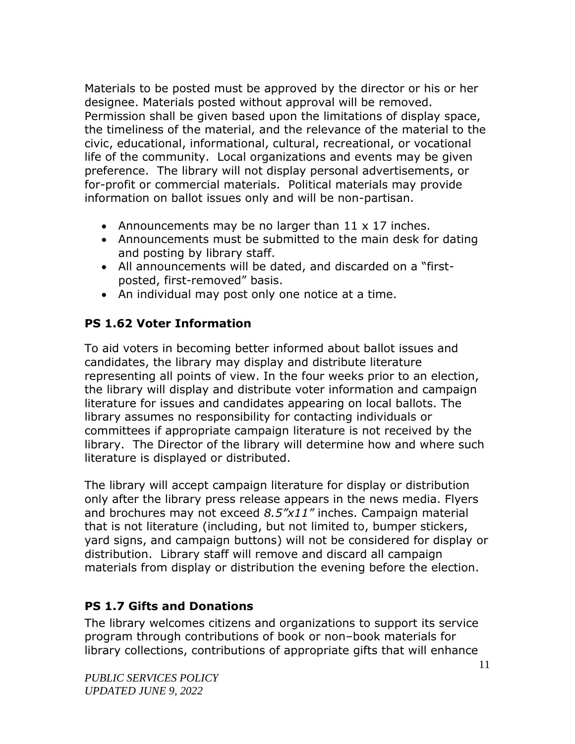Materials to be posted must be approved by the director or his or her designee. Materials posted without approval will be removed. Permission shall be given based upon the limitations of display space, the timeliness of the material, and the relevance of the material to the civic, educational, informational, cultural, recreational, or vocational life of the community. Local organizations and events may be given preference. The library will not display personal advertisements, or for-profit or commercial materials. Political materials may provide information on ballot issues only and will be non-partisan.

- Announcements may be no larger than 11 x 17 inches.
- Announcements must be submitted to the main desk for dating and posting by library staff.
- All announcements will be dated, and discarded on a "first-posted, first-removed" basis.
- An individual may post only one notice at a time.

### PS 1.62 Voter Information

To aid voters in becoming better informed about ballot issues and candidates, the library may display and distribute literature representing all points of view. In the four weeks prior to an election, the library will display and distribute voter information and campaign literature for issues and candidates appearing on local ballots. The library assumes no responsibility for contacting individuals or committees if appropriate campaign literature is not received by the library. The Director of the library will determine how and where such literature is displayed or distributed.

The library will accept campaign literature for display or distribution only after the library press release appears in the news media. Flyers and brochures may not exceed *8.5"x11"* inches. Campaign material that is not literature (including, but not limited to, bumper stickers, yard signs, and campaign buttons) will not be considered for display or distribution. Library staff will remove and discard all campaign materials from display or distribution the evening before the election.

### PS 1.7 Gifts and Donations

The library welcomes citizens and organizations to support its service program through contributions of book or non–book materials for library collections, contributions of appropriate gifts that will enhance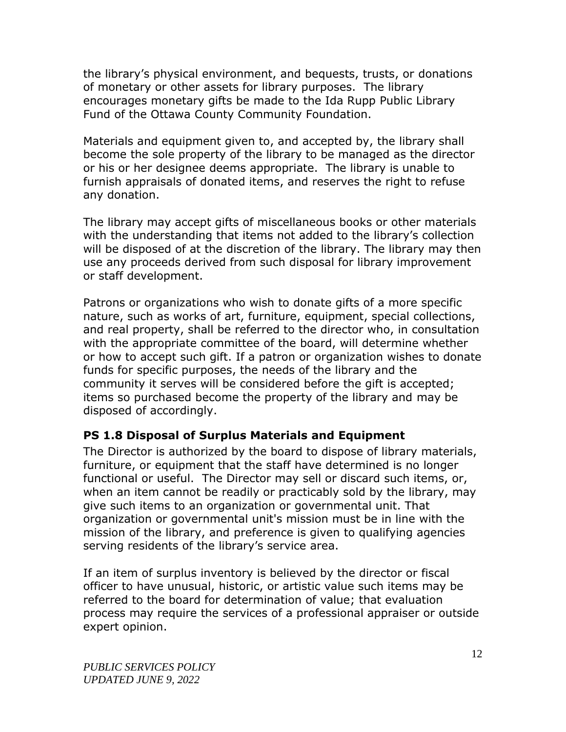the library's physical environment, and bequests, trusts, or donations of monetary or other assets for library purposes. The library encourages monetary gifts be made to the Ida Rupp Public Library Fund of the Ottawa County Community Foundation.

Materials and equipment given to, and accepted by, the library shall become the sole property of the library to be managed as the director or his or her designee deems appropriate. The library is unable to furnish appraisals of donated items, and reserves the right to refuse any donation.

The library may accept gifts of miscellaneous books or other materials with the understanding that items not added to the library's collection will be disposed of at the discretion of the library. The library may then use any proceeds derived from such disposal for library improvement or staff development.

Patrons or organizations who wish to donate gifts of a more specific nature, such as works of art, furniture, equipment, special collections, and real property, shall be referred to the director who, in consultation with the appropriate committee of the board, will determine whether or how to accept such gift. If a patron or organization wishes to donate funds for specific purposes, the needs of the library and the community it serves will be considered before the gift is accepted; items so purchased become the property of the library and may be disposed of accordingly.

### PS 1.8 Disposal of Surplus Materials and Equipment

The Director is authorized by the board to dispose of library materials, furniture, or equipment that the staff have determined is no longer functional or useful. The Director may sell or discard such items, or, when an item cannot be readily or practicably sold by the library, may give such items to an organization or governmental unit. That organization or governmental unit's mission must be in line with the mission of the library, and preference is given to qualifying agencies serving residents of the library's service area.

If an item of surplus inventory is believed by the director or fiscal officer to have unusual, historic, or artistic value such items may be referred to the board for determination of value; that evaluation process may require the services of a professional appraiser or outside expert opinion.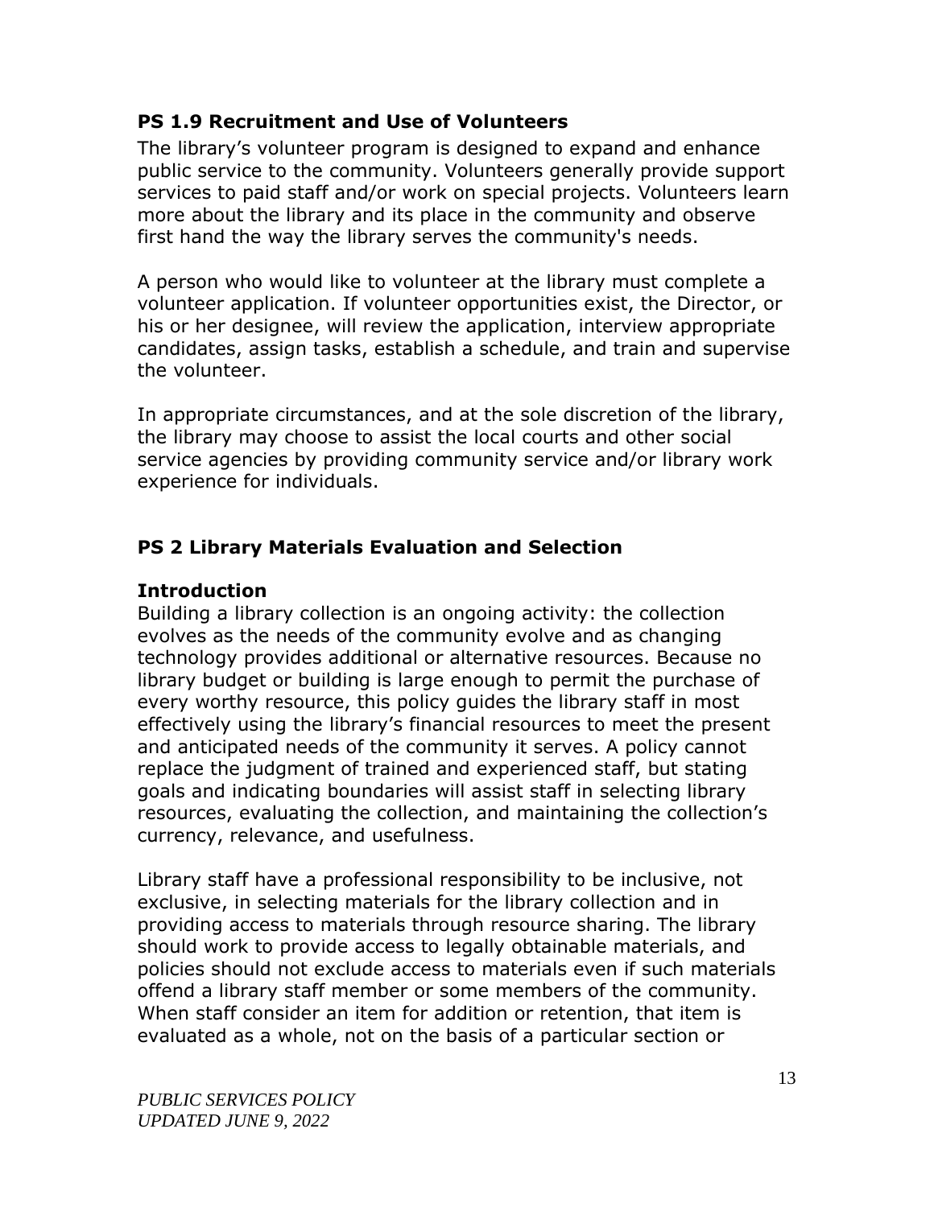### PS 1.9 Recruitment and Use of Volunteers

The library's volunteer program is designed to expand and enhance public service to the community. Volunteers generally provide support services to paid staff and/or work on special projects. Volunteers learn more about the library and its place in the community and observe first hand the way the library serves the community's needs.

A person who would like to volunteer at the library must complete a volunteer application. If volunteer opportunities exist, the Director, or his or her designee, will review the application, interview appropriate candidates, assign tasks, establish a schedule, and train and supervise the volunteer.

In appropriate circumstances, and at the sole discretion of the library, the library may choose to assist the local courts and other social service agencies by providing community service and/or library work experience for individuals.

## PS 2 Library Materials Evaluation and Selection

### Introduction

Building a library collection is an ongoing activity: the collection evolves as the needs of the community evolve and as changing technology provides additional or alternative resources. Because no library budget or building is large enough to permit the purchase of every worthy resource, this policy guides the library staff in most effectively using the library's financial resources to meet the present and anticipated needs of the community it serves. A policy cannot replace the judgment of trained and experienced staff, but stating goals and indicating boundaries will assist staff in selecting library resources, evaluating the collection, and maintaining the collection's currency, relevance, and usefulness.

Library staff have a professional responsibility to be inclusive, not exclusive, in selecting materials for the library collection and in providing access to materials through resource sharing. The library should work to provide access to legally obtainable materials, and policies should not exclude access to materials even if such materials offend a library staff member or some members of the community. When staff consider an item for addition or retention, that item is evaluated as a whole, not on the basis of a particular section or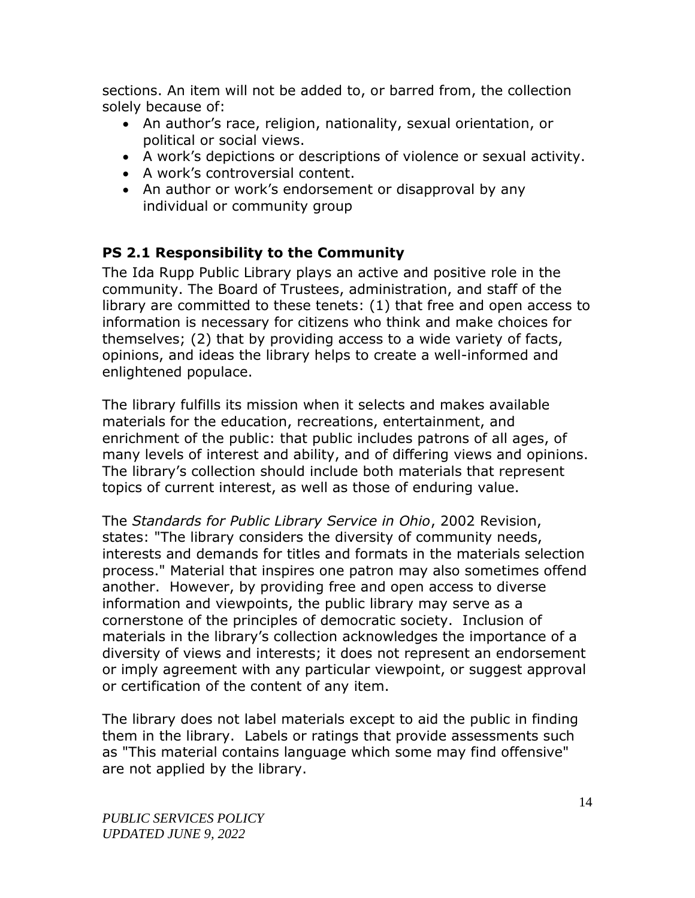sections. An item will not be added to, or barred from, the collection solely because of:

- An author's race, religion, nationality, sexual orientation, or political or social views.
- A work's depictions or descriptions of violence or sexual activity.
- A work's controversial content.
- An author or work's endorsement or disapproval by any individual or community group

### PS 2.1 Responsibility to the Community

The Ida Rupp Public Library plays an active and positive role in the community. The Board of Trustees, administration, and staff of the library are committed to these tenets: (1) that free and open access to information is necessary for citizens who think and make choices for themselves; (2) that by providing access to a wide variety of facts, opinions, and ideas the library helps to create a well-informed and enlightened populace.

The library fulfills its mission when it selects and makes available materials for the education, recreations, entertainment, and enrichment of the public: that public includes patrons of all ages, of many levels of interest and ability, and of differing views and opinions. The library's collection should include both materials that represent topics of current interest, as well as those of enduring value.

The *Standards for Public Library Service in Ohio*, 2002 Revision, states: "The library considers the diversity of community needs, interests and demands for titles and formats in the materials selection process." Material that inspires one patron may also sometimes offend another. However, by providing free and open access to diverse information and viewpoints, the public library may serve as a cornerstone of the principles of democratic society. Inclusion of materials in the library's collection acknowledges the importance of a diversity of views and interests; it does not represent an endorsement or imply agreement with any particular viewpoint, or suggest approval or certification of the content of any item.

The library does not label materials except to aid the public in finding them in the library. Labels or ratings that provide assessments such as "This material contains language which some may find offensive" are not applied by the library.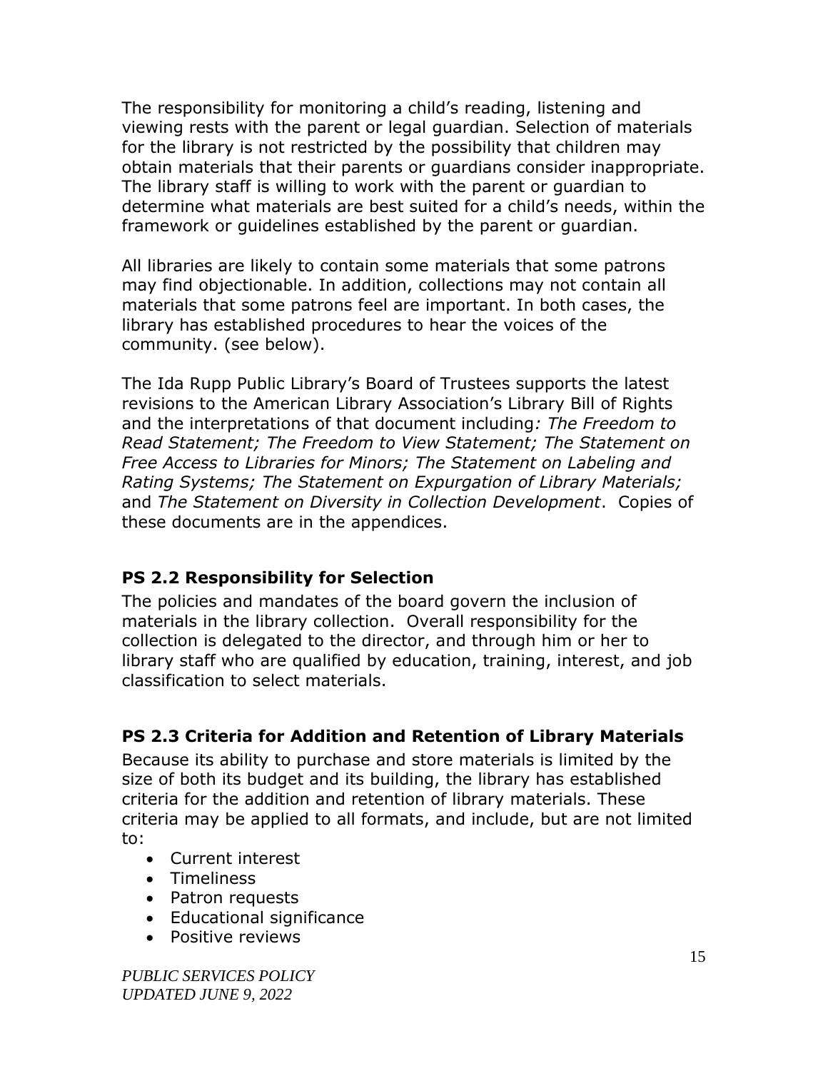The responsibility for monitoring a child's reading, listening and viewing rests with the parent or legal guardian. Selection of materials for the library is not restricted by the possibility that children may obtain materials that their parents or guardians consider inappropriate. The library staff is willing to work with the parent or guardian to determine what materials are best suited for a child's needs, within the framework or guidelines established by the parent or guardian.

All libraries are likely to contain some materials that some patrons may find objectionable. In addition, collections may not contain all materials that some patrons feel are important. In both cases, the library has established procedures to hear the voices of the community. (see below).

The Ida Rupp Public Library's Board of Trustees supports the latest revisions to the American Library Association's Library Bill of Rights and the interpretations of that document including*: The Freedom to Read Statement; The Freedom to View Statement; The Statement on Free Access to Libraries for Minors; The Statement on Labeling and Rating Systems; The Statement on Expurgation of Library Materials;* and *The Statement on Diversity in Collection Development*. Copies of these documents are in the appendices.

### PS 2.2 Responsibility for Selection

The policies and mandates of the board govern the inclusion of materials in the library collection. Overall responsibility for the collection is delegated to the director, and through him or her to library staff who are qualified by education, training, interest, and job classification to select materials.

### PS 2.3 Criteria for Addition and Retention of Library Materials

Because its ability to purchase and store materials is limited by the size of both its budget and its building, the library has established criteria for the addition and retention of library materials. These criteria may be applied to all formats, and include, but are not limited to:

- Current interest
- Timeliness
- Patron requests
- Educational significance
- Positive reviews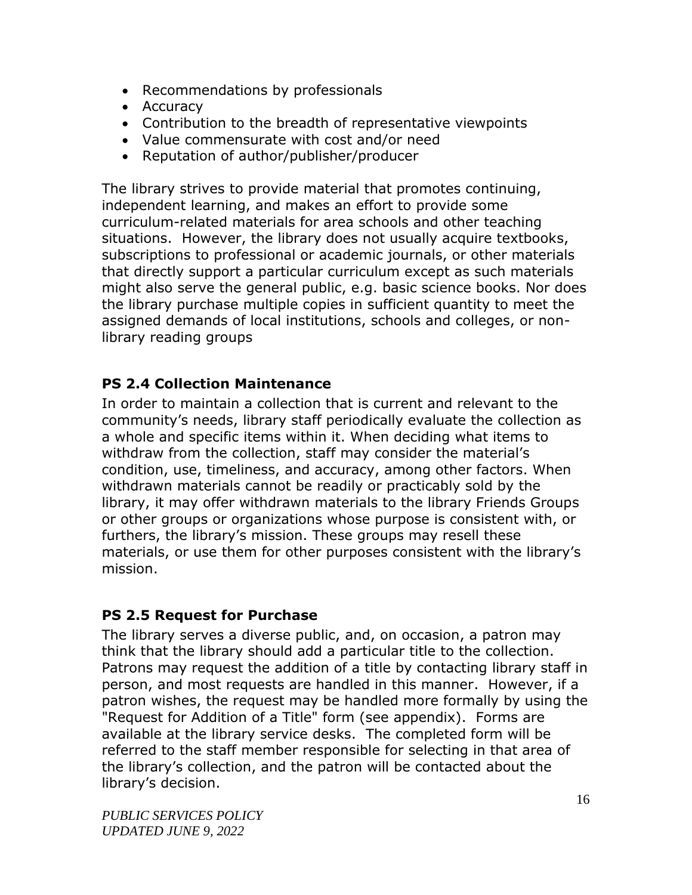- Recommendations by professionals
- Accuracy
- Contribution to the breadth of representative viewpoints
- Value commensurate with cost and/or need
- Reputation of author/publisher/producer

The library strives to provide material that promotes continuing, independent learning, and makes an effort to provide some curriculum-related materials for area schools and other teaching situations. However, the library does not usually acquire textbooks, subscriptions to professional or academic journals, or other materials that directly support a particular curriculum except as such materials might also serve the general public, e.g. basic science books. Nor does the library purchase multiple copies in sufficient quantity to meet the assigned demands of local institutions, schools and colleges, or non-library reading groups

### PS 2.4 Collection Maintenance

In order to maintain a collection that is current and relevant to the community's needs, library staff periodically evaluate the collection as a whole and specific items within it. When deciding what items to withdraw from the collection, staff may consider the material's condition, use, timeliness, and accuracy, among other factors. When withdrawn materials cannot be readily or practicably sold by the library, it may offer withdrawn materials to the library Friends Groups or other groups or organizations whose purpose is consistent with, or furthers, the library's mission. These groups may resell these materials, or use them for other purposes consistent with the library's mission.

### PS 2.5 Request for Purchase

The library serves a diverse public, and, on occasion, a patron may think that the library should add a particular title to the collection. Patrons may request the addition of a title by contacting library staff in person, and most requests are handled in this manner. However, if a patron wishes, the request may be handled more formally by using the "Request for Addition of a Title" form (see appendix). Forms are available at the library service desks. The completed form will be referred to the staff member responsible for selecting in that area of the library's collection, and the patron will be contacted about the library's decision.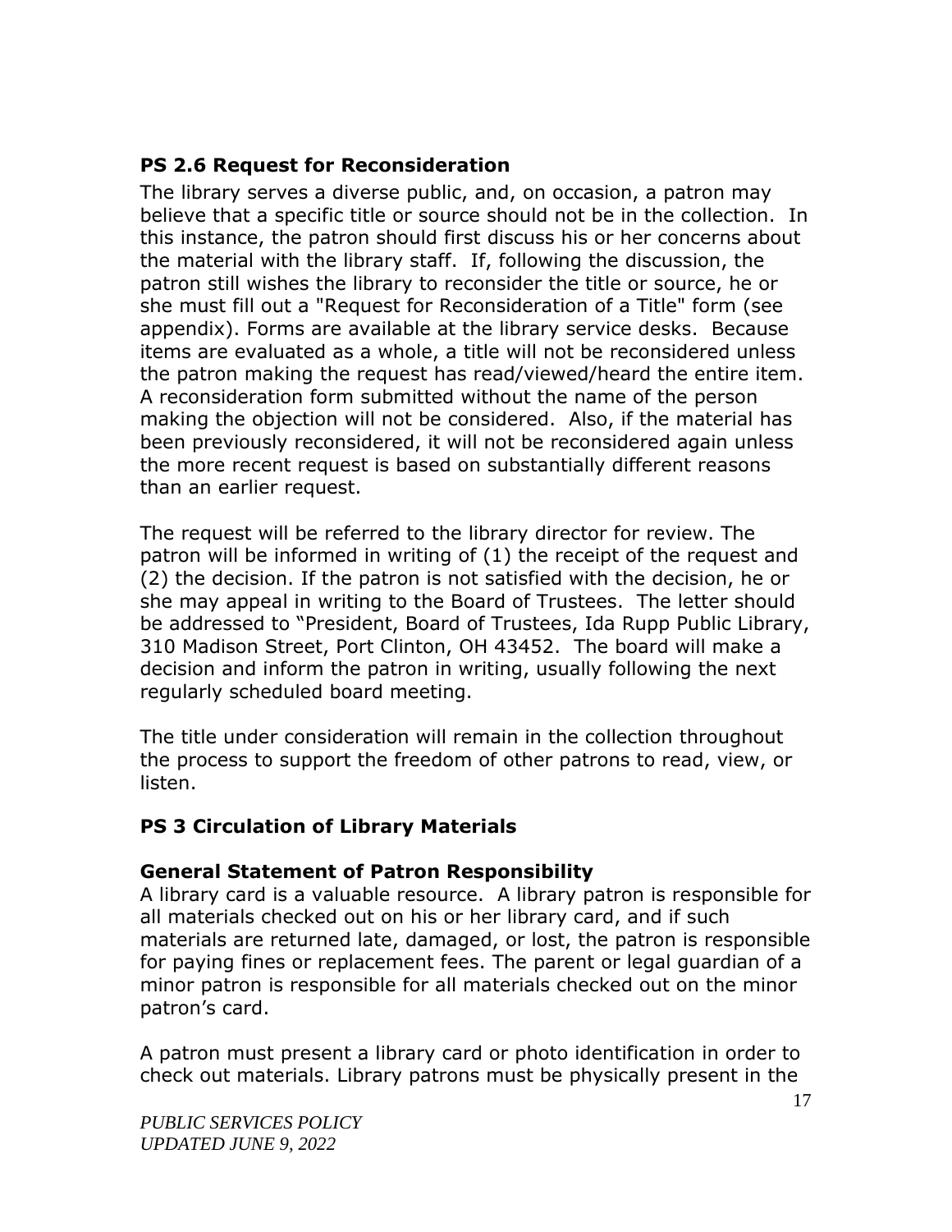## PS 2.6 Request for Reconsideration

The library serves a diverse public, and, on occasion, a patron may believe that a specific title or source should not be in the collection. In this instance, the patron should first discuss his or her concerns about the material with the library staff. If, following the discussion, the patron still wishes the library to reconsider the title or source, he or she must fill out a "Request for Reconsideration of a Title" form (see appendix). Forms are available at the library service desks. Because items are evaluated as a whole, a title will not be reconsidered unless the patron making the request has read/viewed/heard the entire item. A reconsideration form submitted without the name of the person making the objection will not be considered. Also, if the material has been previously reconsidered, it will not be reconsidered again unless the more recent request is based on substantially different reasons than an earlier request.

The request will be referred to the library director for review. The patron will be informed in writing of (1) the receipt of the request and (2) the decision. If the patron is not satisfied with the decision, he or she may appeal in writing to the Board of Trustees. The letter should be addressed to "President, Board of Trustees, Ida Rupp Public Library, 310 Madison Street, Port Clinton, OH 43452. The board will make a decision and inform the patron in writing, usually following the next regularly scheduled board meeting.

The title under consideration will remain in the collection throughout the process to support the freedom of other patrons to read, view, or listen.

## PS 3 Circulation of Library Materials

### General Statement of Patron Responsibility

A library card is a valuable resource. A library patron is responsible for all materials checked out on his or her library card, and if such materials are returned late, damaged, or lost, the patron is responsible for paying fines or replacement fees. The parent or legal guardian of a minor patron is responsible for all materials checked out on the minor patron's card.

A patron must present a library card or photo identification in order to check out materials. Library patrons must be physically present in the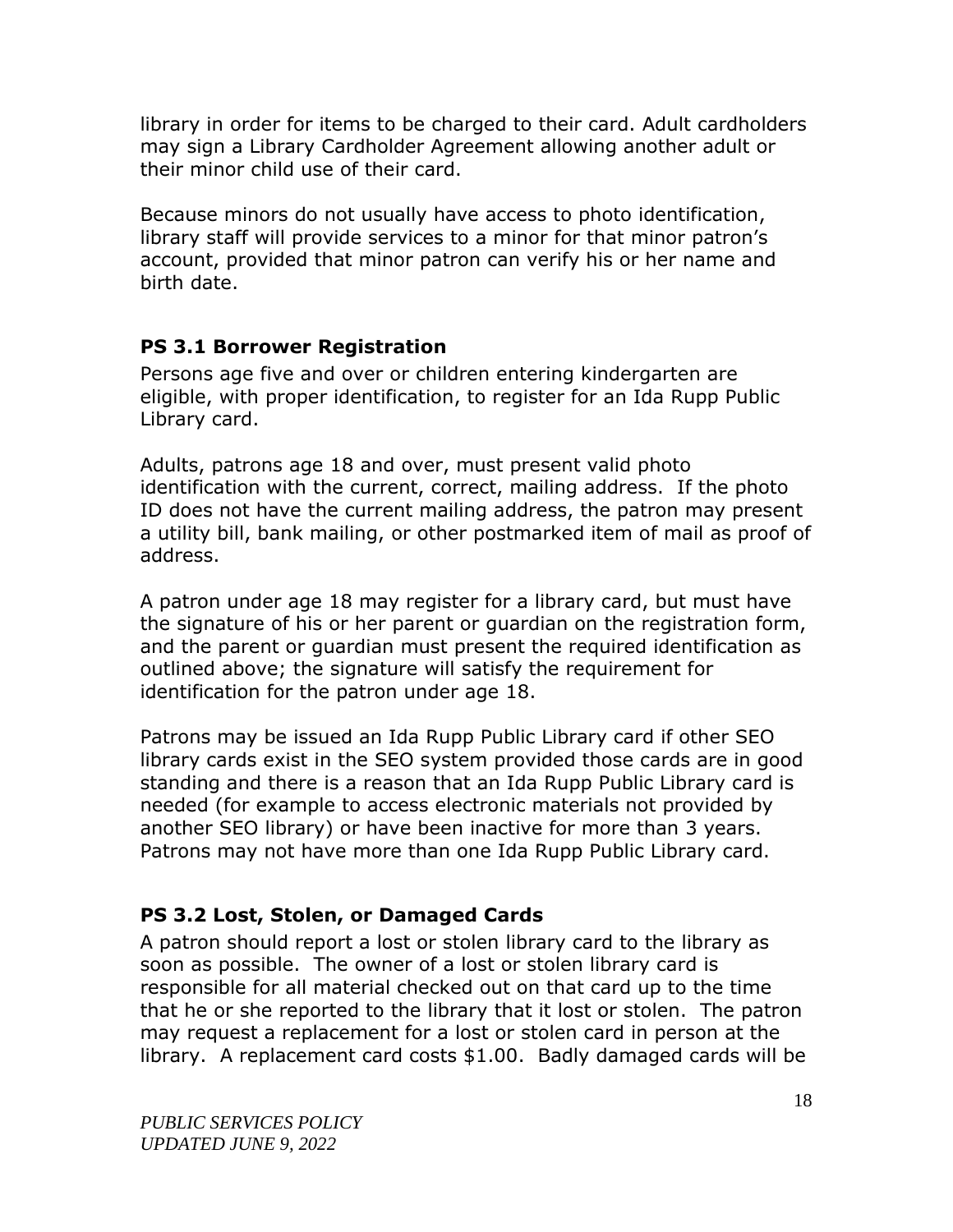library in order for items to be charged to their card. Adult cardholders may sign a Library Cardholder Agreement allowing another adult or their minor child use of their card.

Because minors do not usually have access to photo identification, library staff will provide services to a minor for that minor patron's account, provided that minor patron can verify his or her name and birth date.

### PS 3.1 Borrower Registration

Persons age five and over or children entering kindergarten are eligible, with proper identification, to register for an Ida Rupp Public Library card.

Adults, patrons age 18 and over, must present valid photo identification with the current, correct, mailing address. If the photo ID does not have the current mailing address, the patron may present a utility bill, bank mailing, or other postmarked item of mail as proof of address.

A patron under age 18 may register for a library card, but must have the signature of his or her parent or guardian on the registration form, and the parent or guardian must present the required identification as outlined above; the signature will satisfy the requirement for identification for the patron under age 18.

Patrons may be issued an Ida Rupp Public Library card if other SEO library cards exist in the SEO system provided those cards are in good standing and there is a reason that an Ida Rupp Public Library card is needed (for example to access electronic materials not provided by another SEO library) or have been inactive for more than 3 years. Patrons may not have more than one Ida Rupp Public Library card.

### PS 3.2 Lost, Stolen, or Damaged Cards

A patron should report a lost or stolen library card to the library as soon as possible. The owner of a lost or stolen library card is responsible for all material checked out on that card up to the time that he or she reported to the library that it lost or stolen. The patron may request a replacement for a lost or stolen card in person at the library. A replacement card costs $1.00. Badly damaged cards will be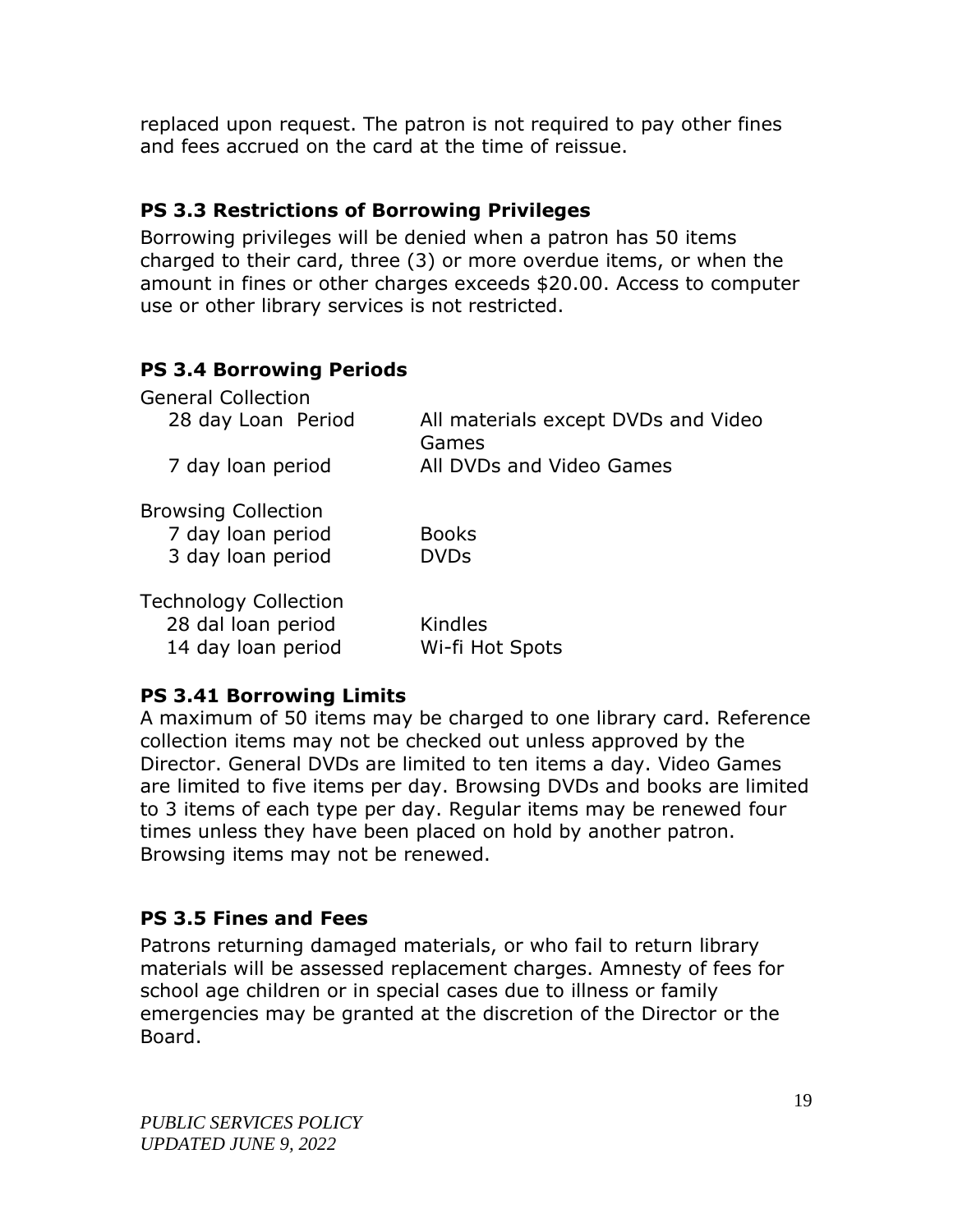replaced upon request. The patron is not required to pay other fines and fees accrued on the card at the time of reissue.

### PS 3.3 Restrictions of Borrowing Privileges

Borrowing privileges will be denied when a patron has 50 items charged to their card, three (3) or more overdue items, or when the amount in fines or other charges exceeds $20.00. Access to computer use or other library services is not restricted.

### PS 3.4 Borrowing Periods

| | |
|---|---|
| General Collection | |
| 28 day Loan Period | All materials except DVDs and Video Games |
| 7 day loan period | All DVDs and Video Games |
| Browsing Collection | |
| 7 day loan period | Books |
| 3 day loan period | DVDs |
| Technology Collection | |
| 28 dal loan period | Kindles |
| 14 day loan period | Wi-fi Hot Spots |

### PS 3.41 Borrowing Limits

A maximum of 50 items may be charged to one library card. Reference collection items may not be checked out unless approved by the Director. General DVDs are limited to ten items a day. Video Games are limited to five items per day. Browsing DVDs and books are limited to 3 items of each type per day. Regular items may be renewed four times unless they have been placed on hold by another patron. Browsing items may not be renewed.

### PS 3.5 Fines and Fees

Patrons returning damaged materials, or who fail to return library materials will be assessed replacement charges. Amnesty of fees for school age children or in special cases due to illness or family emergencies may be granted at the discretion of the Director or the Board.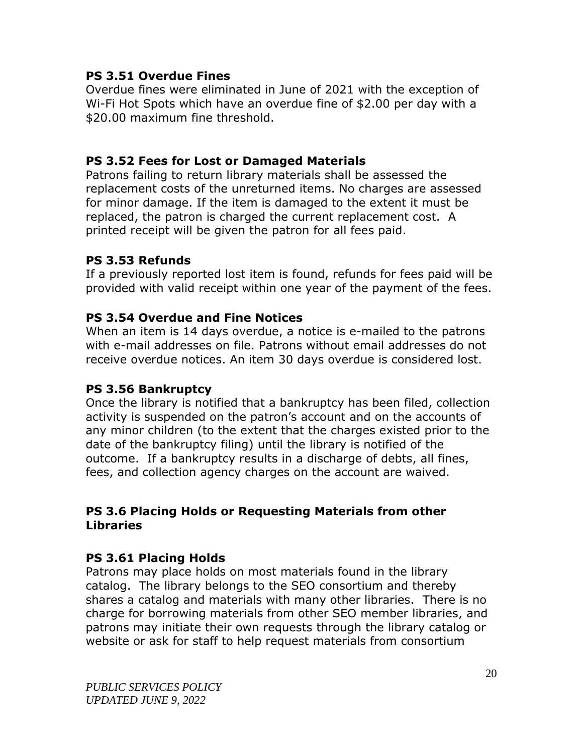### PS 3.51 Overdue Fines

Overdue fines were eliminated in June of 2021 with the exception of Wi-Fi Hot Spots which have an overdue fine of $2.00 per day with a $20.00 maximum fine threshold.

### PS 3.52 Fees for Lost or Damaged Materials

Patrons failing to return library materials shall be assessed the replacement costs of the unreturned items. No charges are assessed for minor damage. If the item is damaged to the extent it must be replaced, the patron is charged the current replacement cost. A printed receipt will be given the patron for all fees paid.

### PS 3.53 Refunds

If a previously reported lost item is found, refunds for fees paid will be provided with valid receipt within one year of the payment of the fees.

### PS 3.54 Overdue and Fine Notices

When an item is 14 days overdue, a notice is e-mailed to the patrons with e-mail addresses on file. Patrons without email addresses do not receive overdue notices. An item 30 days overdue is considered lost.

### PS 3.56 Bankruptcy

Once the library is notified that a bankruptcy has been filed, collection activity is suspended on the patron's account and on the accounts of any minor children (to the extent that the charges existed prior to the date of the bankruptcy filing) until the library is notified of the outcome. If a bankruptcy results in a discharge of debts, all fines, fees, and collection agency charges on the account are waived.

## PS 3.6 Placing Holds or Requesting Materials from other Libraries

### PS 3.61 Placing Holds

Patrons may place holds on most materials found in the library catalog. The library belongs to the SEO consortium and thereby shares a catalog and materials with many other libraries. There is no charge for borrowing materials from other SEO member libraries, and patrons may initiate their own requests through the library catalog or website or ask for staff to help request materials from consortium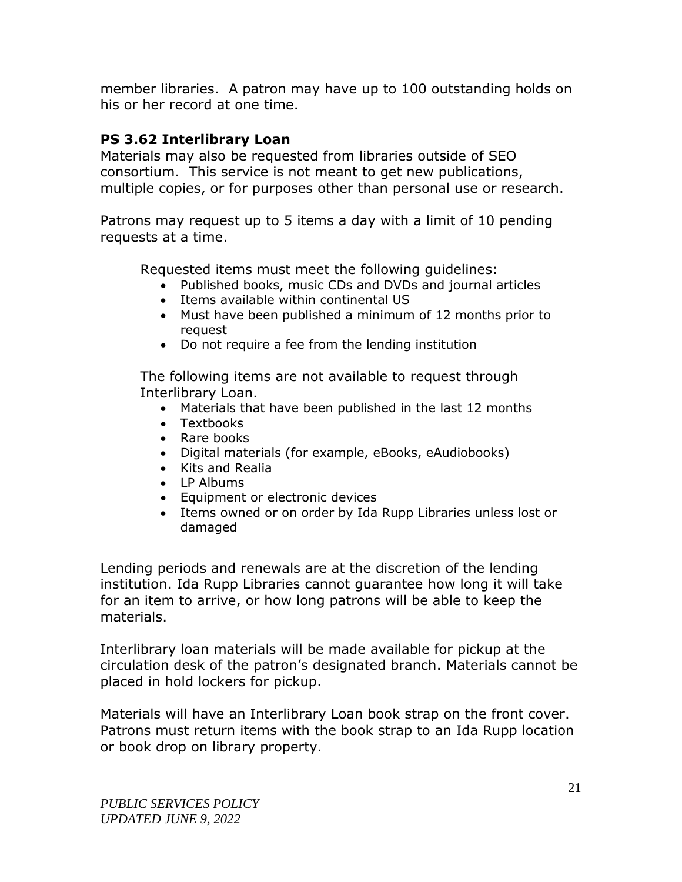member libraries. A patron may have up to 100 outstanding holds on his or her record at one time.

### PS 3.62 Interlibrary Loan

Materials may also be requested from libraries outside of SEO consortium. This service is not meant to get new publications, multiple copies, or for purposes other than personal use or research.

Patrons may request up to 5 items a day with a limit of 10 pending requests at a time.

Requested items must meet the following guidelines:

- Published books, music CDs and DVDs and journal articles
- Items available within continental US
- Must have been published a minimum of 12 months prior to request
- Do not require a fee from the lending institution

The following items are not available to request through Interlibrary Loan.

- Materials that have been published in the last 12 months
- Textbooks
- Rare books
- Digital materials (for example, eBooks, eAudiobooks)
- Kits and Realia
- LP Albums
- Equipment or electronic devices
- Items owned or on order by Ida Rupp Libraries unless lost or damaged

Lending periods and renewals are at the discretion of the lending institution. Ida Rupp Libraries cannot guarantee how long it will take for an item to arrive, or how long patrons will be able to keep the materials.

Interlibrary loan materials will be made available for pickup at the circulation desk of the patron's designated branch. Materials cannot be placed in hold lockers for pickup.

Materials will have an Interlibrary Loan book strap on the front cover. Patrons must return items with the book strap to an Ida Rupp location or book drop on library property.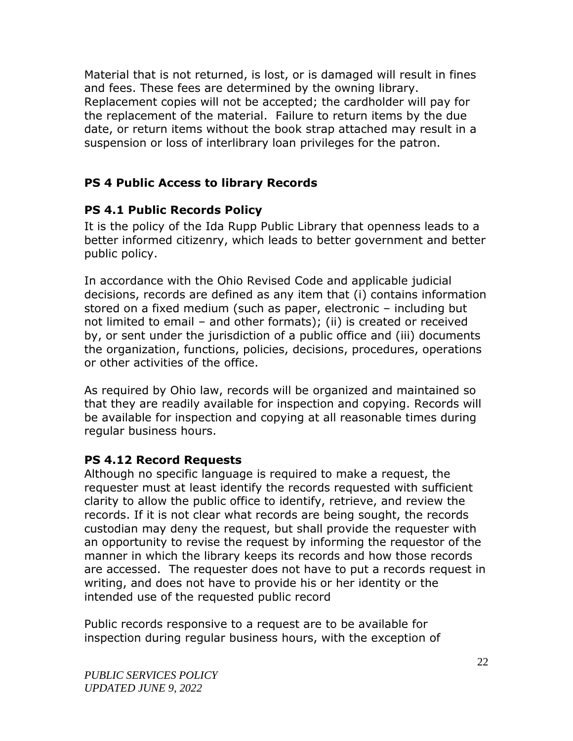Material that is not returned, is lost, or is damaged will result in fines and fees. These fees are determined by the owning library. Replacement copies will not be accepted; the cardholder will pay for the replacement of the material. Failure to return items by the due date, or return items without the book strap attached may result in a suspension or loss of interlibrary loan privileges for the patron.

## PS 4 Public Access to library Records

### PS 4.1 Public Records Policy

It is the policy of the Ida Rupp Public Library that openness leads to a better informed citizenry, which leads to better government and better public policy.

In accordance with the Ohio Revised Code and applicable judicial decisions, records are defined as any item that (i) contains information stored on a fixed medium (such as paper, electronic – including but not limited to email – and other formats); (ii) is created or received by, or sent under the jurisdiction of a public office and (iii) documents the organization, functions, policies, decisions, procedures, operations or other activities of the office.

As required by Ohio law, records will be organized and maintained so that they are readily available for inspection and copying. Records will be available for inspection and copying at all reasonable times during regular business hours.

### PS 4.12 Record Requests

Although no specific language is required to make a request, the requester must at least identify the records requested with sufficient clarity to allow the public office to identify, retrieve, and review the records. If it is not clear what records are being sought, the records custodian may deny the request, but shall provide the requester with an opportunity to revise the request by informing the requestor of the manner in which the library keeps its records and how those records are accessed. The requester does not have to put a records request in writing, and does not have to provide his or her identity or the intended use of the requested public record

Public records responsive to a request are to be available for inspection during regular business hours, with the exception of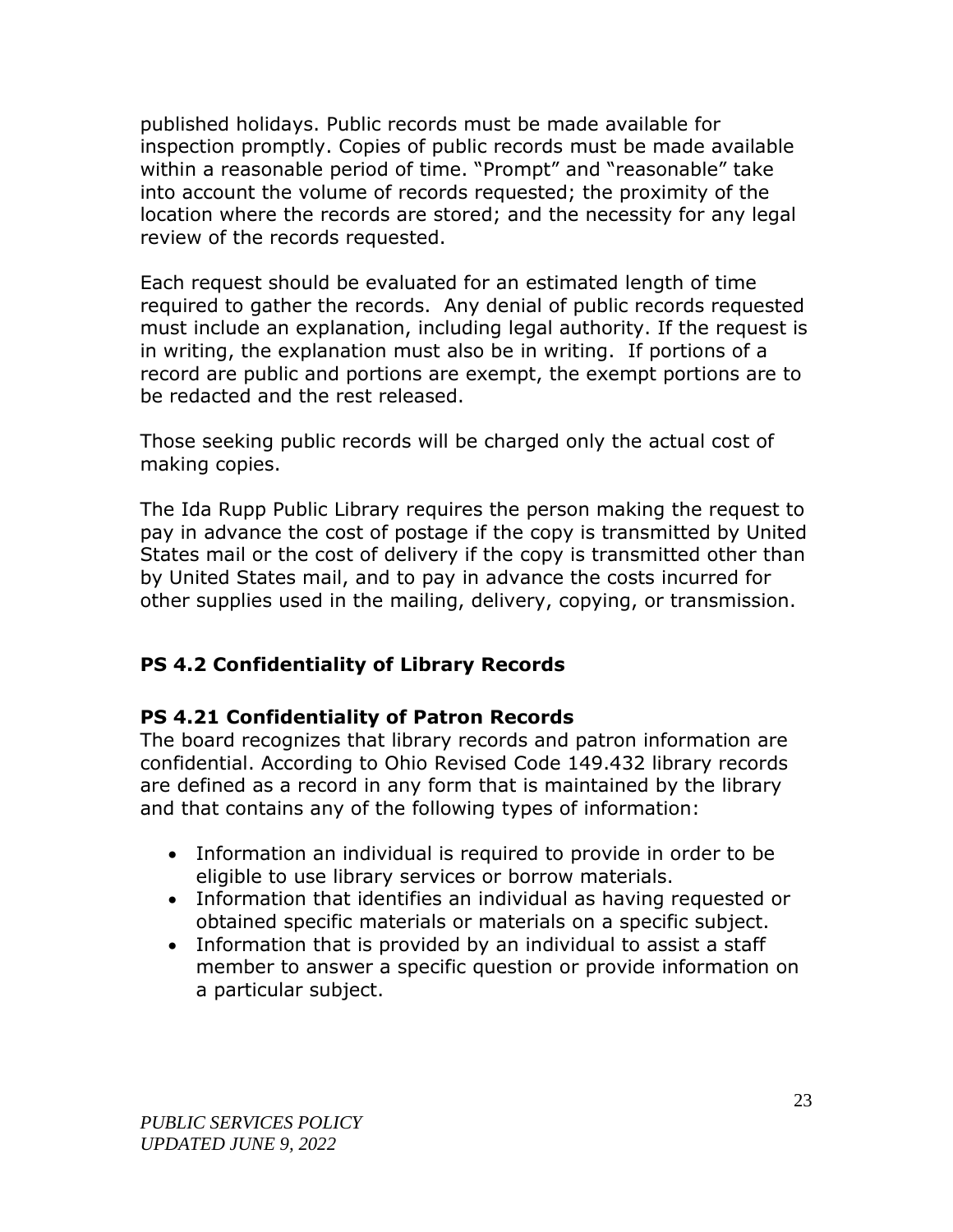published holidays. Public records must be made available for inspection promptly. Copies of public records must be made available within a reasonable period of time. "Prompt" and "reasonable" take into account the volume of records requested; the proximity of the location where the records are stored; and the necessity for any legal review of the records requested.

Each request should be evaluated for an estimated length of time required to gather the records. Any denial of public records requested must include an explanation, including legal authority. If the request is in writing, the explanation must also be in writing. If portions of a record are public and portions are exempt, the exempt portions are to be redacted and the rest released.

Those seeking public records will be charged only the actual cost of making copies.

The Ida Rupp Public Library requires the person making the request to pay in advance the cost of postage if the copy is transmitted by United States mail or the cost of delivery if the copy is transmitted other than by United States mail, and to pay in advance the costs incurred for other supplies used in the mailing, delivery, copying, or transmission.

### PS 4.2 Confidentiality of Library Records

### PS 4.21 Confidentiality of Patron Records

The board recognizes that library records and patron information are confidential. According to Ohio Revised Code 149.432 library records are defined as a record in any form that is maintained by the library and that contains any of the following types of information:

- Information an individual is required to provide in order to be eligible to use library services or borrow materials.
- Information that identifies an individual as having requested or obtained specific materials or materials on a specific subject.
- Information that is provided by an individual to assist a staff member to answer a specific question or provide information on a particular subject.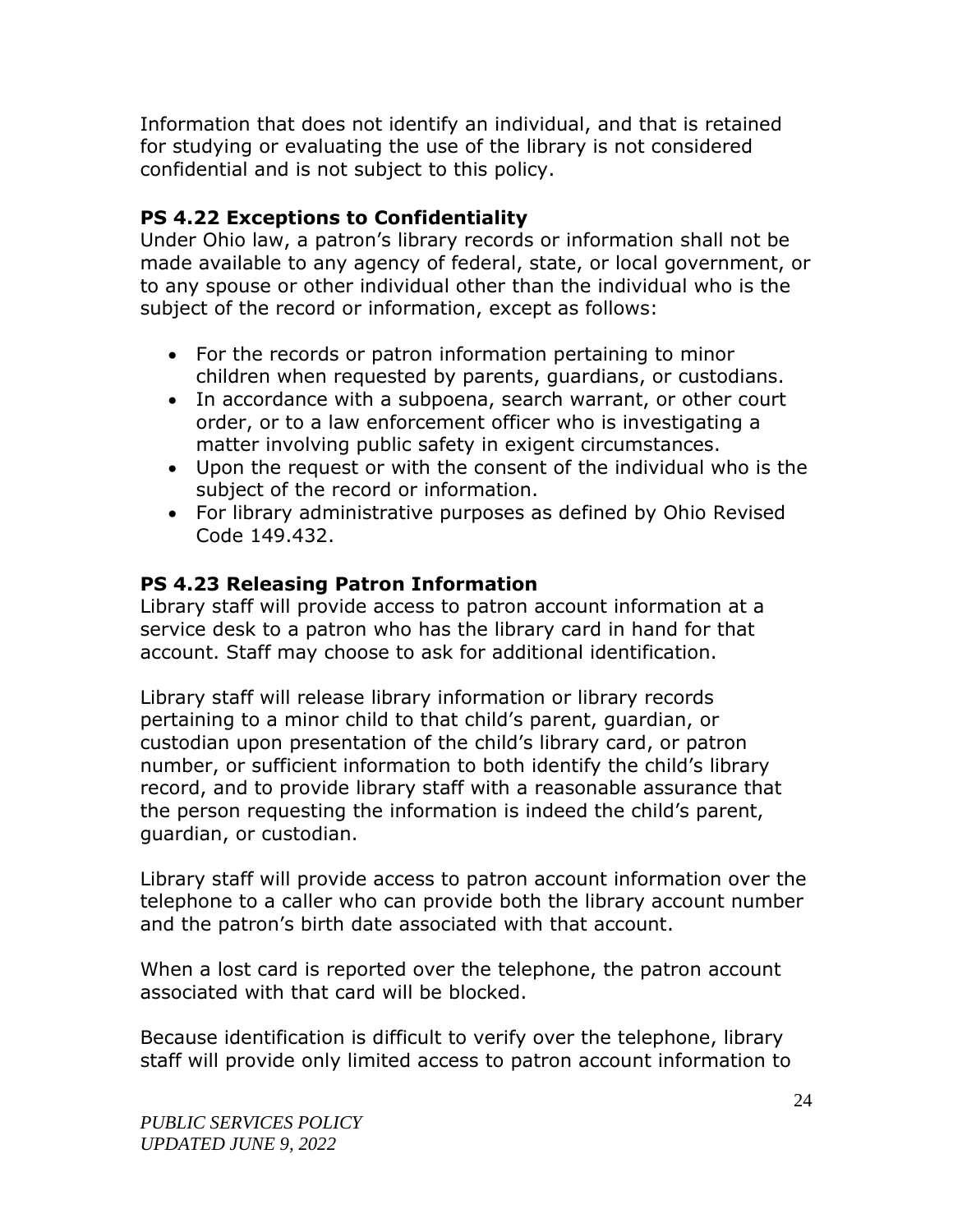Information that does not identify an individual, and that is retained for studying or evaluating the use of the library is not considered confidential and is not subject to this policy.

### PS 4.22 Exceptions to Confidentiality

Under Ohio law, a patron's library records or information shall not be made available to any agency of federal, state, or local government, or to any spouse or other individual other than the individual who is the subject of the record or information, except as follows:

- For the records or patron information pertaining to minor children when requested by parents, guardians, or custodians.
- In accordance with a subpoena, search warrant, or other court order, or to a law enforcement officer who is investigating a matter involving public safety in exigent circumstances.
- Upon the request or with the consent of the individual who is the subject of the record or information.
- For library administrative purposes as defined by Ohio Revised Code 149.432.

### PS 4.23 Releasing Patron Information

Library staff will provide access to patron account information at a service desk to a patron who has the library card in hand for that account. Staff may choose to ask for additional identification.

Library staff will release library information or library records pertaining to a minor child to that child's parent, guardian, or custodian upon presentation of the child's library card, or patron number, or sufficient information to both identify the child's library record, and to provide library staff with a reasonable assurance that the person requesting the information is indeed the child's parent, guardian, or custodian.

Library staff will provide access to patron account information over the telephone to a caller who can provide both the library account number and the patron's birth date associated with that account.

When a lost card is reported over the telephone, the patron account associated with that card will be blocked.

Because identification is difficult to verify over the telephone, library staff will provide only limited access to patron account information to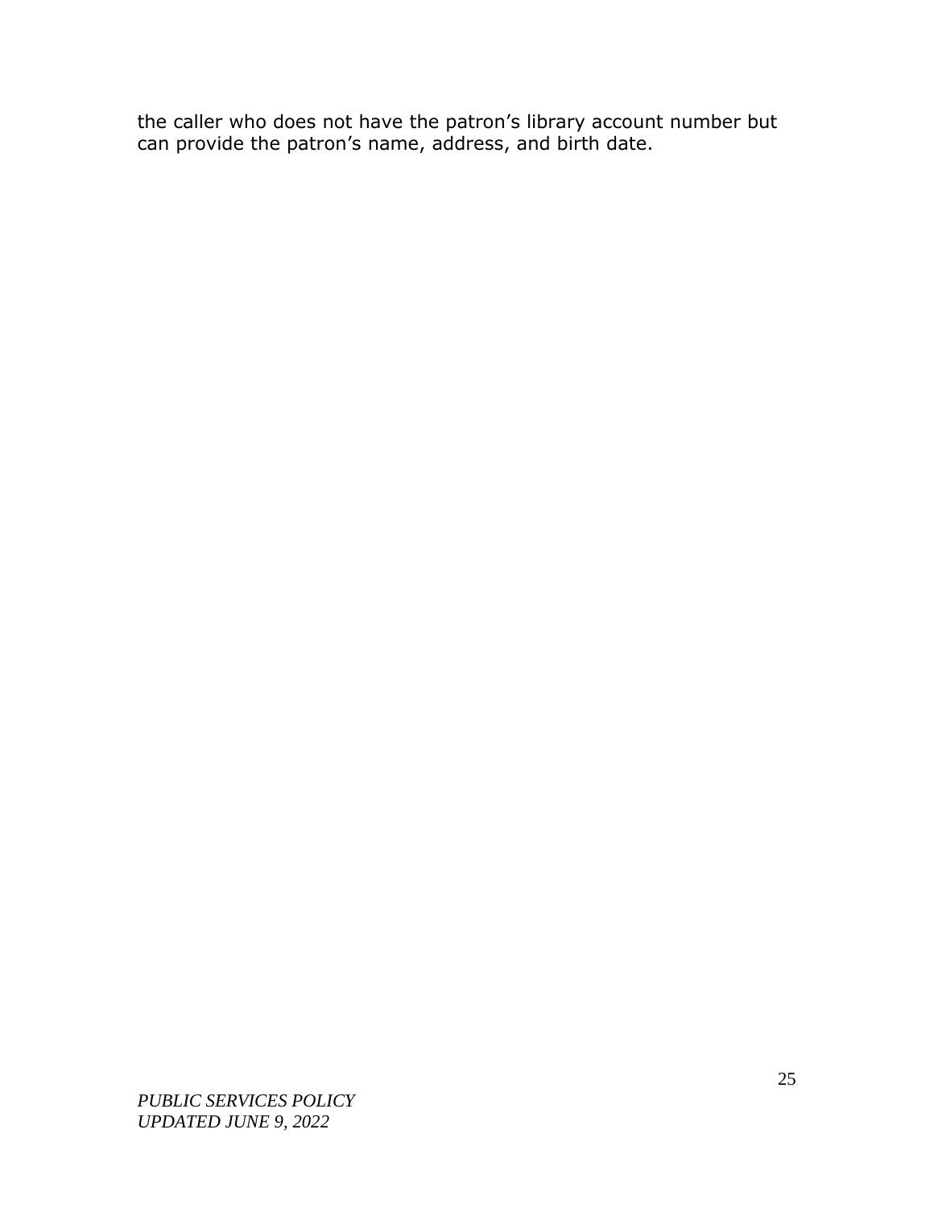the caller who does not have the patron's library account number but can provide the patron's name, address, and birth date.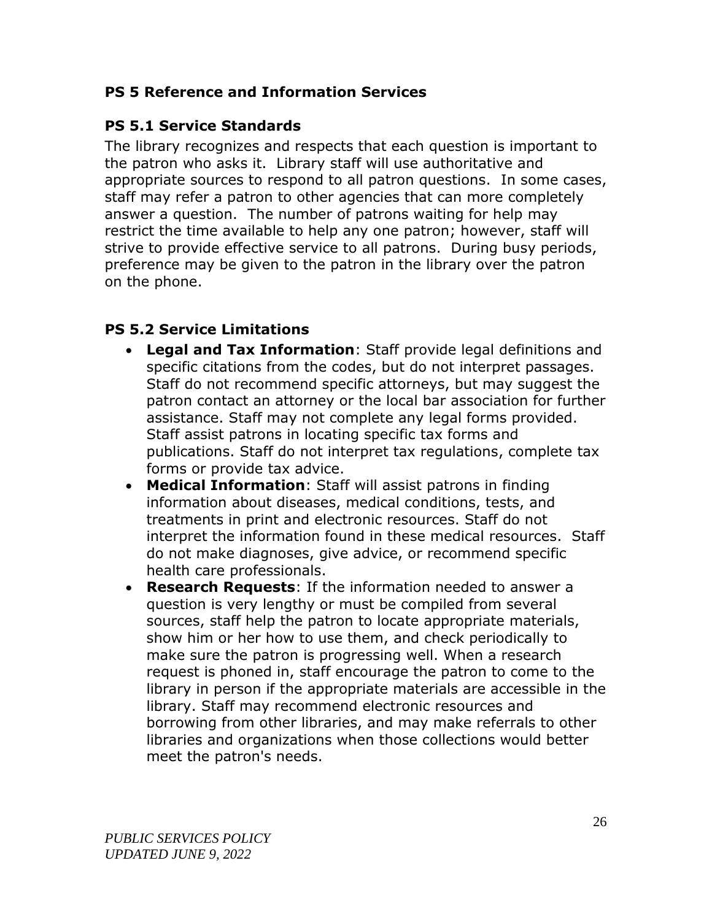### PS 5 Reference and Information Services

### PS 5.1 Service Standards

The library recognizes and respects that each question is important to the patron who asks it. Library staff will use authoritative and appropriate sources to respond to all patron questions. In some cases, staff may refer a patron to other agencies that can more completely answer a question. The number of patrons waiting for help may restrict the time available to help any one patron; however, staff will strive to provide effective service to all patrons. During busy periods, preference may be given to the patron in the library over the patron on the phone.

### PS 5.2 Service Limitations

- **Legal and Tax Information**: Staff provide legal definitions and specific citations from the codes, but do not interpret passages. Staff do not recommend specific attorneys, but may suggest the patron contact an attorney or the local bar association for further assistance. Staff may not complete any legal forms provided. Staff assist patrons in locating specific tax forms and publications. Staff do not interpret tax regulations, complete tax forms or provide tax advice.
- **Medical Information**: Staff will assist patrons in finding information about diseases, medical conditions, tests, and treatments in print and electronic resources. Staff do not interpret the information found in these medical resources. Staff do not make diagnoses, give advice, or recommend specific health care professionals.
- **Research Requests**: If the information needed to answer a question is very lengthy or must be compiled from several sources, staff help the patron to locate appropriate materials, show him or her how to use them, and check periodically to make sure the patron is progressing well. When a research request is phoned in, staff encourage the patron to come to the library in person if the appropriate materials are accessible in the library. Staff may recommend electronic resources and borrowing from other libraries, and may make referrals to other libraries and organizations when those collections would better meet the patron's needs.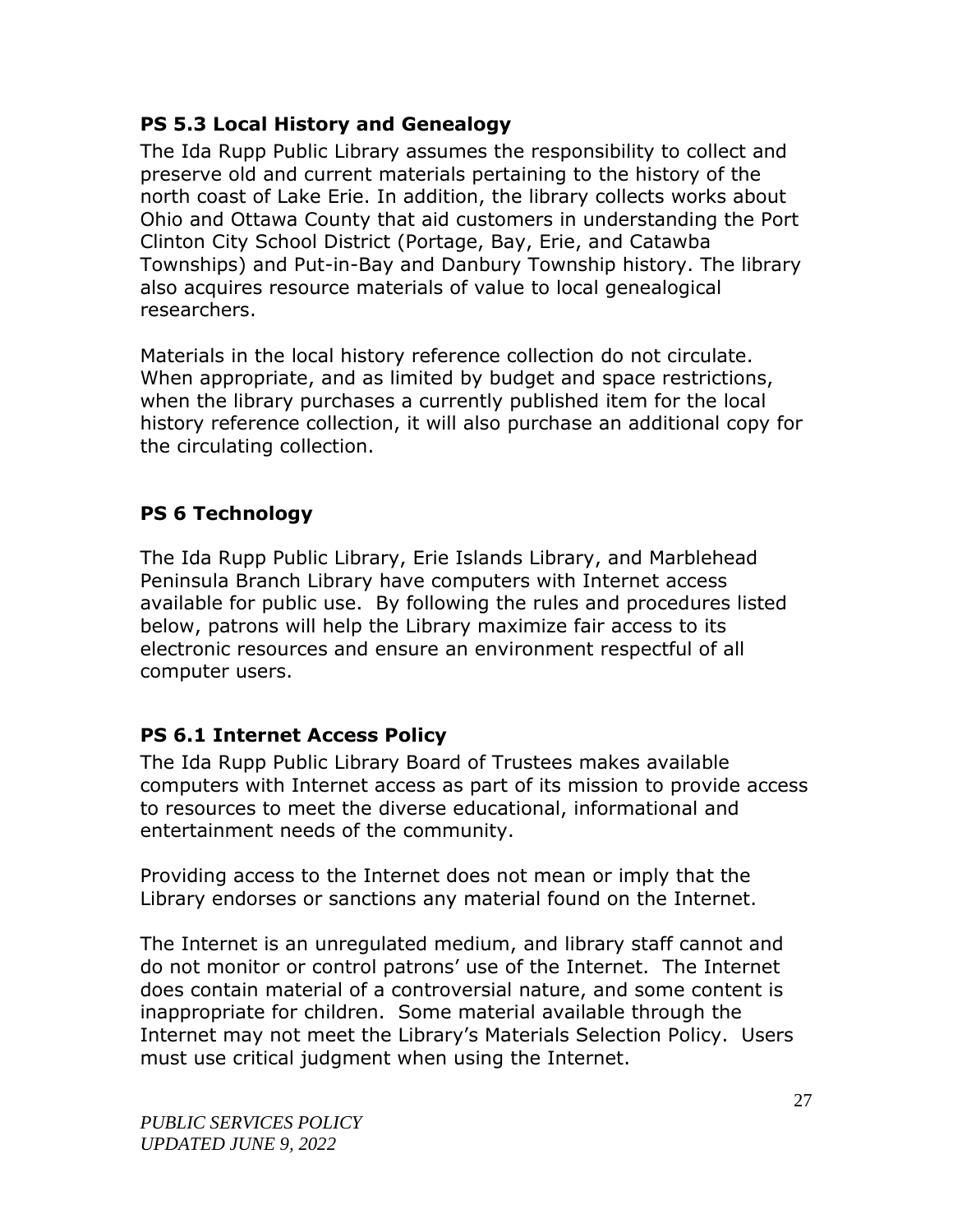### PS 5.3 Local History and Genealogy

The Ida Rupp Public Library assumes the responsibility to collect and preserve old and current materials pertaining to the history of the north coast of Lake Erie. In addition, the library collects works about Ohio and Ottawa County that aid customers in understanding the Port Clinton City School District (Portage, Bay, Erie, and Catawba Townships) and Put-in-Bay and Danbury Township history. The library also acquires resource materials of value to local genealogical researchers.

Materials in the local history reference collection do not circulate. When appropriate, and as limited by budget and space restrictions, when the library purchases a currently published item for the local history reference collection, it will also purchase an additional copy for the circulating collection.

## PS 6 Technology

The Ida Rupp Public Library, Erie Islands Library, and Marblehead Peninsula Branch Library have computers with Internet access available for public use. By following the rules and procedures listed below, patrons will help the Library maximize fair access to its electronic resources and ensure an environment respectful of all computer users.

### PS 6.1 Internet Access Policy

The Ida Rupp Public Library Board of Trustees makes available computers with Internet access as part of its mission to provide access to resources to meet the diverse educational, informational and entertainment needs of the community.

Providing access to the Internet does not mean or imply that the Library endorses or sanctions any material found on the Internet.

The Internet is an unregulated medium, and library staff cannot and do not monitor or control patrons' use of the Internet. The Internet does contain material of a controversial nature, and some content is inappropriate for children. Some material available through the Internet may not meet the Library's Materials Selection Policy. Users must use critical judgment when using the Internet.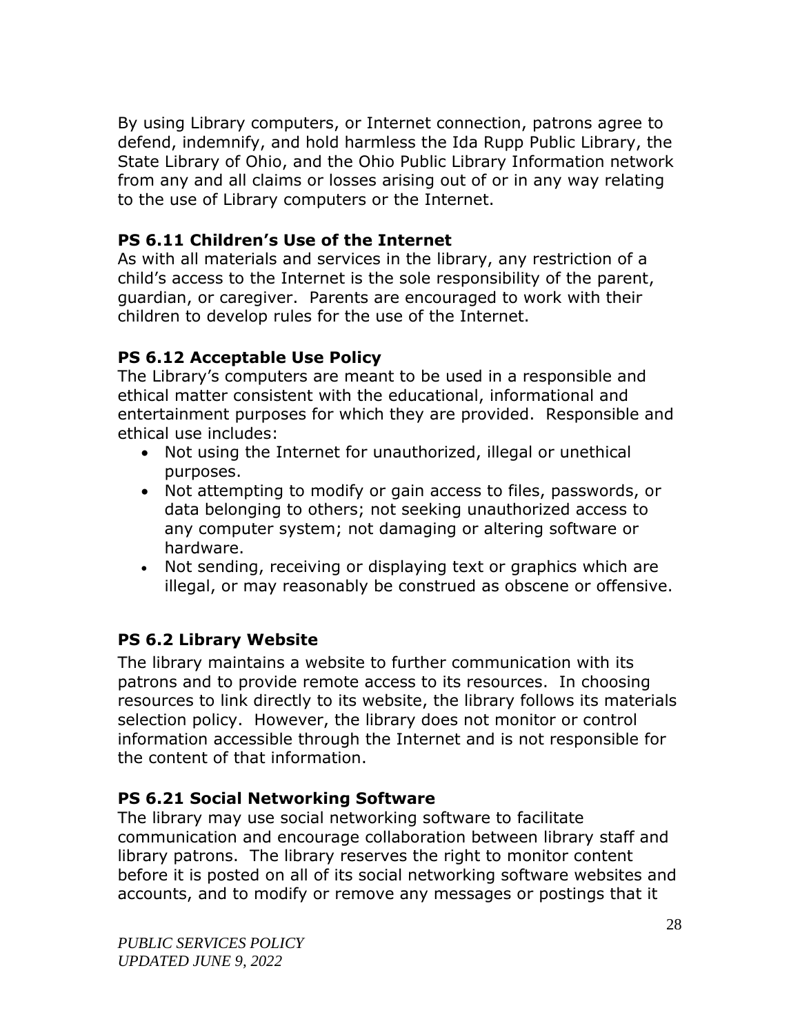By using Library computers, or Internet connection, patrons agree to defend, indemnify, and hold harmless the Ida Rupp Public Library, the State Library of Ohio, and the Ohio Public Library Information network from any and all claims or losses arising out of or in any way relating to the use of Library computers or the Internet.

### PS 6.11 Children's Use of the Internet

As with all materials and services in the library, any restriction of a child's access to the Internet is the sole responsibility of the parent, guardian, or caregiver. Parents are encouraged to work with their children to develop rules for the use of the Internet.

### PS 6.12 Acceptable Use Policy

The Library's computers are meant to be used in a responsible and ethical matter consistent with the educational, informational and entertainment purposes for which they are provided. Responsible and ethical use includes:

- Not using the Internet for unauthorized, illegal or unethical purposes.
- Not attempting to modify or gain access to files, passwords, or data belonging to others; not seeking unauthorized access to any computer system; not damaging or altering software or hardware.
- Not sending, receiving or displaying text or graphics which are illegal, or may reasonably be construed as obscene or offensive.

### PS 6.2 Library Website

The library maintains a website to further communication with its patrons and to provide remote access to its resources. In choosing resources to link directly to its website, the library follows its materials selection policy. However, the library does not monitor or control information accessible through the Internet and is not responsible for the content of that information.

### PS 6.21 Social Networking Software

The library may use social networking software to facilitate communication and encourage collaboration between library staff and library patrons. The library reserves the right to monitor content before it is posted on all of its social networking software websites and accounts, and to modify or remove any messages or postings that it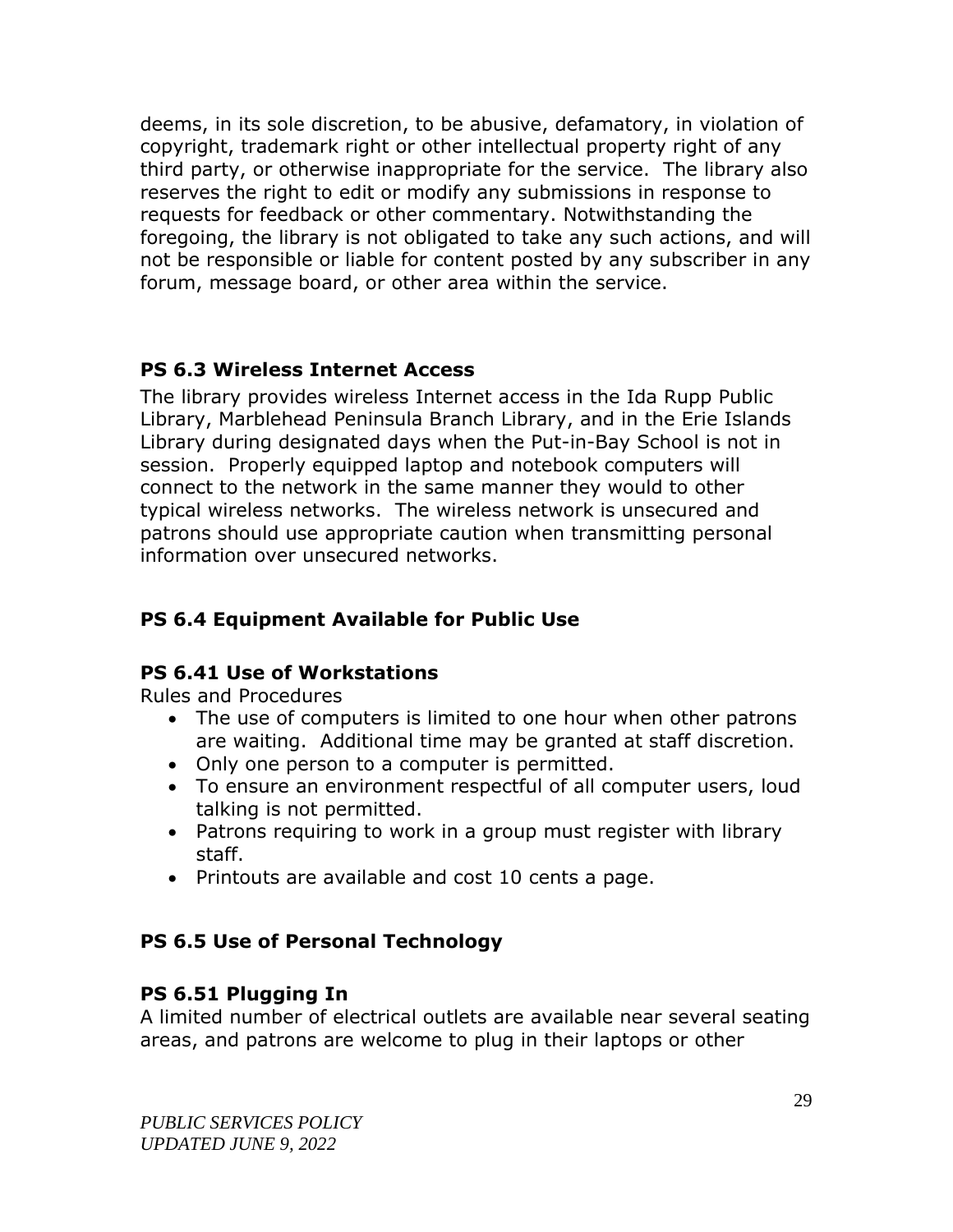deems, in its sole discretion, to be abusive, defamatory, in violation of copyright, trademark right or other intellectual property right of any third party, or otherwise inappropriate for the service. The library also reserves the right to edit or modify any submissions in response to requests for feedback or other commentary. Notwithstanding the foregoing, the library is not obligated to take any such actions, and will not be responsible or liable for content posted by any subscriber in any forum, message board, or other area within the service.

### PS 6.3 Wireless Internet Access

The library provides wireless Internet access in the Ida Rupp Public Library, Marblehead Peninsula Branch Library, and in the Erie Islands Library during designated days when the Put-in-Bay School is not in session. Properly equipped laptop and notebook computers will connect to the network in the same manner they would to other typical wireless networks. The wireless network is unsecured and patrons should use appropriate caution when transmitting personal information over unsecured networks.

### PS 6.4 Equipment Available for Public Use

### PS 6.41 Use of Workstations

Rules and Procedures

- The use of computers is limited to one hour when other patrons are waiting. Additional time may be granted at staff discretion.
- Only one person to a computer is permitted.
- To ensure an environment respectful of all computer users, loud talking is not permitted.
- Patrons requiring to work in a group must register with library staff.
- Printouts are available and cost 10 cents a page.

### PS 6.5 Use of Personal Technology

### PS 6.51 Plugging In

A limited number of electrical outlets are available near several seating areas, and patrons are welcome to plug in their laptops or other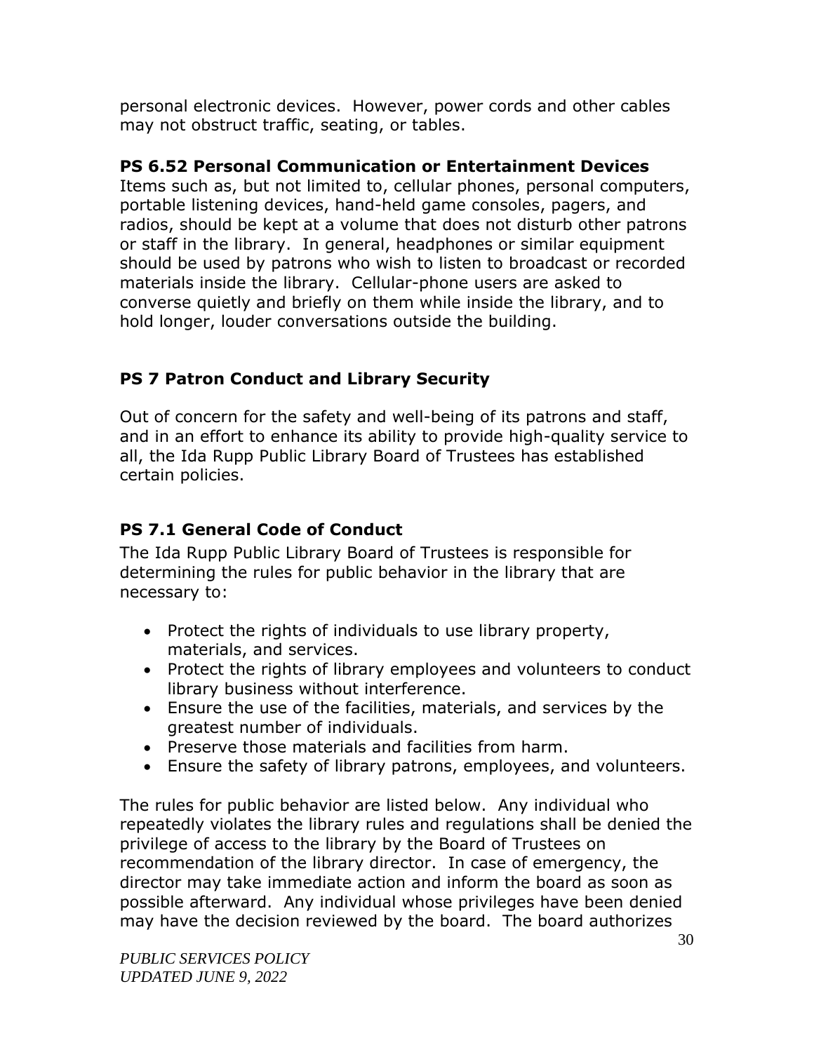personal electronic devices. However, power cords and other cables may not obstruct traffic, seating, or tables.

### PS 6.52 Personal Communication or Entertainment Devices

Items such as, but not limited to, cellular phones, personal computers, portable listening devices, hand-held game consoles, pagers, and radios, should be kept at a volume that does not disturb other patrons or staff in the library. In general, headphones or similar equipment should be used by patrons who wish to listen to broadcast or recorded materials inside the library. Cellular-phone users are asked to converse quietly and briefly on them while inside the library, and to hold longer, louder conversations outside the building.

## PS 7 Patron Conduct and Library Security

Out of concern for the safety and well-being of its patrons and staff, and in an effort to enhance its ability to provide high-quality service to all, the Ida Rupp Public Library Board of Trustees has established certain policies.

### PS 7.1 General Code of Conduct

The Ida Rupp Public Library Board of Trustees is responsible for determining the rules for public behavior in the library that are necessary to:

- Protect the rights of individuals to use library property, materials, and services.
- Protect the rights of library employees and volunteers to conduct library business without interference.
- Ensure the use of the facilities, materials, and services by the greatest number of individuals.
- Preserve those materials and facilities from harm.
- Ensure the safety of library patrons, employees, and volunteers.

The rules for public behavior are listed below. Any individual who repeatedly violates the library rules and regulations shall be denied the privilege of access to the library by the Board of Trustees on recommendation of the library director. In case of emergency, the director may take immediate action and inform the board as soon as possible afterward. Any individual whose privileges have been denied may have the decision reviewed by the board. The board authorizes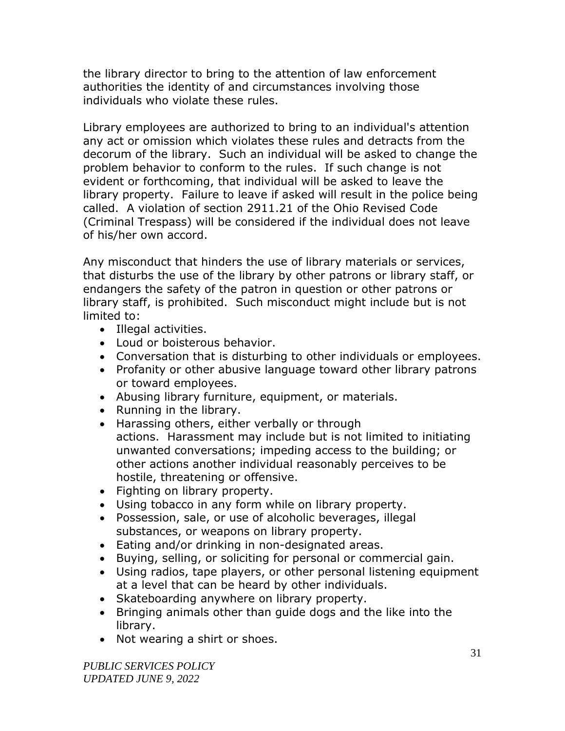the library director to bring to the attention of law enforcement authorities the identity of and circumstances involving those individuals who violate these rules.

Library employees are authorized to bring to an individual's attention any act or omission which violates these rules and detracts from the decorum of the library. Such an individual will be asked to change the problem behavior to conform to the rules. If such change is not evident or forthcoming, that individual will be asked to leave the library property. Failure to leave if asked will result in the police being called. A violation of section 2911.21 of the Ohio Revised Code (Criminal Trespass) will be considered if the individual does not leave of his/her own accord.

Any misconduct that hinders the use of library materials or services, that disturbs the use of the library by other patrons or library staff, or endangers the safety of the patron in question or other patrons or library staff, is prohibited. Such misconduct might include but is not limited to:

- Illegal activities.
- Loud or boisterous behavior.
- Conversation that is disturbing to other individuals or employees.
- Profanity or other abusive language toward other library patrons or toward employees.
- Abusing library furniture, equipment, or materials.
- Running in the library.
- Harassing others, either verbally or through actions. Harassment may include but is not limited to initiating unwanted conversations; impeding access to the building; or other actions another individual reasonably perceives to be hostile, threatening or offensive.
- Fighting on library property.
- Using tobacco in any form while on library property.
- Possession, sale, or use of alcoholic beverages, illegal substances, or weapons on library property.
- Eating and/or drinking in non-designated areas.
- Buying, selling, or soliciting for personal or commercial gain.
- Using radios, tape players, or other personal listening equipment at a level that can be heard by other individuals.
- Skateboarding anywhere on library property.
- Bringing animals other than guide dogs and the like into the library.
- Not wearing a shirt or shoes.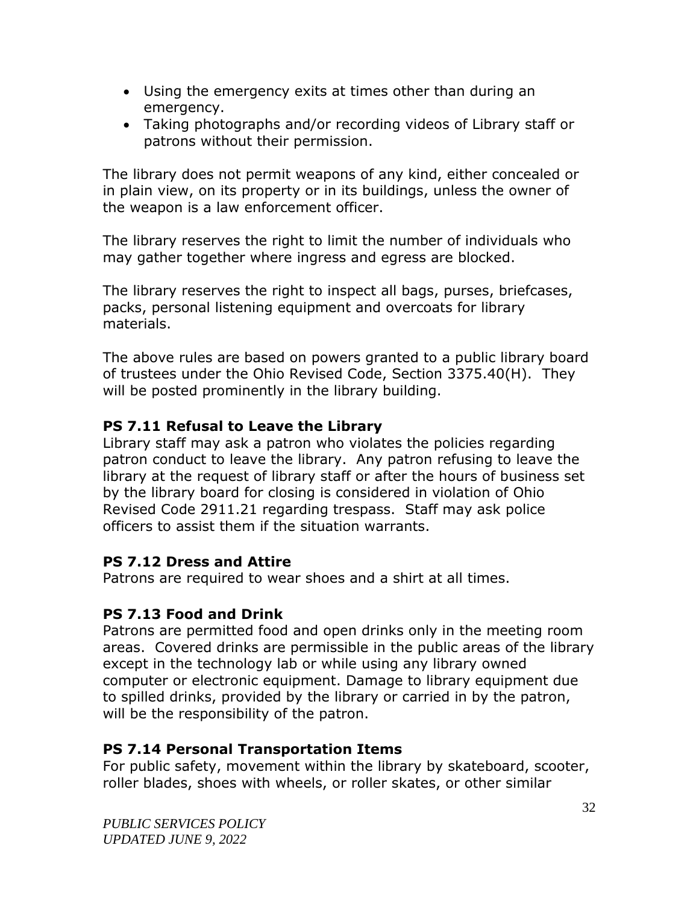- Using the emergency exits at times other than during an emergency.
- Taking photographs and/or recording videos of Library staff or patrons without their permission.

The library does not permit weapons of any kind, either concealed or in plain view, on its property or in its buildings, unless the owner of the weapon is a law enforcement officer.

The library reserves the right to limit the number of individuals who may gather together where ingress and egress are blocked.

The library reserves the right to inspect all bags, purses, briefcases, packs, personal listening equipment and overcoats for library materials.

The above rules are based on powers granted to a public library board of trustees under the Ohio Revised Code, Section 3375.40(H). They will be posted prominently in the library building.

### PS 7.11 Refusal to Leave the Library

Library staff may ask a patron who violates the policies regarding patron conduct to leave the library. Any patron refusing to leave the library at the request of library staff or after the hours of business set by the library board for closing is considered in violation of Ohio Revised Code 2911.21 regarding trespass. Staff may ask police officers to assist them if the situation warrants.

### PS 7.12 Dress and Attire

Patrons are required to wear shoes and a shirt at all times.

### PS 7.13 Food and Drink

Patrons are permitted food and open drinks only in the meeting room areas. Covered drinks are permissible in the public areas of the library except in the technology lab or while using any library owned computer or electronic equipment. Damage to library equipment due to spilled drinks, provided by the library or carried in by the patron, will be the responsibility of the patron.

### PS 7.14 Personal Transportation Items

For public safety, movement within the library by skateboard, scooter, roller blades, shoes with wheels, or roller skates, or other similar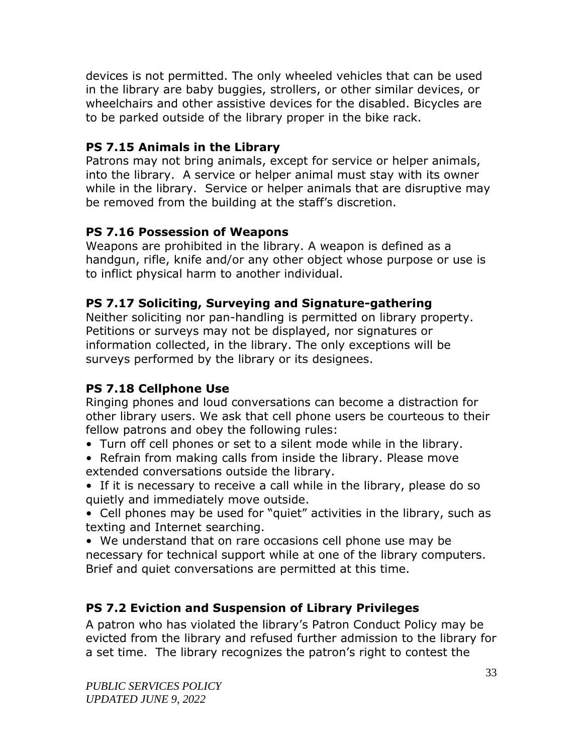devices is not permitted. The only wheeled vehicles that can be used in the library are baby buggies, strollers, or other similar devices, or wheelchairs and other assistive devices for the disabled. Bicycles are to be parked outside of the library proper in the bike rack.

### PS 7.15 Animals in the Library

Patrons may not bring animals, except for service or helper animals, into the library. A service or helper animal must stay with its owner while in the library. Service or helper animals that are disruptive may be removed from the building at the staff's discretion.

### PS 7.16 Possession of Weapons

Weapons are prohibited in the library. A weapon is defined as a handgun, rifle, knife and/or any other object whose purpose or use is to inflict physical harm to another individual.

### PS 7.17 Soliciting, Surveying and Signature-gathering

Neither soliciting nor pan-handling is permitted on library property. Petitions or surveys may not be displayed, nor signatures or information collected, in the library. The only exceptions will be surveys performed by the library or its designees.

### PS 7.18 Cellphone Use

Ringing phones and loud conversations can become a distraction for other library users. We ask that cell phone users be courteous to their fellow patrons and obey the following rules:

- Turn off cell phones or set to a silent mode while in the library.
- Refrain from making calls from inside the library. Please move extended conversations outside the library.
- If it is necessary to receive a call while in the library, please do so quietly and immediately move outside.
- Cell phones may be used for "quiet" activities in the library, such as texting and Internet searching.
- We understand that on rare occasions cell phone use may be necessary for technical support while at one of the library computers. Brief and quiet conversations are permitted at this time.

## PS 7.2 Eviction and Suspension of Library Privileges

A patron who has violated the library's Patron Conduct Policy may be evicted from the library and refused further admission to the library for a set time. The library recognizes the patron's right to contest the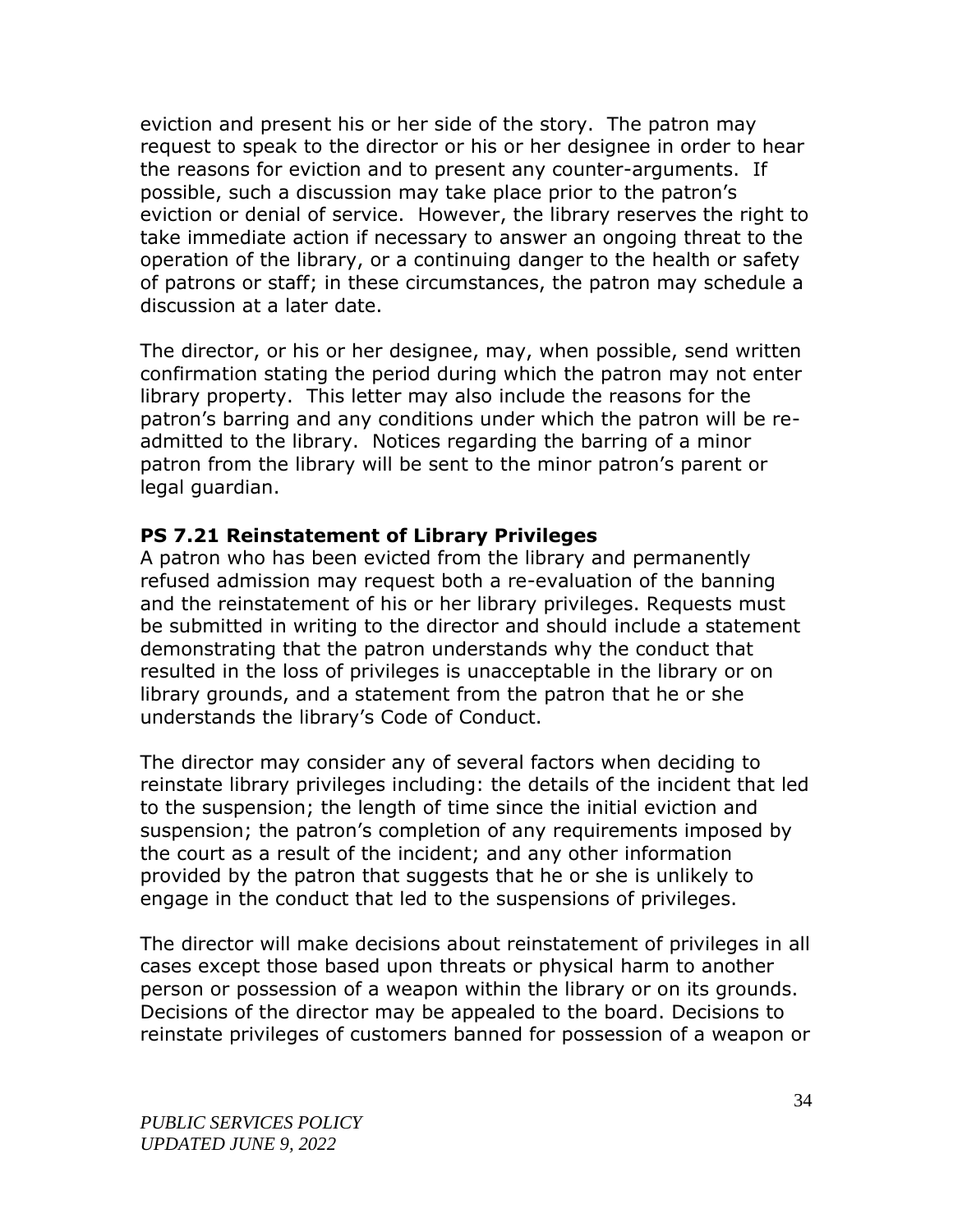eviction and present his or her side of the story. The patron may request to speak to the director or his or her designee in order to hear the reasons for eviction and to present any counter-arguments. If possible, such a discussion may take place prior to the patron's eviction or denial of service. However, the library reserves the right to take immediate action if necessary to answer an ongoing threat to the operation of the library, or a continuing danger to the health or safety of patrons or staff; in these circumstances, the patron may schedule a discussion at a later date.

The director, or his or her designee, may, when possible, send written confirmation stating the period during which the patron may not enter library property. This letter may also include the reasons for the patron's barring and any conditions under which the patron will be re-admitted to the library. Notices regarding the barring of a minor patron from the library will be sent to the minor patron's parent or legal guardian.

### PS 7.21 Reinstatement of Library Privileges

A patron who has been evicted from the library and permanently refused admission may request both a re-evaluation of the banning and the reinstatement of his or her library privileges. Requests must be submitted in writing to the director and should include a statement demonstrating that the patron understands why the conduct that resulted in the loss of privileges is unacceptable in the library or on library grounds, and a statement from the patron that he or she understands the library's Code of Conduct.

The director may consider any of several factors when deciding to reinstate library privileges including: the details of the incident that led to the suspension; the length of time since the initial eviction and suspension; the patron's completion of any requirements imposed by the court as a result of the incident; and any other information provided by the patron that suggests that he or she is unlikely to engage in the conduct that led to the suspensions of privileges.

The director will make decisions about reinstatement of privileges in all cases except those based upon threats or physical harm to another person or possession of a weapon within the library or on its grounds. Decisions of the director may be appealed to the board. Decisions to reinstate privileges of customers banned for possession of a weapon or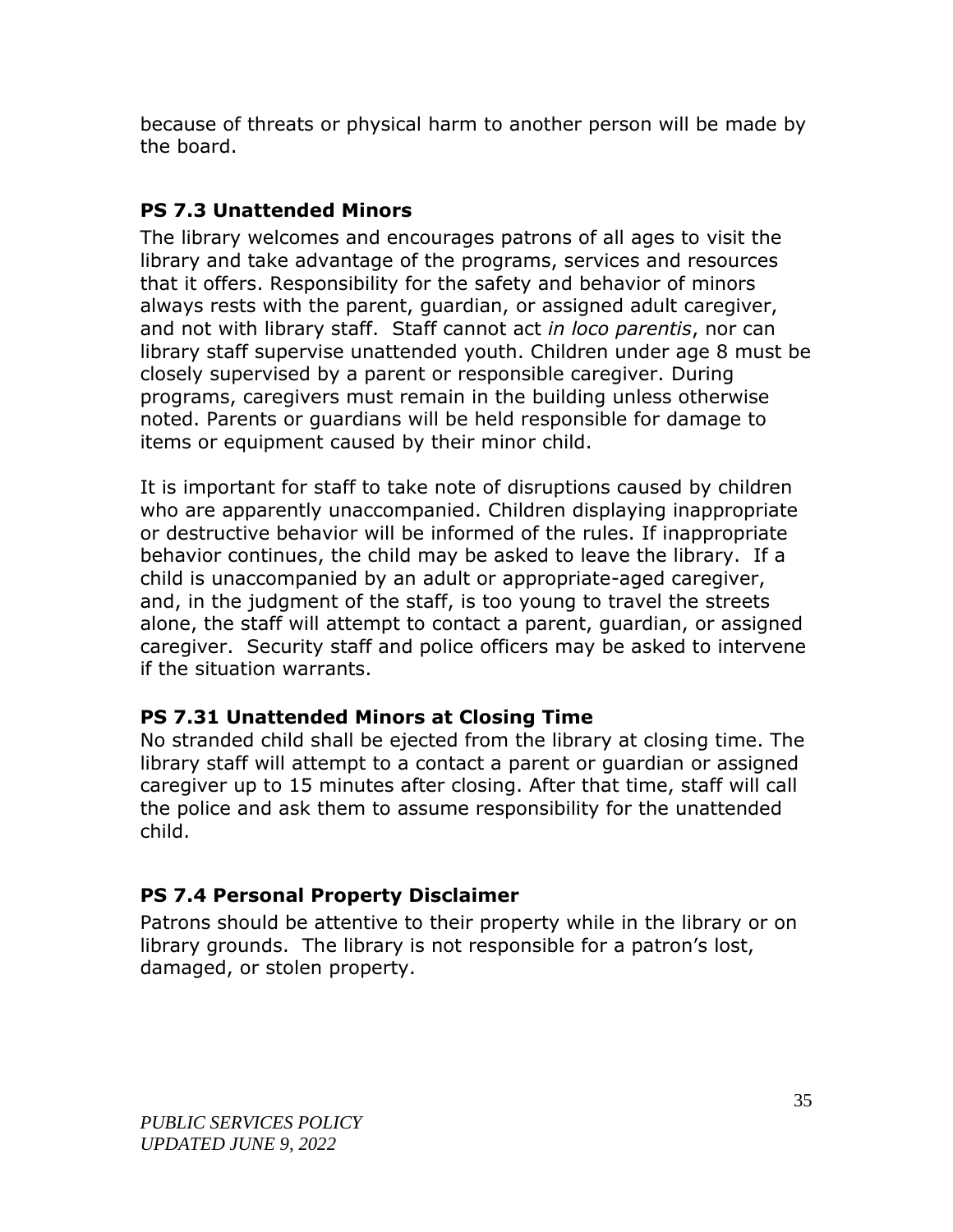because of threats or physical harm to another person will be made by the board.

### PS 7.3 Unattended Minors

The library welcomes and encourages patrons of all ages to visit the library and take advantage of the programs, services and resources that it offers. Responsibility for the safety and behavior of minors always rests with the parent, guardian, or assigned adult caregiver, and not with library staff. Staff cannot act *in loco parentis*, nor can library staff supervise unattended youth. Children under age 8 must be closely supervised by a parent or responsible caregiver. During programs, caregivers must remain in the building unless otherwise noted. Parents or guardians will be held responsible for damage to items or equipment caused by their minor child.

It is important for staff to take note of disruptions caused by children who are apparently unaccompanied. Children displaying inappropriate or destructive behavior will be informed of the rules. If inappropriate behavior continues, the child may be asked to leave the library. If a child is unaccompanied by an adult or appropriate-aged caregiver, and, in the judgment of the staff, is too young to travel the streets alone, the staff will attempt to contact a parent, guardian, or assigned caregiver. Security staff and police officers may be asked to intervene if the situation warrants.

### PS 7.31 Unattended Minors at Closing Time

No stranded child shall be ejected from the library at closing time. The library staff will attempt to a contact a parent or guardian or assigned caregiver up to 15 minutes after closing. After that time, staff will call the police and ask them to assume responsibility for the unattended child.

### PS 7.4 Personal Property Disclaimer

Patrons should be attentive to their property while in the library or on library grounds. The library is not responsible for a patron's lost, damaged, or stolen property.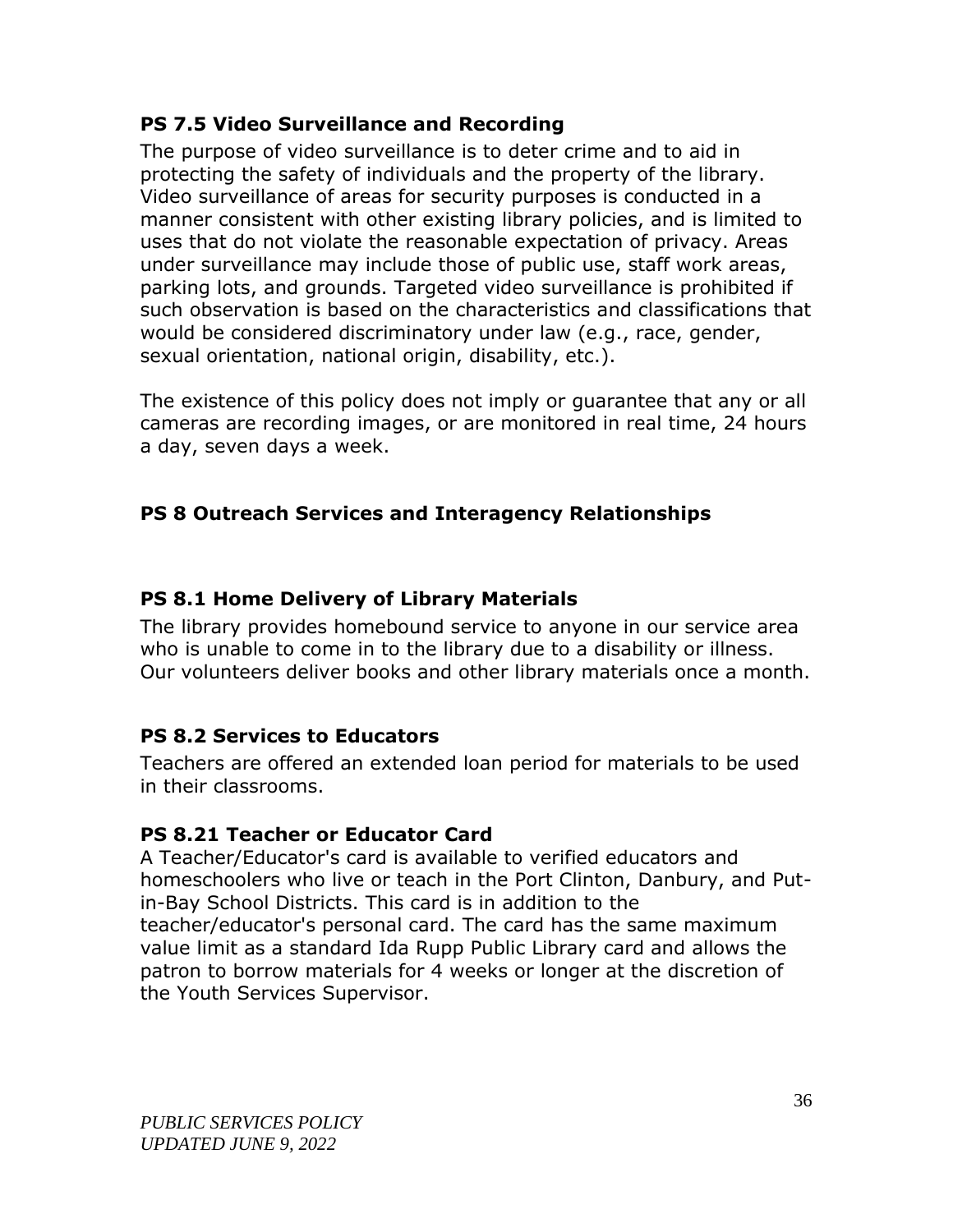### PS 7.5 Video Surveillance and Recording

The purpose of video surveillance is to deter crime and to aid in protecting the safety of individuals and the property of the library. Video surveillance of areas for security purposes is conducted in a manner consistent with other existing library policies, and is limited to uses that do not violate the reasonable expectation of privacy. Areas under surveillance may include those of public use, staff work areas, parking lots, and grounds. Targeted video surveillance is prohibited if such observation is based on the characteristics and classifications that would be considered discriminatory under law (e.g., race, gender, sexual orientation, national origin, disability, etc.).

The existence of this policy does not imply or guarantee that any or all cameras are recording images, or are monitored in real time, 24 hours a day, seven days a week.

## PS 8 Outreach Services and Interagency Relationships

### PS 8.1 Home Delivery of Library Materials

The library provides homebound service to anyone in our service area who is unable to come in to the library due to a disability or illness. Our volunteers deliver books and other library materials once a month.

### PS 8.2 Services to Educators

Teachers are offered an extended loan period for materials to be used in their classrooms.

### PS 8.21 Teacher or Educator Card

A Teacher/Educator's card is available to verified educators and homeschoolers who live or teach in the Port Clinton, Danbury, and Put-in-Bay School Districts. This card is in addition to the teacher/educator's personal card. The card has the same maximum value limit as a standard Ida Rupp Public Library card and allows the patron to borrow materials for 4 weeks or longer at the discretion of the Youth Services Supervisor.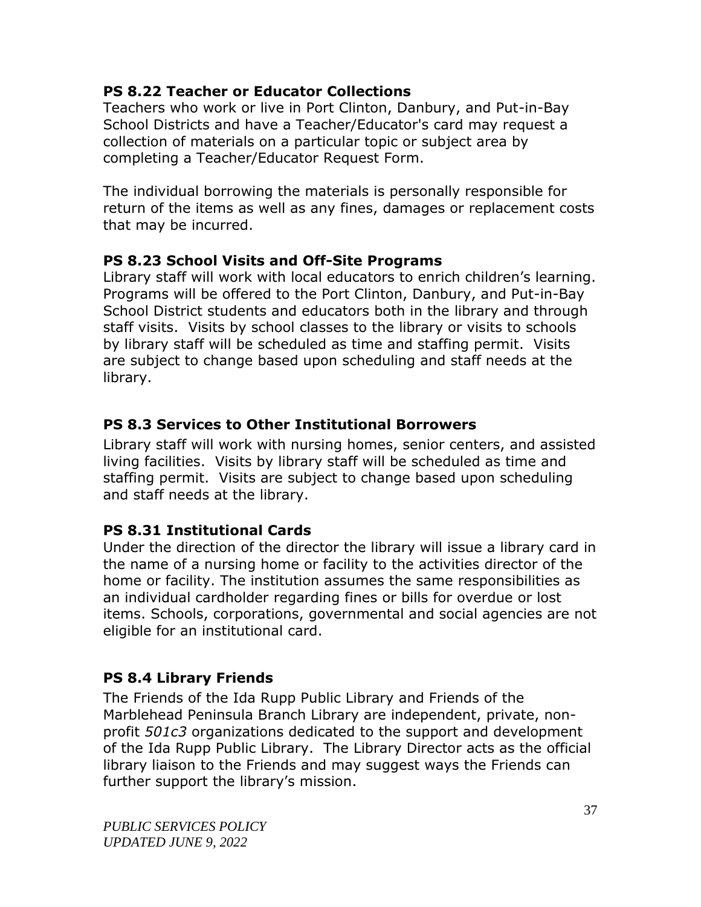### PS 8.22 Teacher or Educator Collections

Teachers who work or live in Port Clinton, Danbury, and Put-in-Bay School Districts and have a Teacher/Educator's card may request a collection of materials on a particular topic or subject area by completing a Teacher/Educator Request Form.

The individual borrowing the materials is personally responsible for return of the items as well as any fines, damages or replacement costs that may be incurred.

### PS 8.23 School Visits and Off-Site Programs

Library staff will work with local educators to enrich children's learning. Programs will be offered to the Port Clinton, Danbury, and Put-in-Bay School District students and educators both in the library and through staff visits. Visits by school classes to the library or visits to schools by library staff will be scheduled as time and staffing permit. Visits are subject to change based upon scheduling and staff needs at the library.

### PS 8.3 Services to Other Institutional Borrowers

Library staff will work with nursing homes, senior centers, and assisted living facilities. Visits by library staff will be scheduled as time and staffing permit. Visits are subject to change based upon scheduling and staff needs at the library.

### PS 8.31 Institutional Cards

Under the direction of the director the library will issue a library card in the name of a nursing home or facility to the activities director of the home or facility. The institution assumes the same responsibilities as an individual cardholder regarding fines or bills for overdue or lost items. Schools, corporations, governmental and social agencies are not eligible for an institutional card.

### PS 8.4 Library Friends

The Friends of the Ida Rupp Public Library and Friends of the Marblehead Peninsula Branch Library are independent, private, non-profit *501c3* organizations dedicated to the support and development of the Ida Rupp Public Library. The Library Director acts as the official library liaison to the Friends and may suggest ways the Friends can further support the library's mission.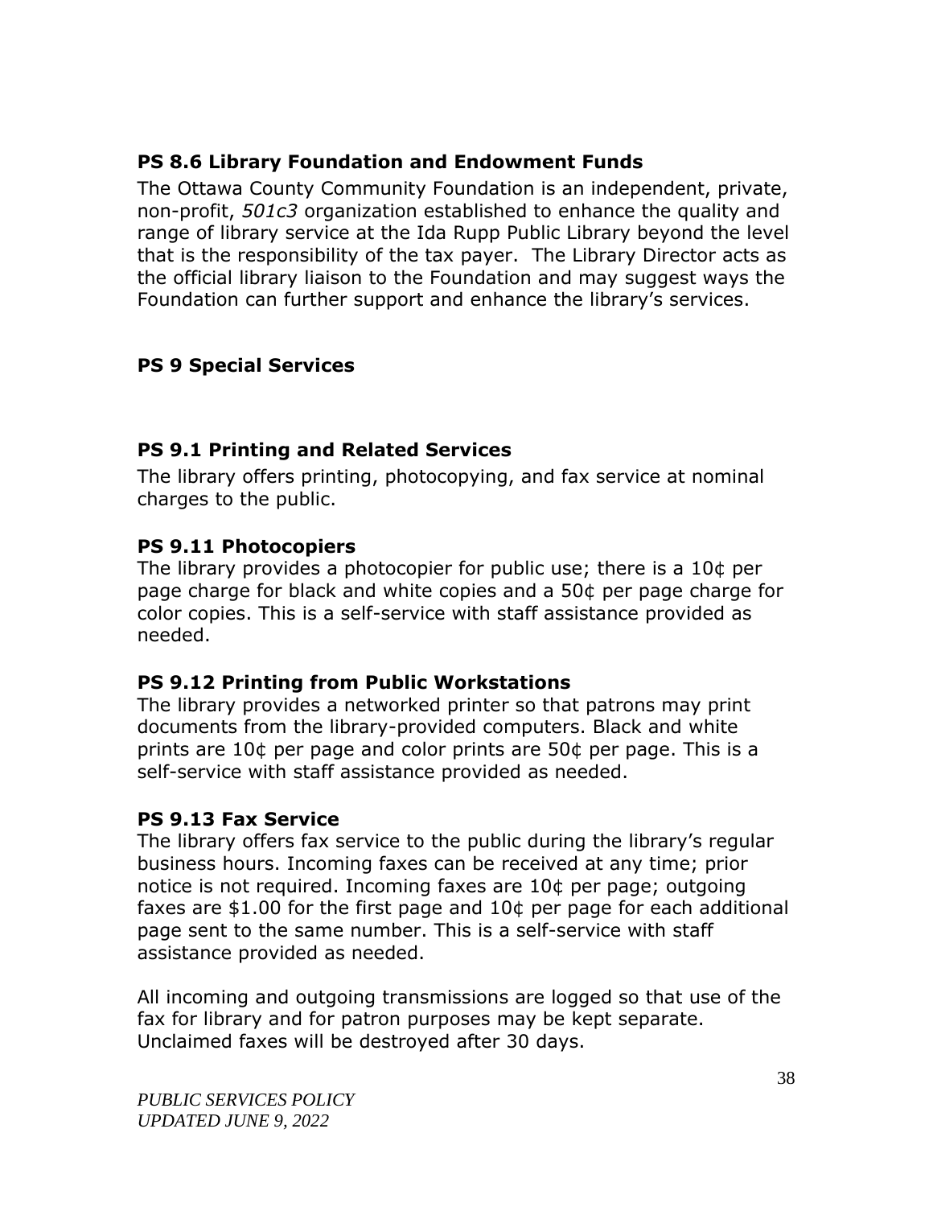## PS 8.6 Library Foundation and Endowment Funds

The Ottawa County Community Foundation is an independent, private, non-profit, *501c3* organization established to enhance the quality and range of library service at the Ida Rupp Public Library beyond the level that is the responsibility of the tax payer. The Library Director acts as the official library liaison to the Foundation and may suggest ways the Foundation can further support and enhance the library's services.

# PS 9 Special Services

## PS 9.1 Printing and Related Services

The library offers printing, photocopying, and fax service at nominal charges to the public.

### PS 9.11 Photocopiers

The library provides a photocopier for public use; there is a 10¢ per page charge for black and white copies and a 50¢ per page charge for color copies. This is a self-service with staff assistance provided as needed.

### PS 9.12 Printing from Public Workstations

The library provides a networked printer so that patrons may print documents from the library-provided computers. Black and white prints are 10¢ per page and color prints are 50¢ per page. This is a self-service with staff assistance provided as needed.

### PS 9.13 Fax Service

The library offers fax service to the public during the library's regular business hours. Incoming faxes can be received at any time; prior notice is not required. Incoming faxes are 10¢ per page; outgoing faxes are $1.00 for the first page and 10¢ per page for each additional page sent to the same number. This is a self-service with staff assistance provided as needed.

All incoming and outgoing transmissions are logged so that use of the fax for library and for patron purposes may be kept separate. Unclaimed faxes will be destroyed after 30 days.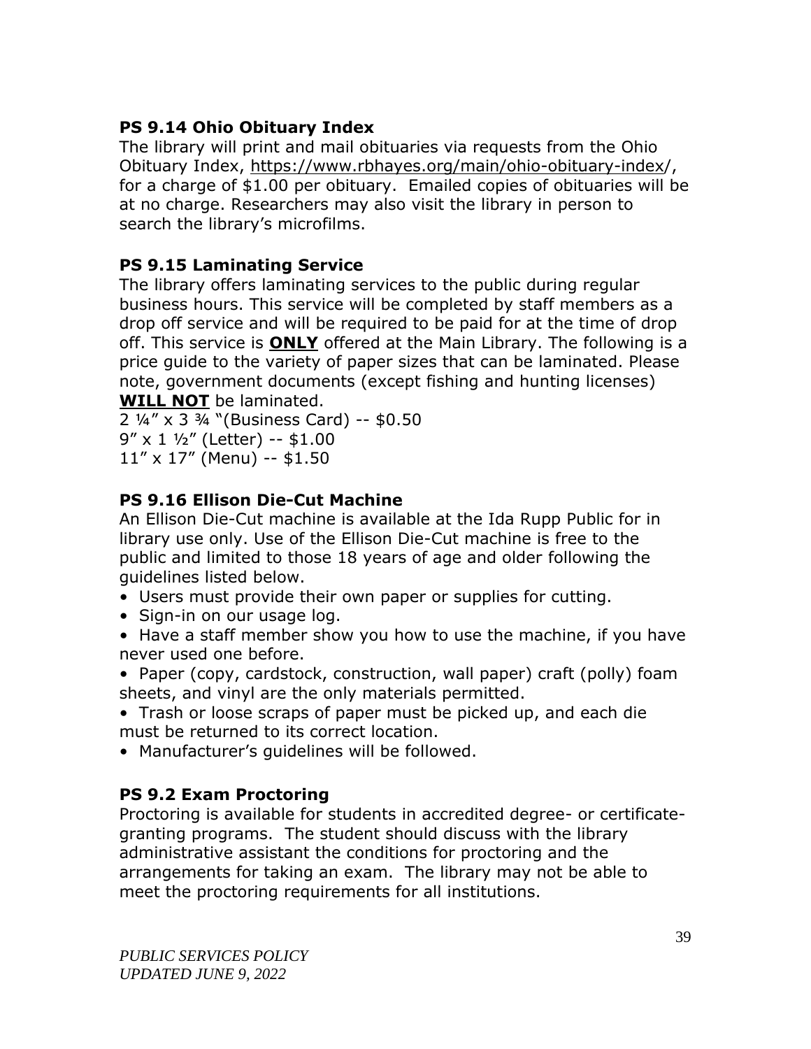### PS 9.14 Ohio Obituary Index

The library will print and mail obituaries via requests from the Ohio Obituary Index, https://www.rbhayes.org/main/ohio-obituary-index/, for a charge of $1.00 per obituary. Emailed copies of obituaries will be at no charge. Researchers may also visit the library in person to search the library's microfilms.

### PS 9.15 Laminating Service

The library offers laminating services to the public during regular business hours. This service will be completed by staff members as a drop off service and will be required to be paid for at the time of drop off. This service is **ONLY** offered at the Main Library. The following is a price guide to the variety of paper sizes that can be laminated. Please note, government documents (except fishing and hunting licenses) **WILL NOT** be laminated.

2 ¼" x 3 ¾ "(Business Card) -- $0.50
9" x 1 ½" (Letter) -- $1.00
11" x 17" (Menu) -- $1.50

### PS 9.16 Ellison Die-Cut Machine

An Ellison Die-Cut machine is available at the Ida Rupp Public for in library use only. Use of the Ellison Die-Cut machine is free to the public and limited to those 18 years of age and older following the guidelines listed below.

- Users must provide their own paper or supplies for cutting.
- Sign-in on our usage log.
- Have a staff member show you how to use the machine, if you have never used one before.
- Paper (copy, cardstock, construction, wall paper) craft (polly) foam sheets, and vinyl are the only materials permitted.
- Trash or loose scraps of paper must be picked up, and each die must be returned to its correct location.
- Manufacturer's guidelines will be followed.

### PS 9.2 Exam Proctoring

Proctoring is available for students in accredited degree- or certificate-granting programs. The student should discuss with the library administrative assistant the conditions for proctoring and the arrangements for taking an exam. The library may not be able to meet the proctoring requirements for all institutions.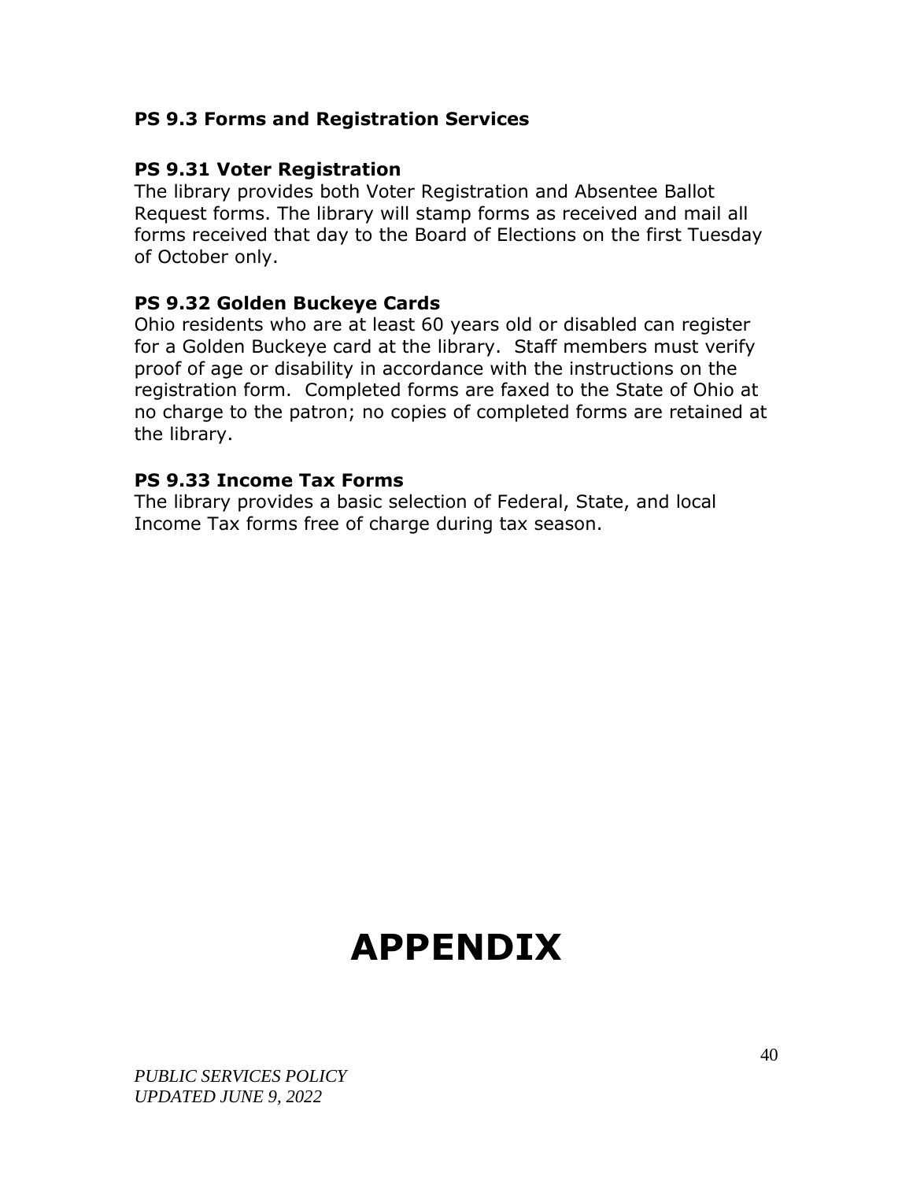### PS 9.3 Forms and Registration Services

#### PS 9.31 Voter Registration

The library provides both Voter Registration and Absentee Ballot Request forms. The library will stamp forms as received and mail all forms received that day to the Board of Elections on the first Tuesday of October only.

#### PS 9.32 Golden Buckeye Cards

Ohio residents who are at least 60 years old or disabled can register for a Golden Buckeye card at the library. Staff members must verify proof of age or disability in accordance with the instructions on the registration form. Completed forms are faxed to the State of Ohio at no charge to the patron; no copies of completed forms are retained at the library.

#### PS 9.33 Income Tax Forms

The library provides a basic selection of Federal, State, and local Income Tax forms free of charge during tax season.

# APPENDIX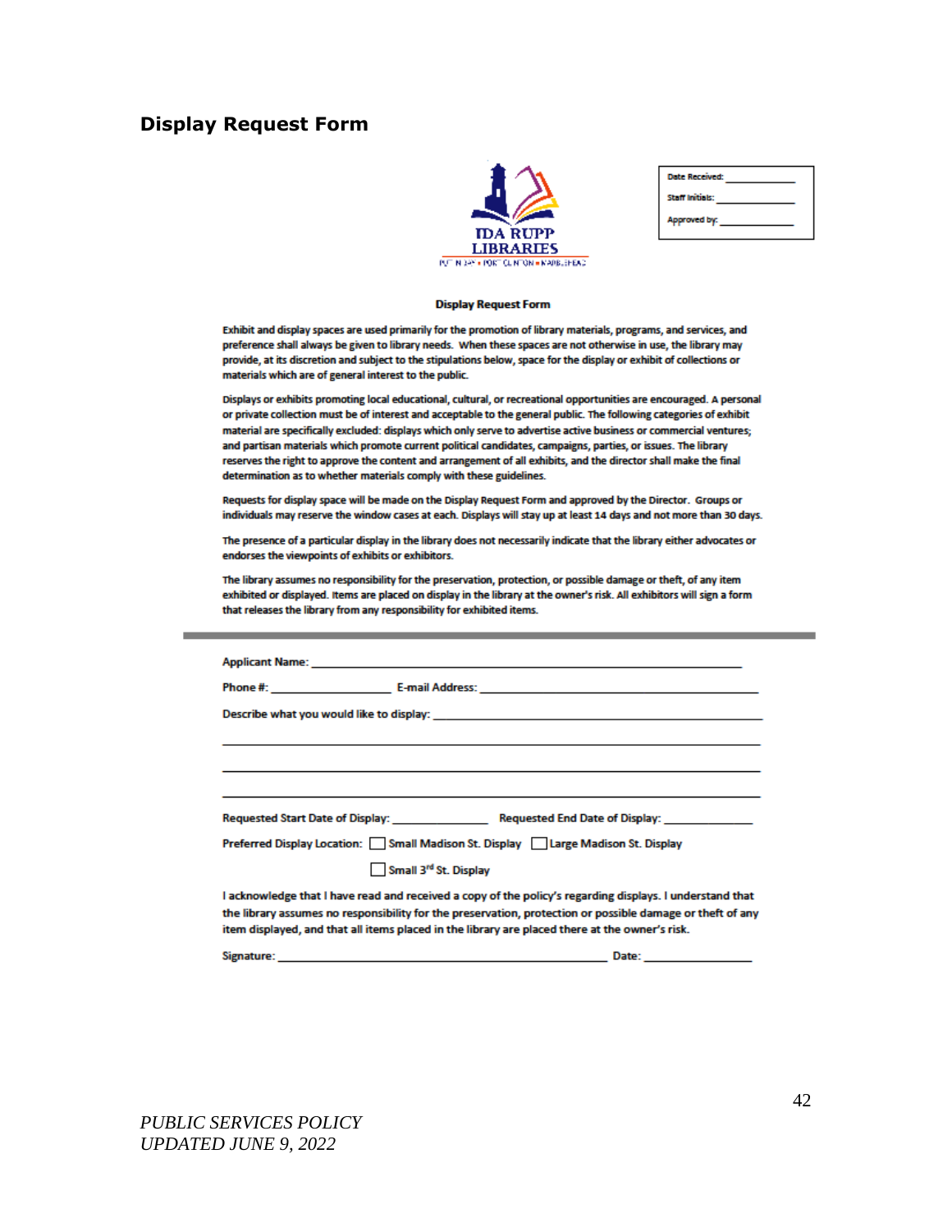## Display Request Form

IDA RUPP LIBRARIES

PUT-IN-BAY • PORT CLINTON • MARBLEHEAD

| | |
|---|---|
| Date Received: | ___________ |
| Staff Initials: | ___________ |
| Approved by: | ___________ |

**Display Request Form**

Exhibit and display spaces are used primarily for the promotion of library materials, programs, and services, and preference shall always be given to library needs. When these spaces are not otherwise in use, the library may provide, at its discretion and subject to the stipulations below, space for the display or exhibit of collections or materials which are of general interest to the public.

Displays or exhibits promoting local educational, cultural, or recreational opportunities are encouraged. A personal or private collection must be of interest and acceptable to the general public. The following categories of exhibit material are specifically excluded: displays which only serve to advertise active business or commercial ventures; and partisan materials which promote current political candidates, campaigns, parties, or issues. The library reserves the right to approve the content and arrangement of all exhibits, and the director shall make the final determination as to whether materials comply with these guidelines.

Requests for display space will be made on the Display Request Form and approved by the Director. Groups or individuals may reserve the window cases at each. Displays will stay up at least 14 days and not more than 30 days.

The presence of a particular display in the library does not necessarily indicate that the library either advocates or endorses the viewpoints of exhibits or exhibitors.

The library assumes no responsibility for the preservation, protection, or possible damage or theft, of any item exhibited or displayed. Items are placed on display in the library at the owner's risk. All exhibitors will sign a form that releases the library from any responsibility for exhibited items.

---

Applicant Name: ______________________________________________

Phone #: ________________ E-mail Address: ______________________________

Describe what you would like to display: ______________________________

______________________________________________________________

______________________________________________________________

______________________________________________________________

Requested Start Date of Display: ____________ Requested End Date of Display: ____________

Preferred Display Location: ☐ Small Madison St. Display ☐ Large Madison St. Display

☐ Small 3rd St. Display

I acknowledge that I have read and received a copy of the policy's regarding displays. I understand that the library assumes no responsibility for the preservation, protection or possible damage or theft of any item displayed, and that all items placed in the library are placed there at the owner's risk.

Signature: ______________________________________ Date: ______________

*PUBLIC SERVICES POLICY*
*UPDATED JUNE 9, 2022*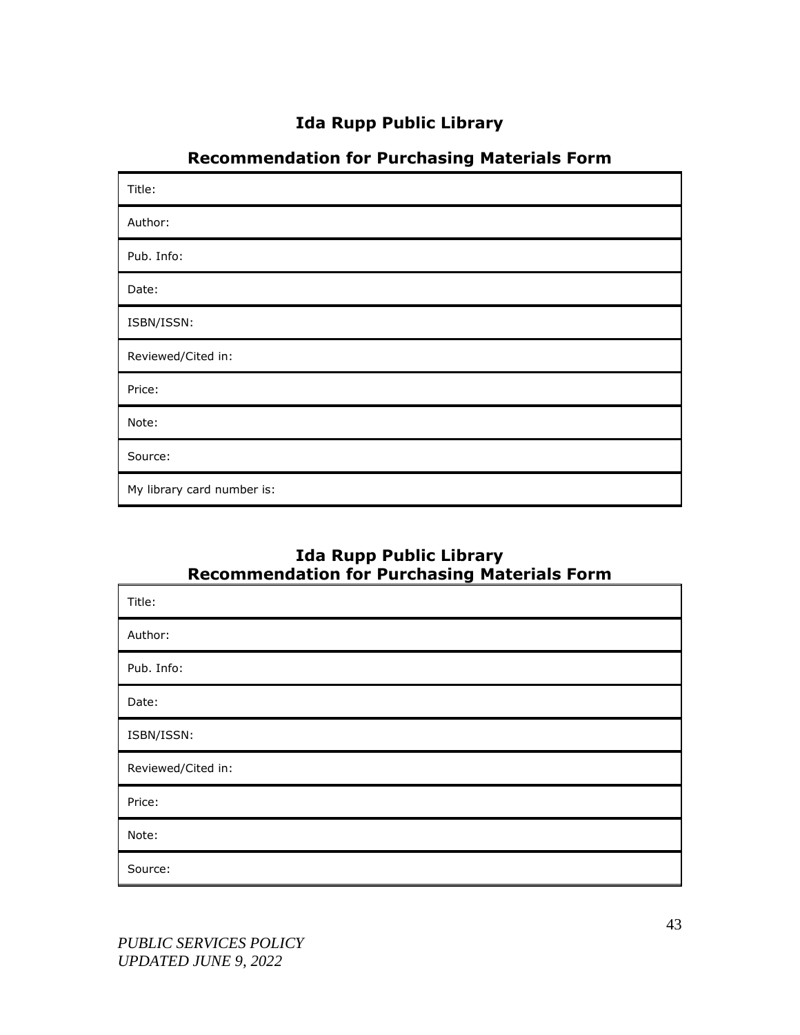## Ida Rupp Public Library

## Recommendation for Purchasing Materials Form

| |
|---|
| Title: |
| Author: |
| Pub. Info: |
| Date: |
| ISBN/ISSN: |
| Reviewed/Cited in: |
| Price: |
| Note: |
| Source: |
| My library card number is: |

## Ida Rupp Public Library
## Recommendation for Purchasing Materials Form

| |
|---|
| Title: |
| Author: |
| Pub. Info: |
| Date: |
| ISBN/ISSN: |
| Reviewed/Cited in: |
| Price: |
| Note: |
| Source: |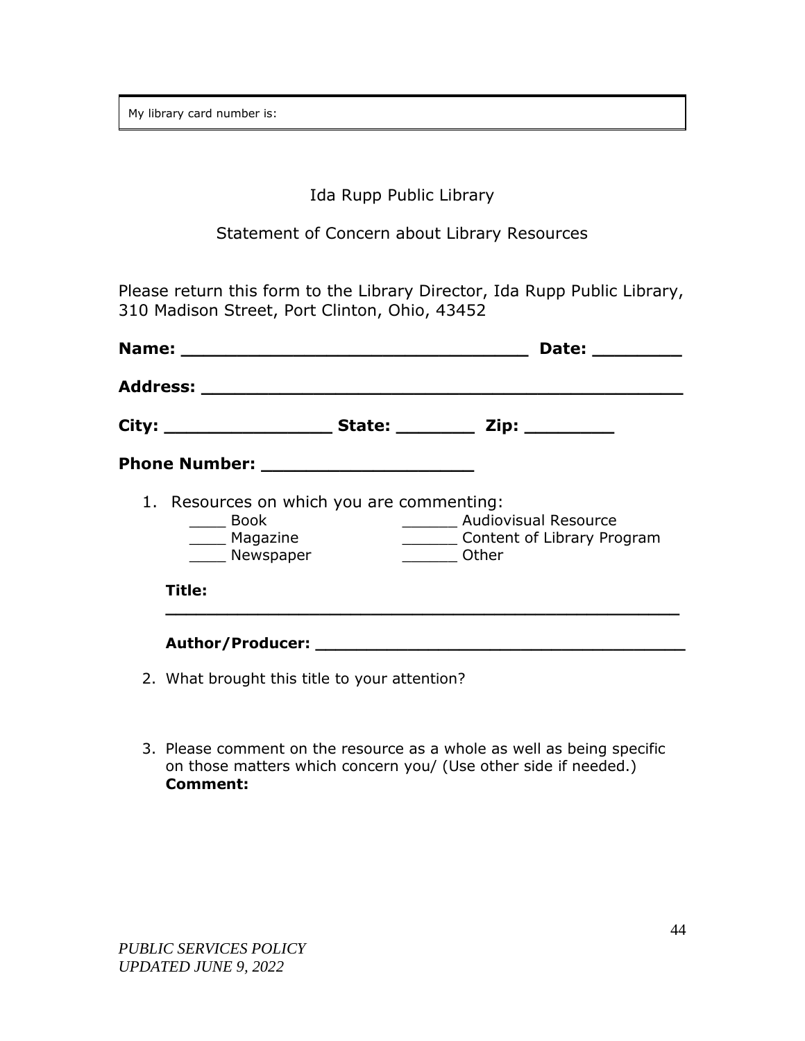| My library card number is: |
|---|

Ida Rupp Public Library

Statement of Concern about Library Resources

Please return this form to the Library Director, Ida Rupp Public Library, 310 Madison Street, Port Clinton, Ohio, 43452

**Name: _______________________________ Date: ________**

**Address: ___________________________________________**

**City: _______________ State: _______ Zip: ________**

**Phone Number: ___________________**

1. Resources on which you are commenting:
   ____ Book                ______ Audiovisual Resource
   ____ Magazine            ______ Content of Library Program
   ____ Newspaper           ______ Other

   **Title:**
   **_______________________________________________**

   **Author/Producer: ______________________________**

2. What brought this title to your attention?

3. Please comment on the resource as a whole as well as being specific on those matters which concern you/ (Use other side if needed.)
   **Comment:**

*PUBLIC SERVICES POLICY*
*UPDATED JUNE 9, 2022*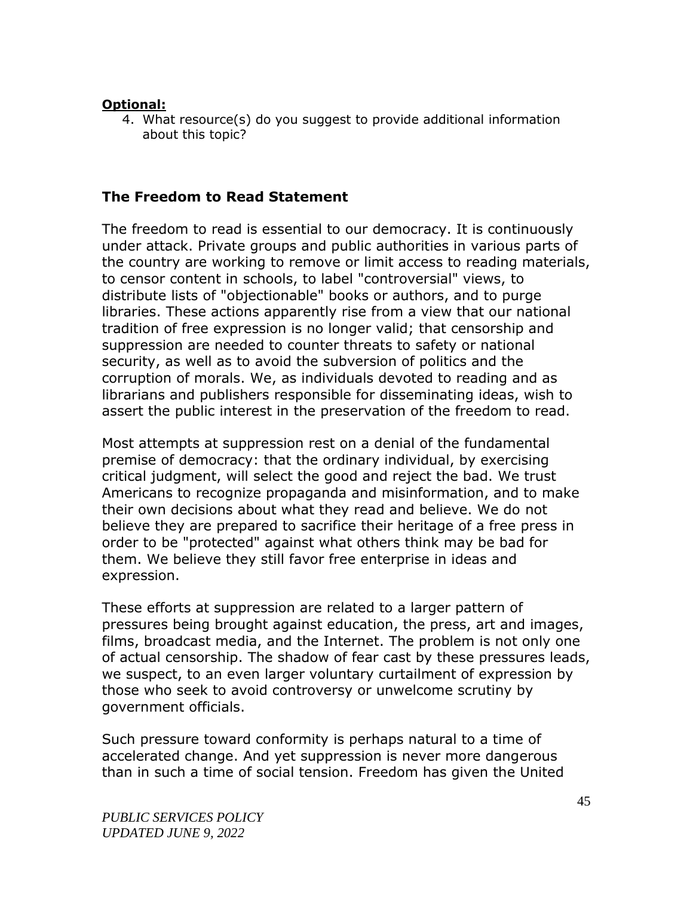**Optional:**

4. What resource(s) do you suggest to provide additional information about this topic?

## The Freedom to Read Statement

The freedom to read is essential to our democracy. It is continuously under attack. Private groups and public authorities in various parts of the country are working to remove or limit access to reading materials, to censor content in schools, to label "controversial" views, to distribute lists of "objectionable" books or authors, and to purge libraries. These actions apparently rise from a view that our national tradition of free expression is no longer valid; that censorship and suppression are needed to counter threats to safety or national security, as well as to avoid the subversion of politics and the corruption of morals. We, as individuals devoted to reading and as librarians and publishers responsible for disseminating ideas, wish to assert the public interest in the preservation of the freedom to read.

Most attempts at suppression rest on a denial of the fundamental premise of democracy: that the ordinary individual, by exercising critical judgment, will select the good and reject the bad. We trust Americans to recognize propaganda and misinformation, and to make their own decisions about what they read and believe. We do not believe they are prepared to sacrifice their heritage of a free press in order to be "protected" against what others think may be bad for them. We believe they still favor free enterprise in ideas and expression.

These efforts at suppression are related to a larger pattern of pressures being brought against education, the press, art and images, films, broadcast media, and the Internet. The problem is not only one of actual censorship. The shadow of fear cast by these pressures leads, we suspect, to an even larger voluntary curtailment of expression by those who seek to avoid controversy or unwelcome scrutiny by government officials.

Such pressure toward conformity is perhaps natural to a time of accelerated change. And yet suppression is never more dangerous than in such a time of social tension. Freedom has given the United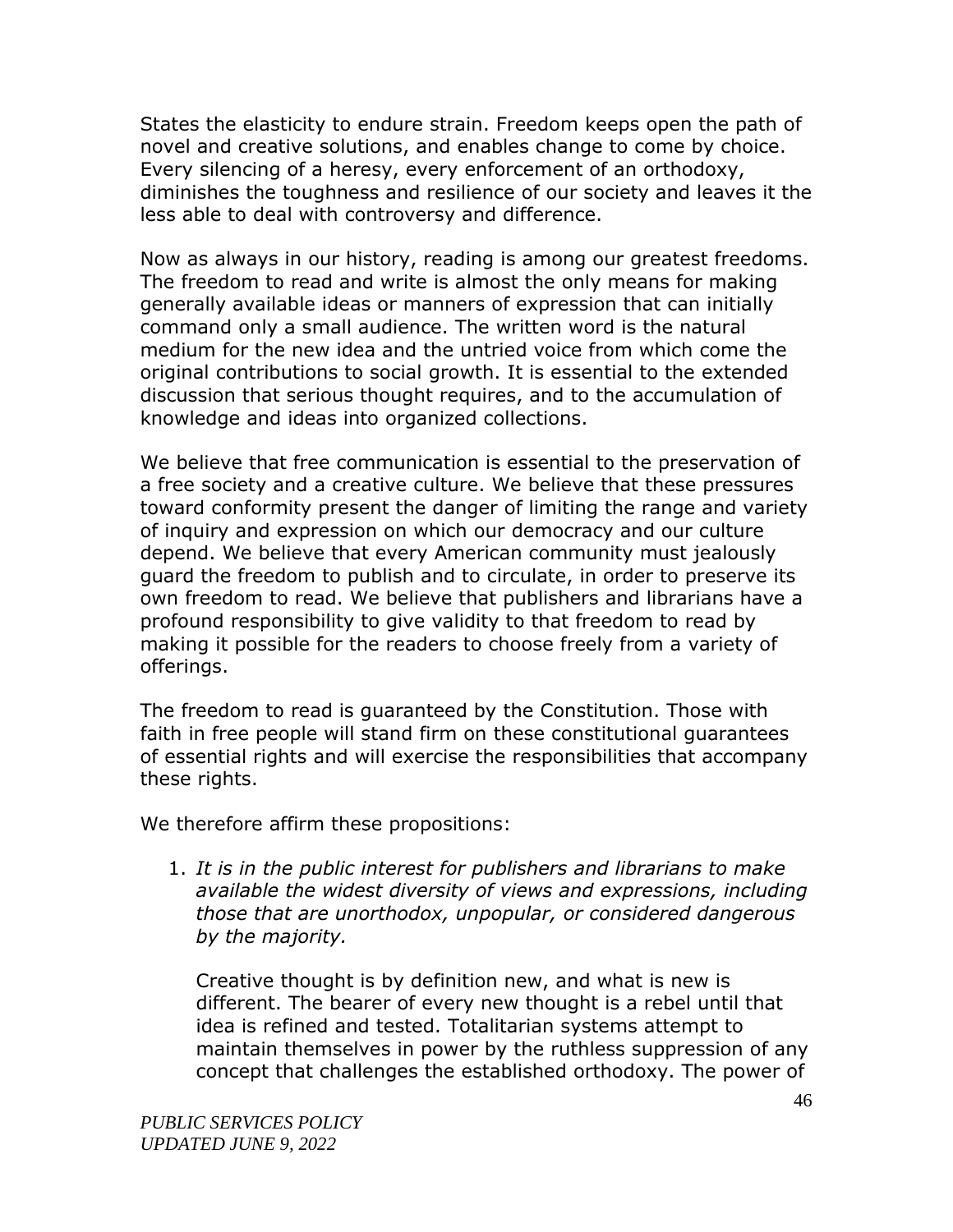States the elasticity to endure strain. Freedom keeps open the path of novel and creative solutions, and enables change to come by choice. Every silencing of a heresy, every enforcement of an orthodoxy, diminishes the toughness and resilience of our society and leaves it the less able to deal with controversy and difference.

Now as always in our history, reading is among our greatest freedoms. The freedom to read and write is almost the only means for making generally available ideas or manners of expression that can initially command only a small audience. The written word is the natural medium for the new idea and the untried voice from which come the original contributions to social growth. It is essential to the extended discussion that serious thought requires, and to the accumulation of knowledge and ideas into organized collections.

We believe that free communication is essential to the preservation of a free society and a creative culture. We believe that these pressures toward conformity present the danger of limiting the range and variety of inquiry and expression on which our democracy and our culture depend. We believe that every American community must jealously guard the freedom to publish and to circulate, in order to preserve its own freedom to read. We believe that publishers and librarians have a profound responsibility to give validity to that freedom to read by making it possible for the readers to choose freely from a variety of offerings.

The freedom to read is guaranteed by the Constitution. Those with faith in free people will stand firm on these constitutional guarantees of essential rights and will exercise the responsibilities that accompany these rights.

We therefore affirm these propositions:

1. *It is in the public interest for publishers and librarians to make available the widest diversity of views and expressions, including those that are unorthodox, unpopular, or considered dangerous by the majority.*

   Creative thought is by definition new, and what is new is different. The bearer of every new thought is a rebel until that idea is refined and tested. Totalitarian systems attempt to maintain themselves in power by the ruthless suppression of any concept that challenges the established orthodoxy. The power of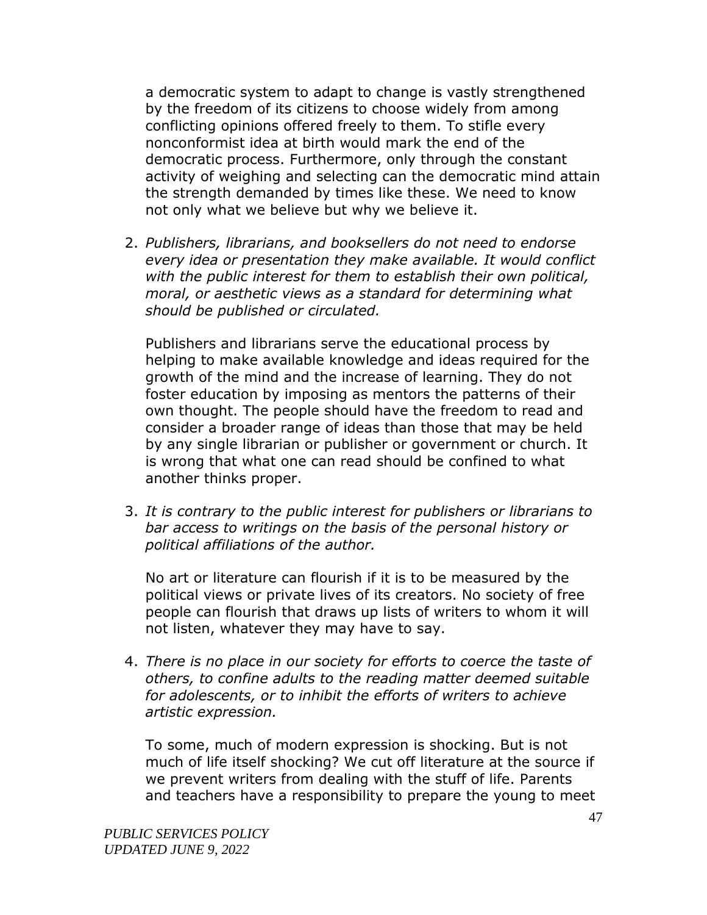a democratic system to adapt to change is vastly strengthened by the freedom of its citizens to choose widely from among conflicting opinions offered freely to them. To stifle every nonconformist idea at birth would mark the end of the democratic process. Furthermore, only through the constant activity of weighing and selecting can the democratic mind attain the strength demanded by times like these. We need to know not only what we believe but why we believe it.

2. *Publishers, librarians, and booksellers do not need to endorse every idea or presentation they make available. It would conflict with the public interest for them to establish their own political, moral, or aesthetic views as a standard for determining what should be published or circulated.*

   Publishers and librarians serve the educational process by helping to make available knowledge and ideas required for the growth of the mind and the increase of learning. They do not foster education by imposing as mentors the patterns of their own thought. The people should have the freedom to read and consider a broader range of ideas than those that may be held by any single librarian or publisher or government or church. It is wrong that what one can read should be confined to what another thinks proper.

3. *It is contrary to the public interest for publishers or librarians to bar access to writings on the basis of the personal history or political affiliations of the author.*

   No art or literature can flourish if it is to be measured by the political views or private lives of its creators. No society of free people can flourish that draws up lists of writers to whom it will not listen, whatever they may have to say.

4. *There is no place in our society for efforts to coerce the taste of others, to confine adults to the reading matter deemed suitable for adolescents, or to inhibit the efforts of writers to achieve artistic expression.*

   To some, much of modern expression is shocking. But is not much of life itself shocking? We cut off literature at the source if we prevent writers from dealing with the stuff of life. Parents and teachers have a responsibility to prepare the young to meet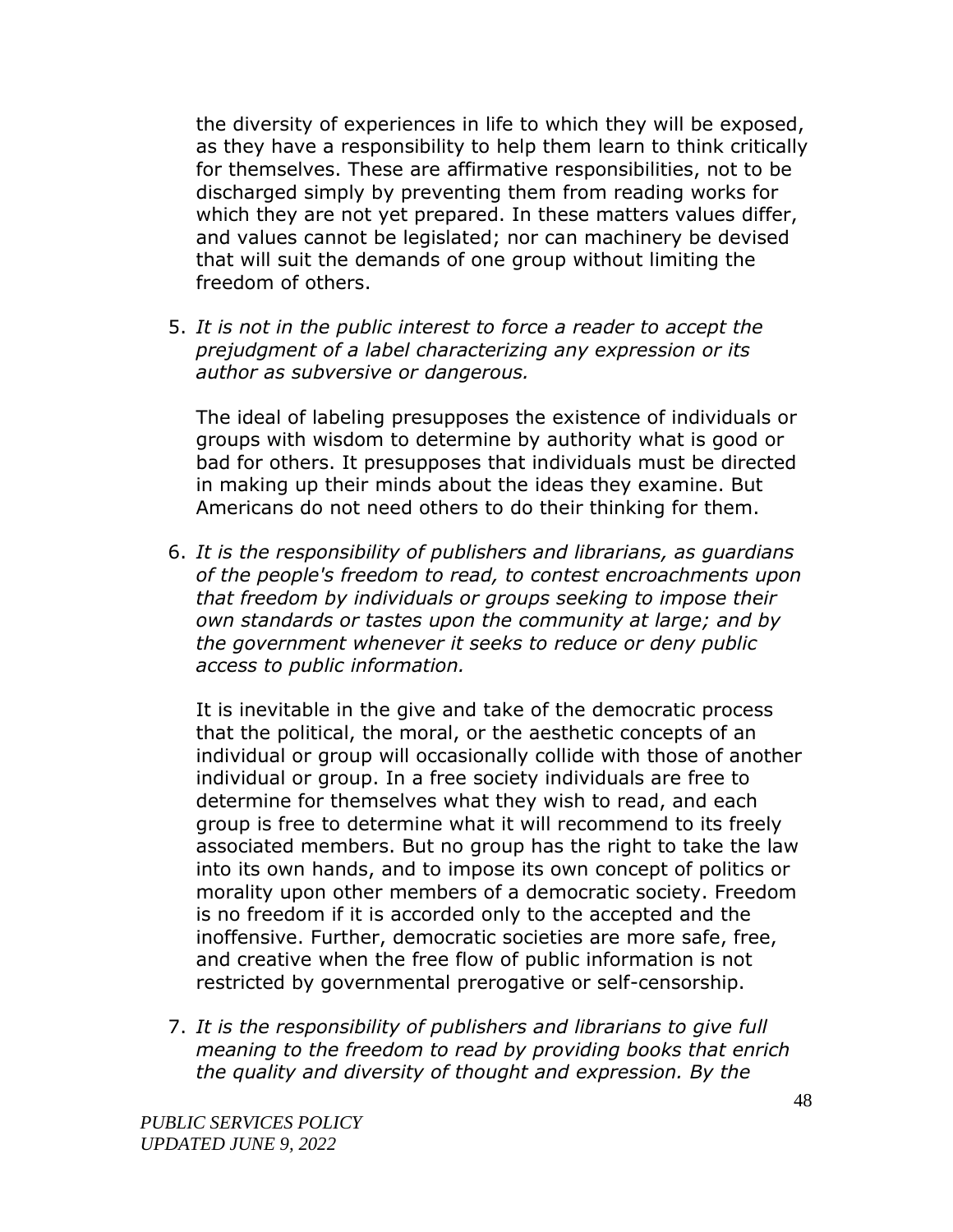the diversity of experiences in life to which they will be exposed, as they have a responsibility to help them learn to think critically for themselves. These are affirmative responsibilities, not to be discharged simply by preventing them from reading works for which they are not yet prepared. In these matters values differ, and values cannot be legislated; nor can machinery be devised that will suit the demands of one group without limiting the freedom of others.

5. *It is not in the public interest to force a reader to accept the prejudgment of a label characterizing any expression or its author as subversive or dangerous.*

   The ideal of labeling presupposes the existence of individuals or groups with wisdom to determine by authority what is good or bad for others. It presupposes that individuals must be directed in making up their minds about the ideas they examine. But Americans do not need others to do their thinking for them.

6. *It is the responsibility of publishers and librarians, as guardians of the people's freedom to read, to contest encroachments upon that freedom by individuals or groups seeking to impose their own standards or tastes upon the community at large; and by the government whenever it seeks to reduce or deny public access to public information.*

   It is inevitable in the give and take of the democratic process that the political, the moral, or the aesthetic concepts of an individual or group will occasionally collide with those of another individual or group. In a free society individuals are free to determine for themselves what they wish to read, and each group is free to determine what it will recommend to its freely associated members. But no group has the right to take the law into its own hands, and to impose its own concept of politics or morality upon other members of a democratic society. Freedom is no freedom if it is accorded only to the accepted and the inoffensive. Further, democratic societies are more safe, free, and creative when the free flow of public information is not restricted by governmental prerogative or self-censorship.

7. *It is the responsibility of publishers and librarians to give full meaning to the freedom to read by providing books that enrich the quality and diversity of thought and expression. By the*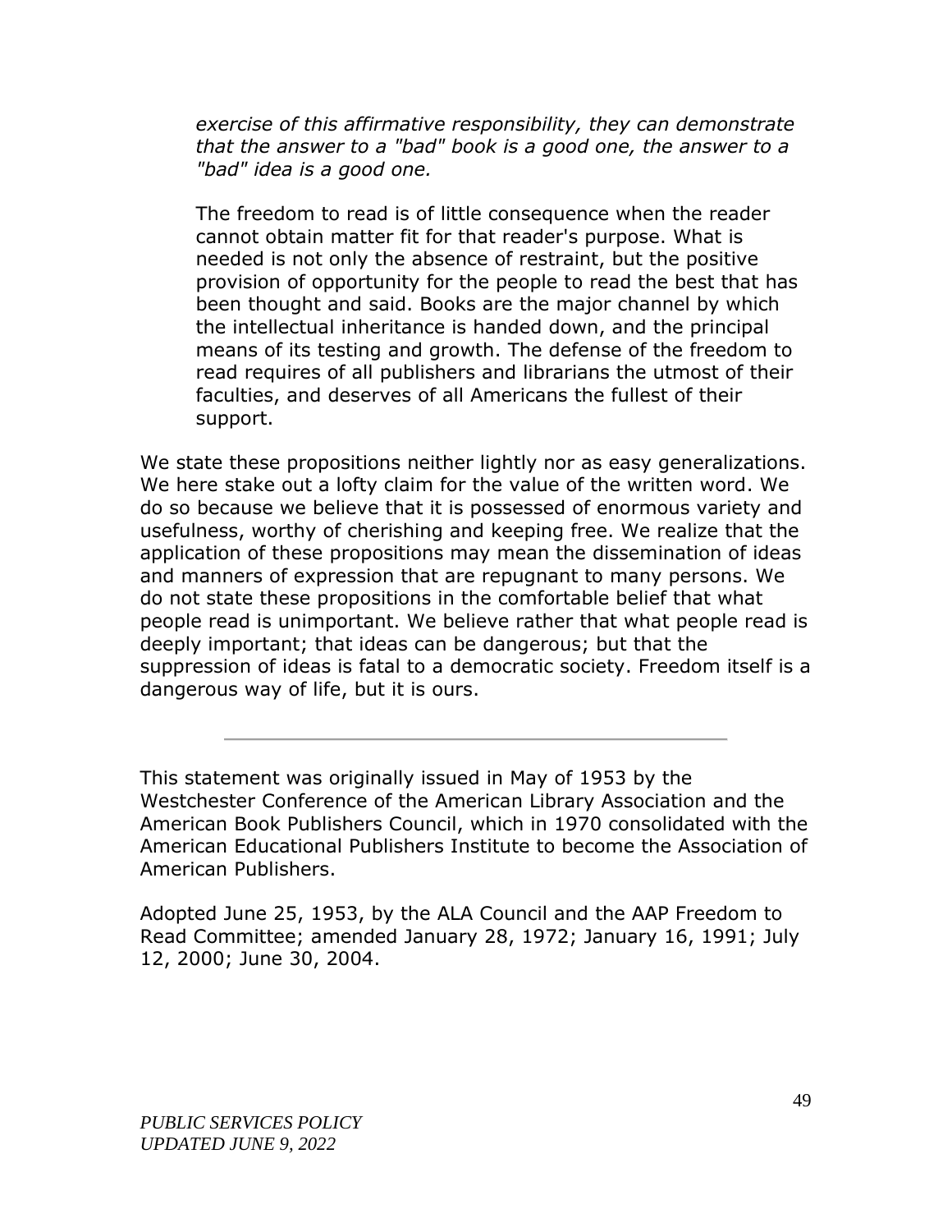*exercise of this affirmative responsibility, they can demonstrate that the answer to a "bad" book is a good one, the answer to a "bad" idea is a good one.*

The freedom to read is of little consequence when the reader cannot obtain matter fit for that reader's purpose. What is needed is not only the absence of restraint, but the positive provision of opportunity for the people to read the best that has been thought and said. Books are the major channel by which the intellectual inheritance is handed down, and the principal means of its testing and growth. The defense of the freedom to read requires of all publishers and librarians the utmost of their faculties, and deserves of all Americans the fullest of their support.

We state these propositions neither lightly nor as easy generalizations. We here stake out a lofty claim for the value of the written word. We do so because we believe that it is possessed of enormous variety and usefulness, worthy of cherishing and keeping free. We realize that the application of these propositions may mean the dissemination of ideas and manners of expression that are repugnant to many persons. We do not state these propositions in the comfortable belief that what people read is unimportant. We believe rather that what people read is deeply important; that ideas can be dangerous; but that the suppression of ideas is fatal to a democratic society. Freedom itself is a dangerous way of life, but it is ours.

---

This statement was originally issued in May of 1953 by the Westchester Conference of the American Library Association and the American Book Publishers Council, which in 1970 consolidated with the American Educational Publishers Institute to become the Association of American Publishers.

Adopted June 25, 1953, by the ALA Council and the AAP Freedom to Read Committee; amended January 28, 1972; January 16, 1991; July 12, 2000; June 30, 2004.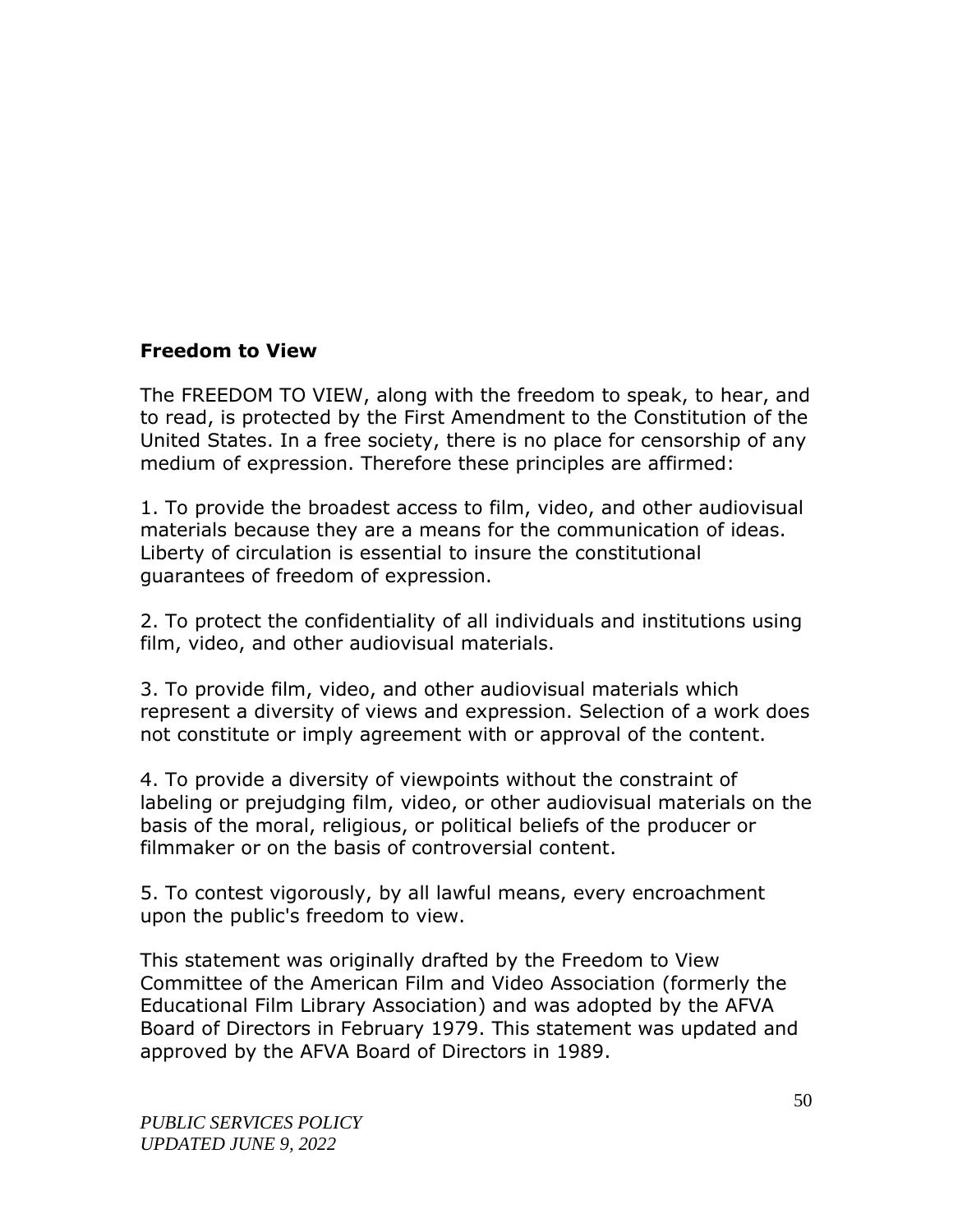## Freedom to View

The FREEDOM TO VIEW, along with the freedom to speak, to hear, and to read, is protected by the First Amendment to the Constitution of the United States. In a free society, there is no place for censorship of any medium of expression. Therefore these principles are affirmed:

1. To provide the broadest access to film, video, and other audiovisual materials because they are a means for the communication of ideas. Liberty of circulation is essential to insure the constitutional guarantees of freedom of expression.

2. To protect the confidentiality of all individuals and institutions using film, video, and other audiovisual materials.

3. To provide film, video, and other audiovisual materials which represent a diversity of views and expression. Selection of a work does not constitute or imply agreement with or approval of the content.

4. To provide a diversity of viewpoints without the constraint of labeling or prejudging film, video, or other audiovisual materials on the basis of the moral, religious, or political beliefs of the producer or filmmaker or on the basis of controversial content.

5. To contest vigorously, by all lawful means, every encroachment upon the public's freedom to view.

This statement was originally drafted by the Freedom to View Committee of the American Film and Video Association (formerly the Educational Film Library Association) and was adopted by the AFVA Board of Directors in February 1979. This statement was updated and approved by the AFVA Board of Directors in 1989.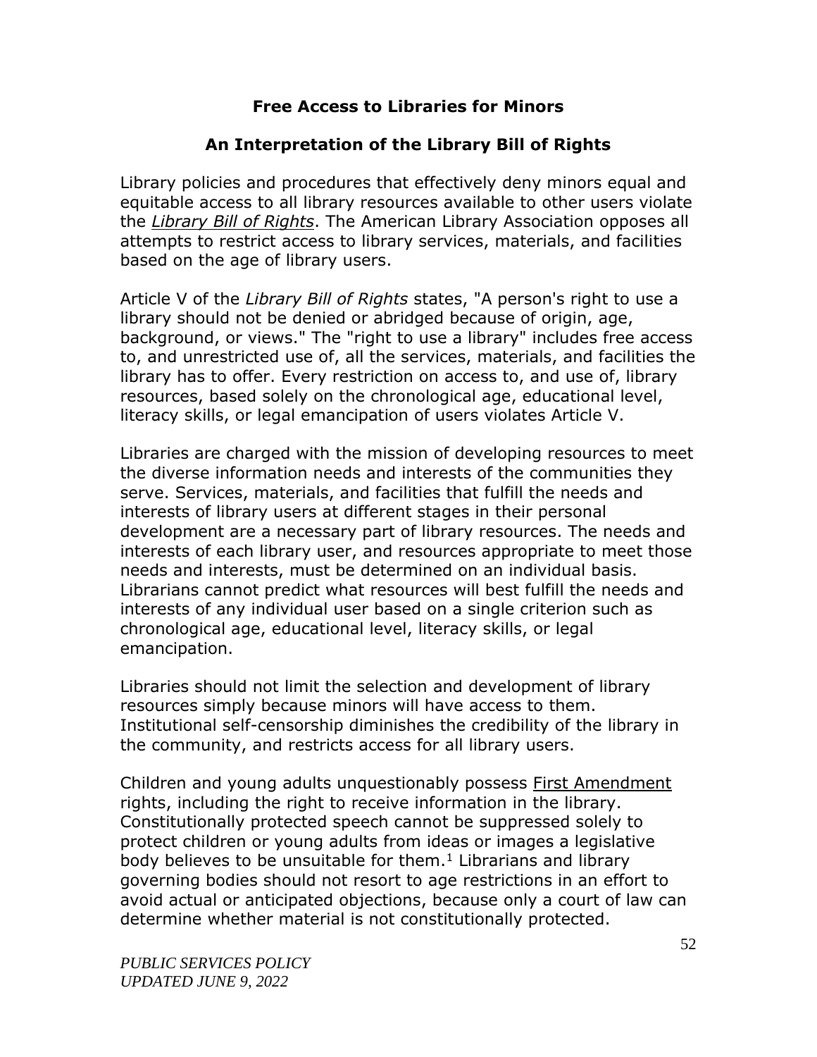## Free Access to Libraries for Minors

### An Interpretation of the Library Bill of Rights

Library policies and procedures that effectively deny minors equal and equitable access to all library resources available to other users violate the *Library Bill of Rights*. The American Library Association opposes all attempts to restrict access to library services, materials, and facilities based on the age of library users.

Article V of the *Library Bill of Rights* states, "A person's right to use a library should not be denied or abridged because of origin, age, background, or views." The "right to use a library" includes free access to, and unrestricted use of, all the services, materials, and facilities the library has to offer. Every restriction on access to, and use of, library resources, based solely on the chronological age, educational level, literacy skills, or legal emancipation of users violates Article V.

Libraries are charged with the mission of developing resources to meet the diverse information needs and interests of the communities they serve. Services, materials, and facilities that fulfill the needs and interests of library users at different stages in their personal development are a necessary part of library resources. The needs and interests of each library user, and resources appropriate to meet those needs and interests, must be determined on an individual basis. Librarians cannot predict what resources will best fulfill the needs and interests of any individual user based on a single criterion such as chronological age, educational level, literacy skills, or legal emancipation.

Libraries should not limit the selection and development of library resources simply because minors will have access to them. Institutional self-censorship diminishes the credibility of the library in the community, and restricts access for all library users.

Children and young adults unquestionably possess First Amendment rights, including the right to receive information in the library. Constitutionally protected speech cannot be suppressed solely to protect children or young adults from ideas or images a legislative body believes to be unsuitable for them.[1] Librarians and library governing bodies should not resort to age restrictions in an effort to avoid actual or anticipated objections, because only a court of law can determine whether material is not constitutionally protected.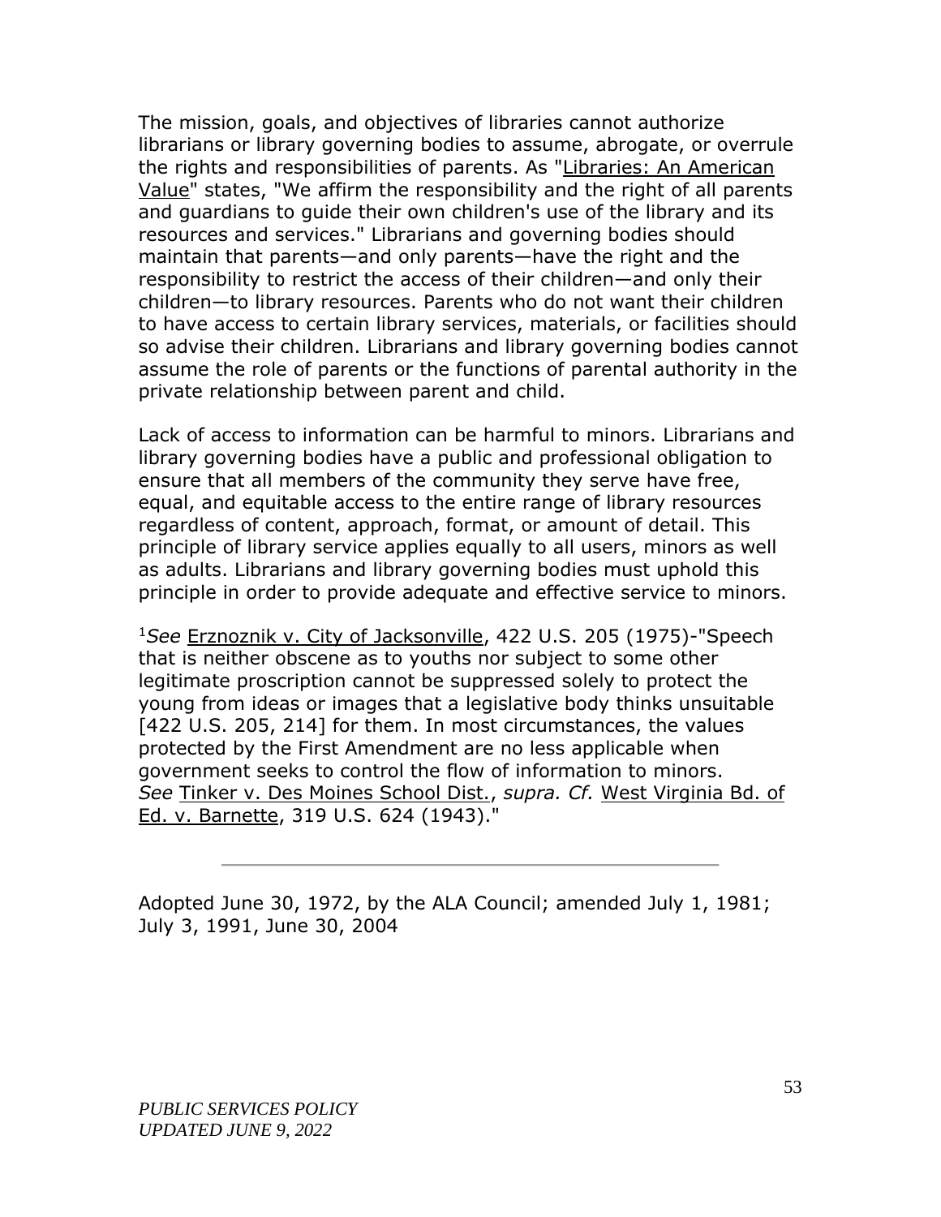The mission, goals, and objectives of libraries cannot authorize librarians or library governing bodies to assume, abrogate, or overrule the rights and responsibilities of parents. As "Libraries: An American Value" states, "We affirm the responsibility and the right of all parents and guardians to guide their own children's use of the library and its resources and services." Librarians and governing bodies should maintain that parents—and only parents—have the right and the responsibility to restrict the access of their children—and only their children—to library resources. Parents who do not want their children to have access to certain library services, materials, or facilities should so advise their children. Librarians and library governing bodies cannot assume the role of parents or the functions of parental authority in the private relationship between parent and child.

Lack of access to information can be harmful to minors. Librarians and library governing bodies have a public and professional obligation to ensure that all members of the community they serve have free, equal, and equitable access to the entire range of library resources regardless of content, approach, format, or amount of detail. This principle of library service applies equally to all users, minors as well as adults. Librarians and library governing bodies must uphold this principle in order to provide adequate and effective service to minors.

[1]*See* Erznoznik v. City of Jacksonville, 422 U.S. 205 (1975)-"Speech that is neither obscene as to youths nor subject to some other legitimate proscription cannot be suppressed solely to protect the young from ideas or images that a legislative body thinks unsuitable [422 U.S. 205, 214] for them. In most circumstances, the values protected by the First Amendment are no less applicable when government seeks to control the flow of information to minors. *See* Tinker v. Des Moines School Dist., *supra. Cf.* West Virginia Bd. of Ed. v. Barnette, 319 U.S. 624 (1943)."

---

Adopted June 30, 1972, by the ALA Council; amended July 1, 1981; July 3, 1991, June 30, 2004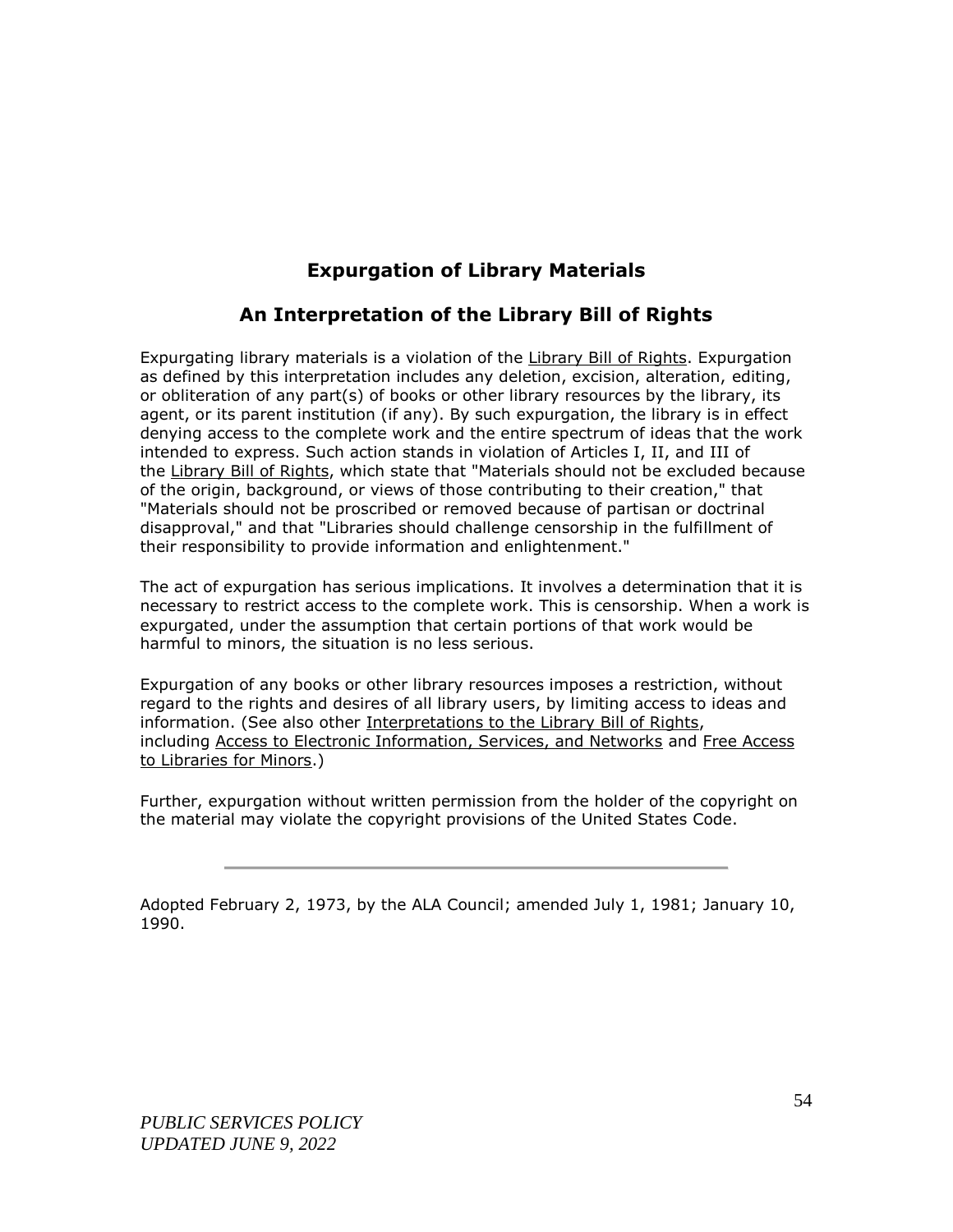## Expurgation of Library Materials

## An Interpretation of the Library Bill of Rights

Expurgating library materials is a violation of the Library Bill of Rights. Expurgation as defined by this interpretation includes any deletion, excision, alteration, editing, or obliteration of any part(s) of books or other library resources by the library, its agent, or its parent institution (if any). By such expurgation, the library is in effect denying access to the complete work and the entire spectrum of ideas that the work intended to express. Such action stands in violation of Articles I, II, and III of the Library Bill of Rights, which state that "Materials should not be excluded because of the origin, background, or views of those contributing to their creation," that "Materials should not be proscribed or removed because of partisan or doctrinal disapproval," and that "Libraries should challenge censorship in the fulfillment of their responsibility to provide information and enlightenment."

The act of expurgation has serious implications. It involves a determination that it is necessary to restrict access to the complete work. This is censorship. When a work is expurgated, under the assumption that certain portions of that work would be harmful to minors, the situation is no less serious.

Expurgation of any books or other library resources imposes a restriction, without regard to the rights and desires of all library users, by limiting access to ideas and information. (See also other Interpretations to the Library Bill of Rights, including Access to Electronic Information, Services, and Networks and Free Access to Libraries for Minors.)

Further, expurgation without written permission from the holder of the copyright on the material may violate the copyright provisions of the United States Code.

---

Adopted February 2, 1973, by the ALA Council; amended July 1, 1981; January 10, 1990.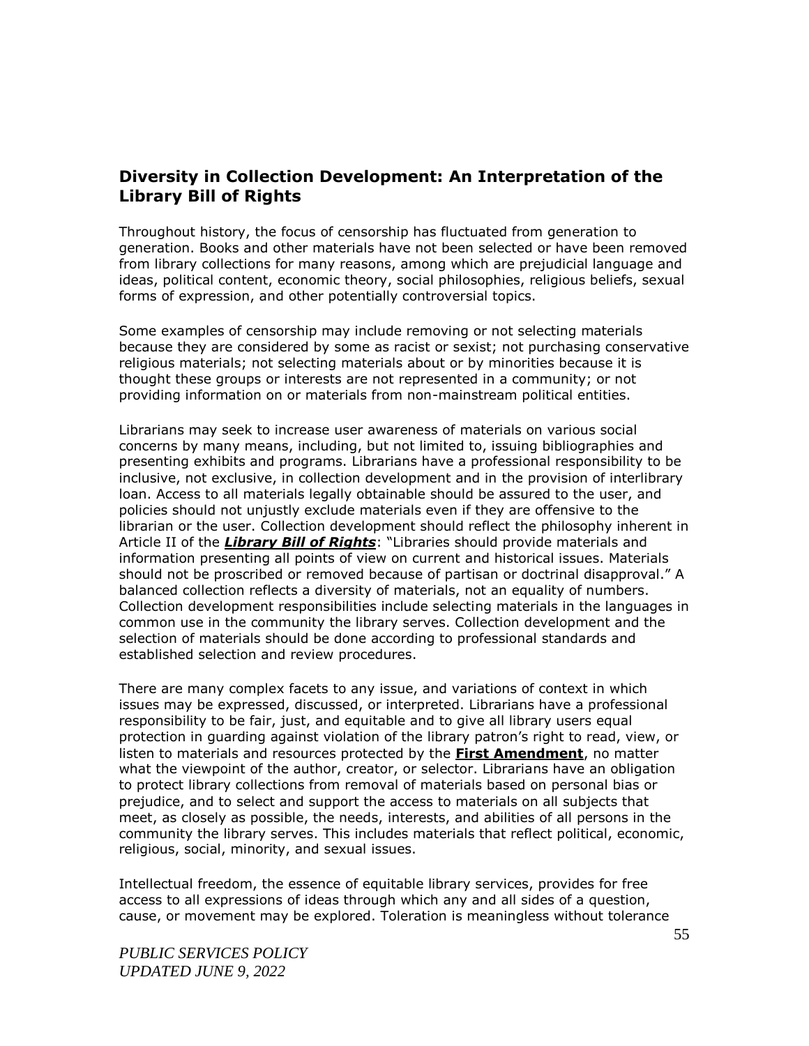## Diversity in Collection Development: An Interpretation of the Library Bill of Rights

Throughout history, the focus of censorship has fluctuated from generation to generation. Books and other materials have not been selected or have been removed from library collections for many reasons, among which are prejudicial language and ideas, political content, economic theory, social philosophies, religious beliefs, sexual forms of expression, and other potentially controversial topics.

Some examples of censorship may include removing or not selecting materials because they are considered by some as racist or sexist; not purchasing conservative religious materials; not selecting materials about or by minorities because it is thought these groups or interests are not represented in a community; or not providing information on or materials from non-mainstream political entities.

Librarians may seek to increase user awareness of materials on various social concerns by many means, including, but not limited to, issuing bibliographies and presenting exhibits and programs. Librarians have a professional responsibility to be inclusive, not exclusive, in collection development and in the provision of interlibrary loan. Access to all materials legally obtainable should be assured to the user, and policies should not unjustly exclude materials even if they are offensive to the librarian or the user. Collection development should reflect the philosophy inherent in Article II of the ***Library Bill of Rights***: "Libraries should provide materials and information presenting all points of view on current and historical issues. Materials should not be proscribed or removed because of partisan or doctrinal disapproval." A balanced collection reflects a diversity of materials, not an equality of numbers. Collection development responsibilities include selecting materials in the languages in common use in the community the library serves. Collection development and the selection of materials should be done according to professional standards and established selection and review procedures.

There are many complex facets to any issue, and variations of context in which issues may be expressed, discussed, or interpreted. Librarians have a professional responsibility to be fair, just, and equitable and to give all library users equal protection in guarding against violation of the library patron's right to read, view, or listen to materials and resources protected by the **First Amendment**, no matter what the viewpoint of the author, creator, or selector. Librarians have an obligation to protect library collections from removal of materials based on personal bias or prejudice, and to select and support the access to materials on all subjects that meet, as closely as possible, the needs, interests, and abilities of all persons in the community the library serves. This includes materials that reflect political, economic, religious, social, minority, and sexual issues.

Intellectual freedom, the essence of equitable library services, provides for free access to all expressions of ideas through which any and all sides of a question, cause, or movement may be explored. Toleration is meaningless without tolerance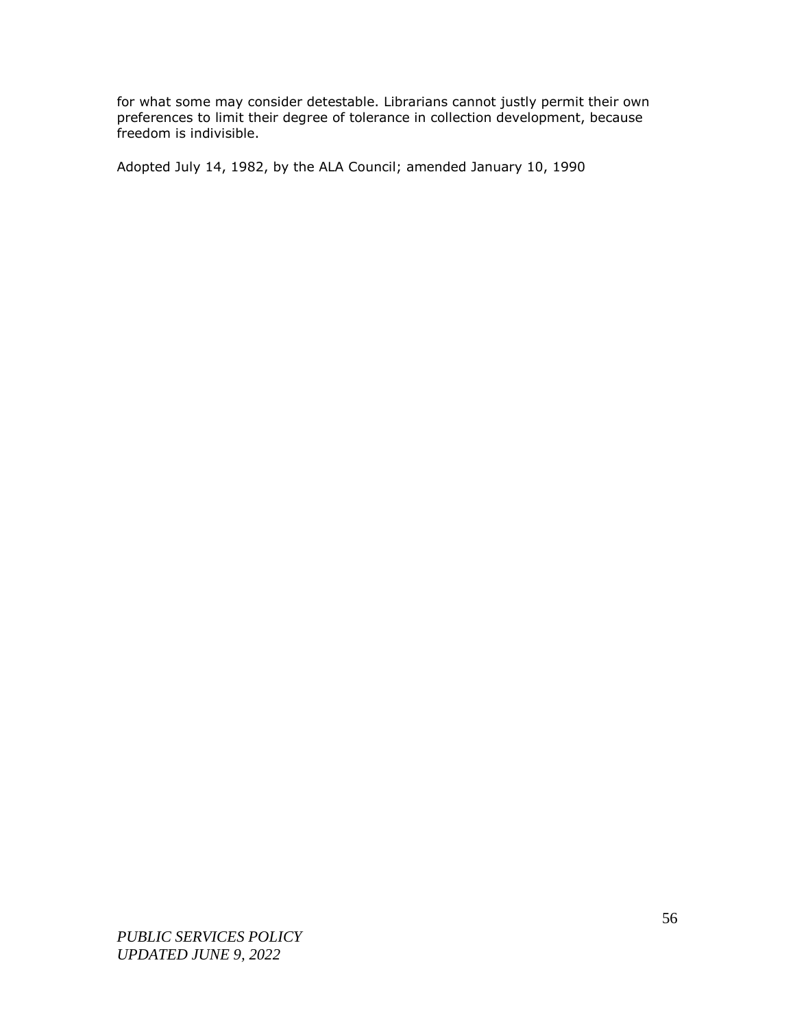for what some may consider detestable. Librarians cannot justly permit their own preferences to limit their degree of tolerance in collection development, because freedom is indivisible.

Adopted July 14, 1982, by the ALA Council; amended January 10, 1990